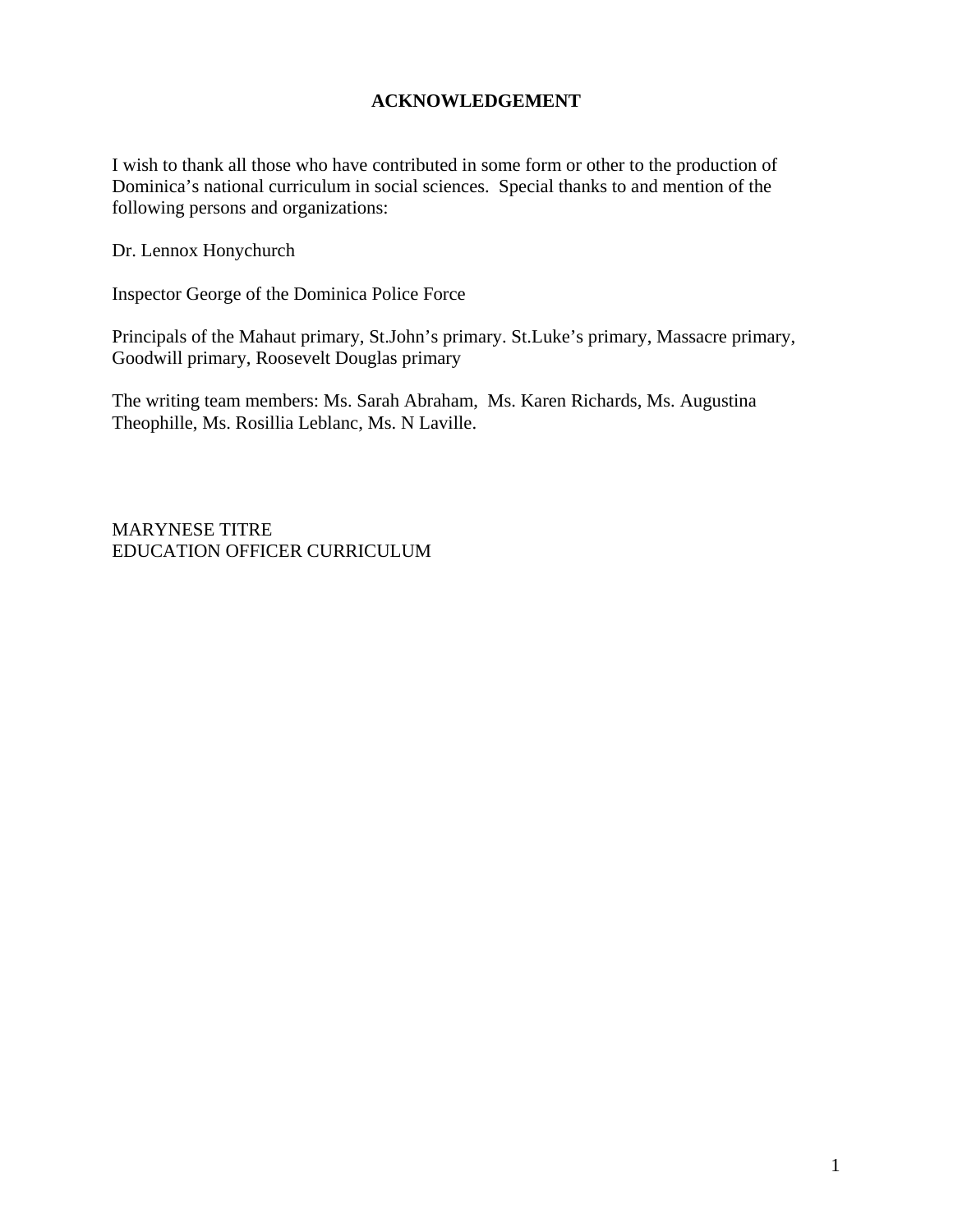# ACKNOWLEDGEMENT

I wish to thank all those who have contributed in some form or other to the production of Dominica's national curriculum in social sciences. Special thanks to and mention of the following persons and organizations:

Dr. Lennox Honychurch

Inspector George of the Dominica Police Force

Principals of the Mahaut primary, St.John's primary. St.Luke's primary, Massacre primary, Goodwill primary, Roosevelt Douglas primary

The writing team members: Ms. Sarah Abraham, Ms. Karen Richards, Ms. Augustina Theophille, Ms. Rosillia Leblanc, Ms. N Laville.

MARYNESE TITRE
EDUCATION OFFICER CURRICULUM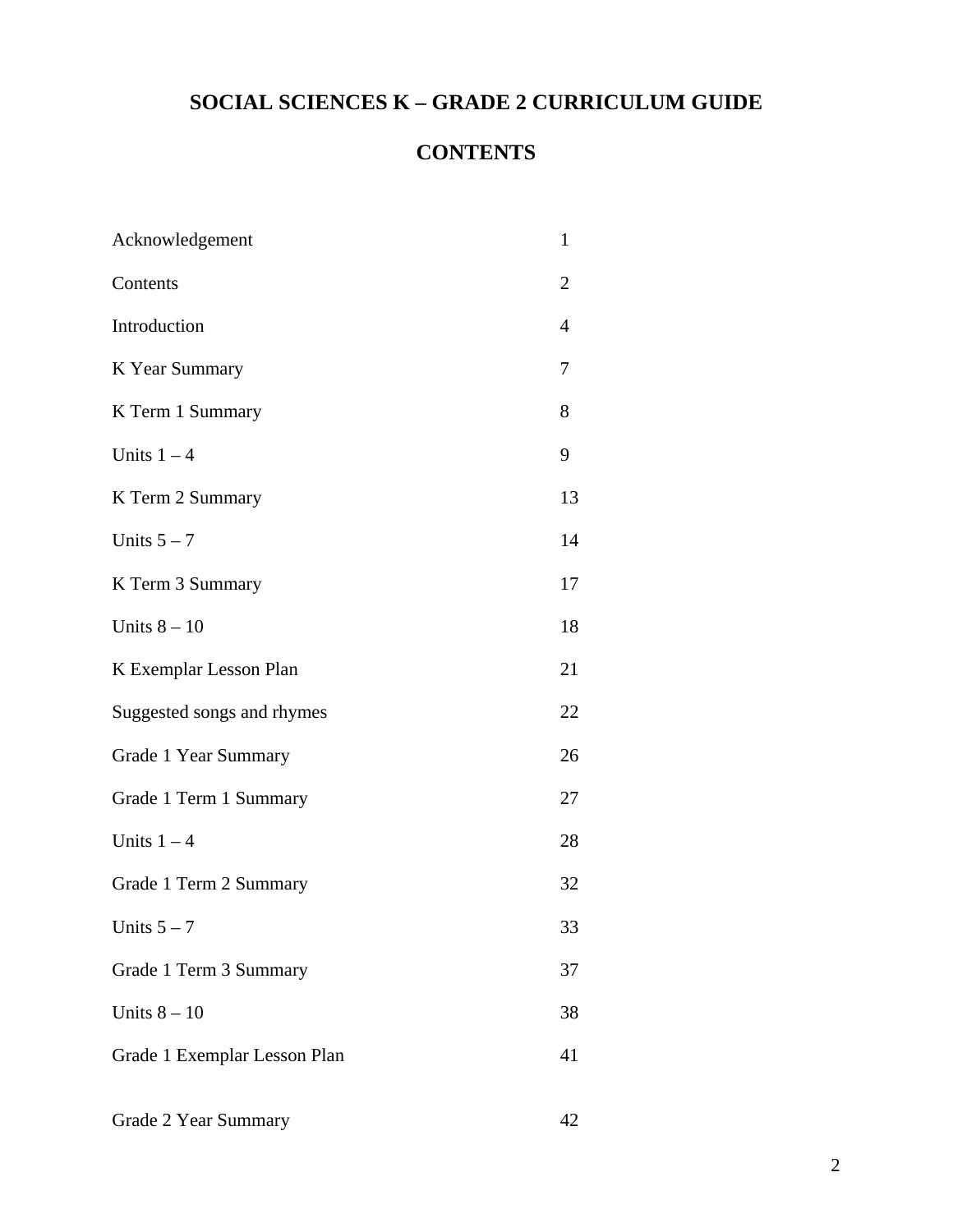# SOCIAL SCIENCES K – GRADE 2 CURRICULUM GUIDE

## CONTENTS

| | |
|---|---|
| Acknowledgement | 1 |
| Contents | 2 |
| Introduction | 4 |
| K Year Summary | 7 |
| K Term 1 Summary | 8 |
| Units 1 – 4 | 9 |
| K Term 2 Summary | 13 |
| Units 5 – 7 | 14 |
| K Term 3 Summary | 17 |
| Units 8 – 10 | 18 |
| K Exemplar Lesson Plan | 21 |
| Suggested songs and rhymes | 22 |
| Grade 1 Year Summary | 26 |
| Grade 1 Term 1 Summary | 27 |
| Units 1 – 4 | 28 |
| Grade 1 Term 2 Summary | 32 |
| Units 5 – 7 | 33 |
| Grade 1 Term 3 Summary | 37 |
| Units 8 – 10 | 38 |
| Grade 1 Exemplar Lesson Plan | 41 |
| Grade 2 Year Summary | 42 |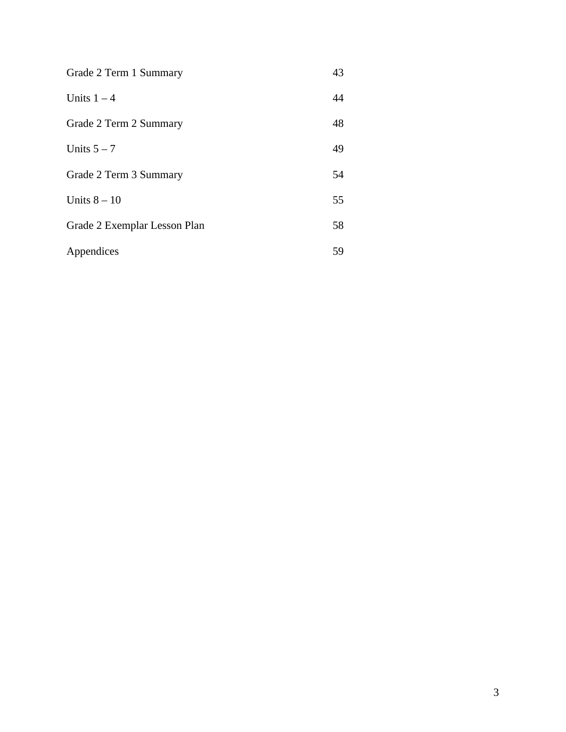| | |
|---|---|
| Grade 2 Term 1 Summary | 43 |
| Units 1 – 4 | 44 |
| Grade 2 Term 2 Summary | 48 |
| Units 5 – 7 | 49 |
| Grade 2 Term 3 Summary | 54 |
| Units 8 – 10 | 55 |
| Grade 2 Exemplar Lesson Plan | 58 |
| Appendices | 59 |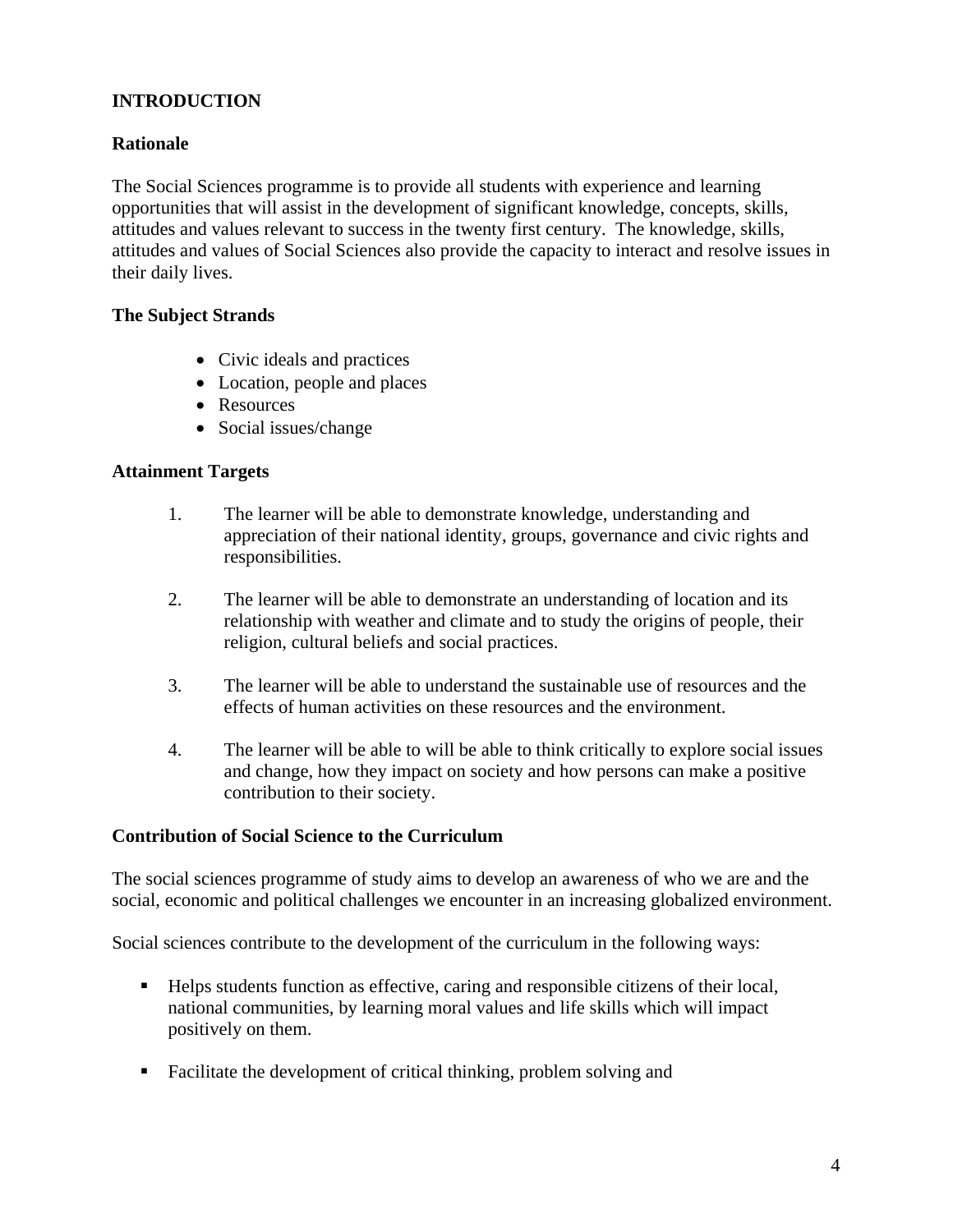## INTRODUCTION

### Rationale

The Social Sciences programme is to provide all students with experience and learning opportunities that will assist in the development of significant knowledge, concepts, skills, attitudes and values relevant to success in the twenty first century. The knowledge, skills, attitudes and values of Social Sciences also provide the capacity to interact and resolve issues in their daily lives.

### The Subject Strands

- Civic ideals and practices
- Location, people and places
- Resources
- Social issues/change

### Attainment Targets

1. The learner will be able to demonstrate knowledge, understanding and appreciation of their national identity, groups, governance and civic rights and responsibilities.

2. The learner will be able to demonstrate an understanding of location and its relationship with weather and climate and to study the origins of people, their religion, cultural beliefs and social practices.

3. The learner will be able to understand the sustainable use of resources and the effects of human activities on these resources and the environment.

4. The learner will be able to will be able to think critically to explore social issues and change, how they impact on society and how persons can make a positive contribution to their society.

### Contribution of Social Science to the Curriculum

The social sciences programme of study aims to develop an awareness of who we are and the social, economic and political challenges we encounter in an increasing globalized environment.

Social sciences contribute to the development of the curriculum in the following ways:

- Helps students function as effective, caring and responsible citizens of their local, national communities, by learning moral values and life skills which will impact positively on them.

- Facilitate the development of critical thinking, problem solving and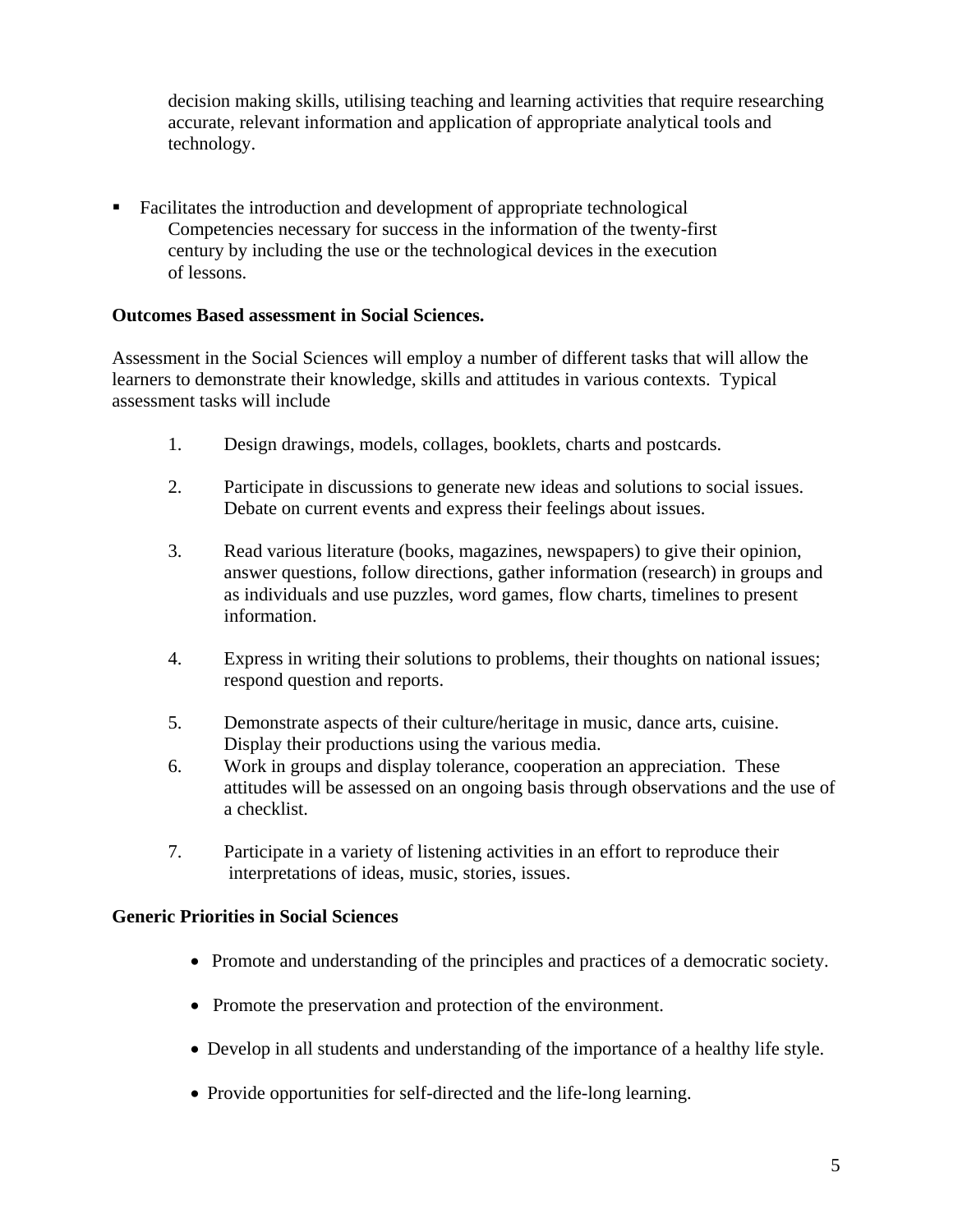decision making skills, utilising teaching and learning activities that require researching accurate, relevant information and application of appropriate analytical tools and technology.

- Facilitates the introduction and development of appropriate technological Competencies necessary for success in the information of the twenty-first century by including the use or the technological devices in the execution of lessons.

**Outcomes Based assessment in Social Sciences.**

Assessment in the Social Sciences will employ a number of different tasks that will allow the learners to demonstrate their knowledge, skills and attitudes in various contexts. Typical assessment tasks will include

1. Design drawings, models, collages, booklets, charts and postcards.

2. Participate in discussions to generate new ideas and solutions to social issues. Debate on current events and express their feelings about issues.

3. Read various literature (books, magazines, newspapers) to give their opinion, answer questions, follow directions, gather information (research) in groups and as individuals and use puzzles, word games, flow charts, timelines to present information.

4. Express in writing their solutions to problems, their thoughts on national issues; respond question and reports.

5. Demonstrate aspects of their culture/heritage in music, dance arts, cuisine. Display their productions using the various media.
6. Work in groups and display tolerance, cooperation an appreciation. These attitudes will be assessed on an ongoing basis through observations and the use of a checklist.

7. Participate in a variety of listening activities in an effort to reproduce their interpretations of ideas, music, stories, issues.

**Generic Priorities in Social Sciences**

- Promote and understanding of the principles and practices of a democratic society.

- Promote the preservation and protection of the environment.

- Develop in all students and understanding of the importance of a healthy life style.

- Provide opportunities for self-directed and the life-long learning.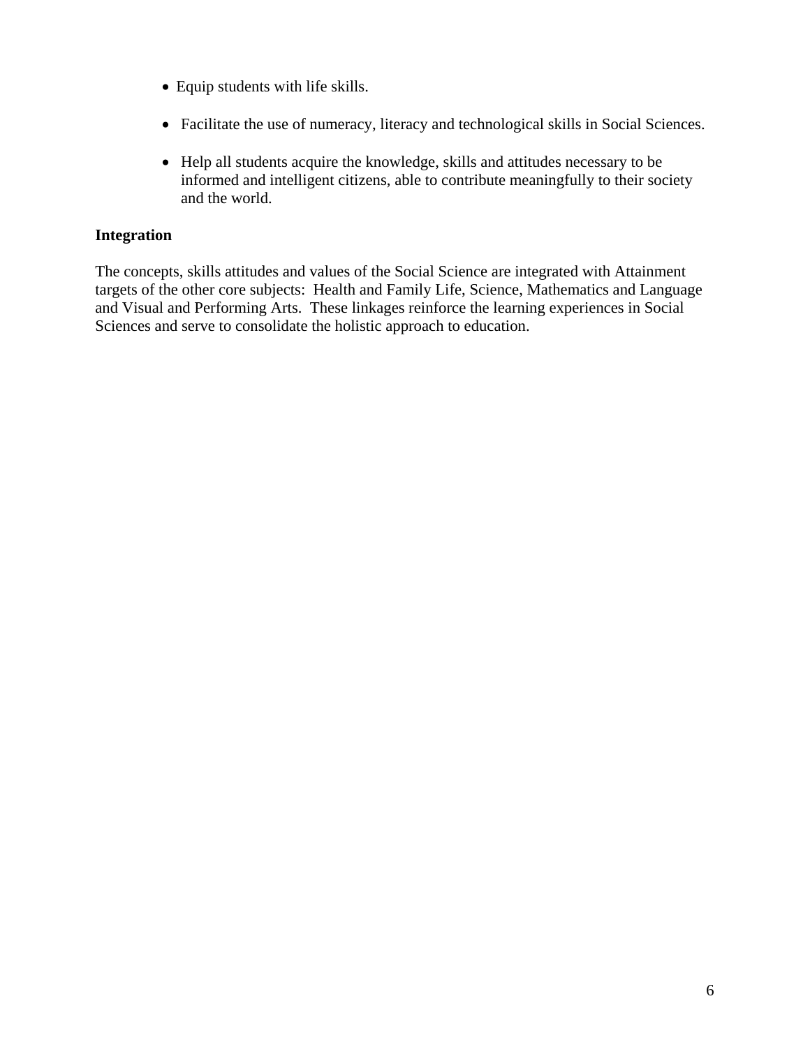- Equip students with life skills.

- Facilitate the use of numeracy, literacy and technological skills in Social Sciences.

- Help all students acquire the knowledge, skills and attitudes necessary to be informed and intelligent citizens, able to contribute meaningfully to their society and the world.

**Integration**

The concepts, skills attitudes and values of the Social Science are integrated with Attainment targets of the other core subjects: Health and Family Life, Science, Mathematics and Language and Visual and Performing Arts. These linkages reinforce the learning experiences in Social Sciences and serve to consolidate the holistic approach to education.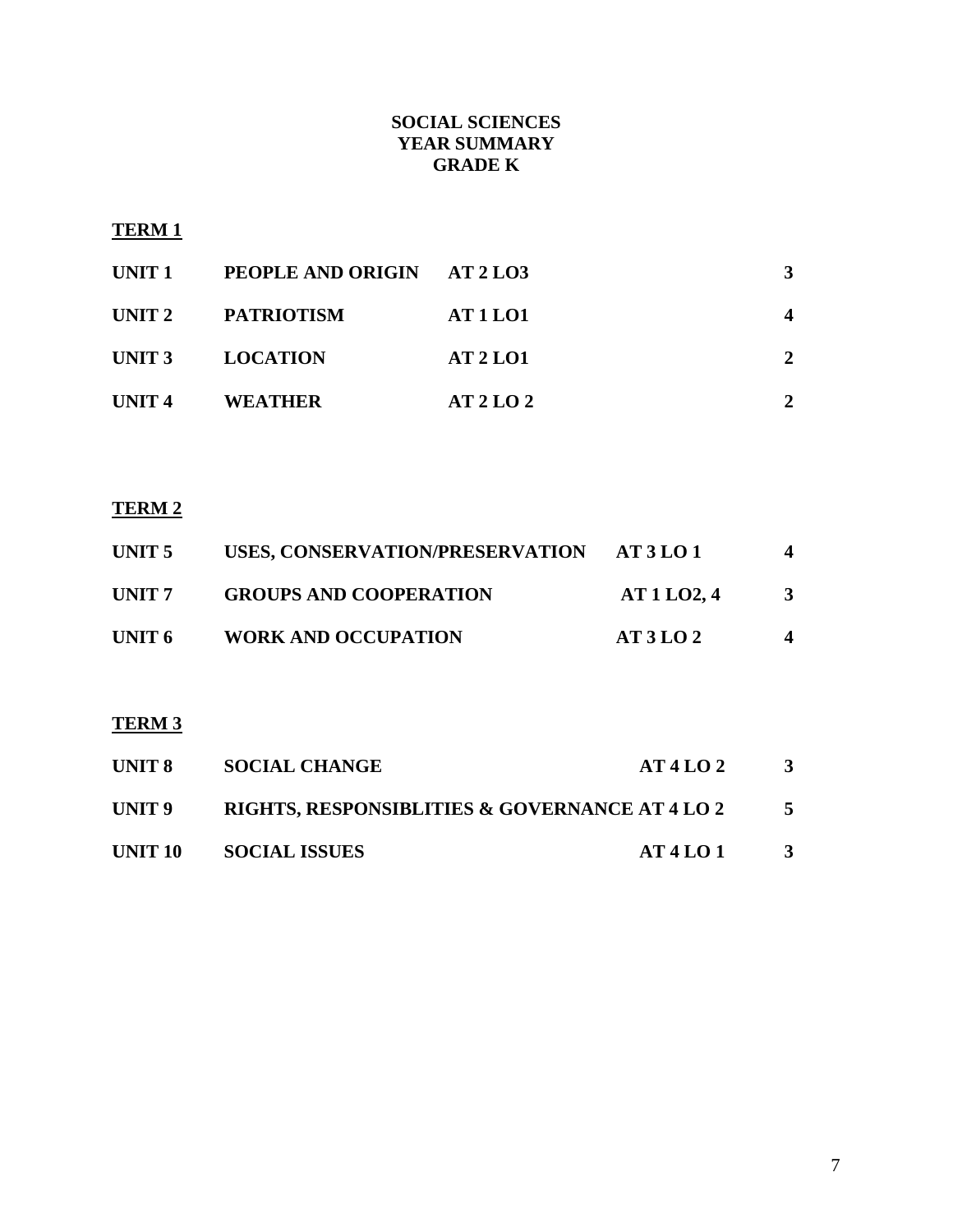# SOCIAL SCIENCES
# YEAR SUMMARY
# GRADE K

**TERM 1**

| | | | |
|---|---|---|---|
| **UNIT 1** | **PEOPLE AND ORIGIN** | **AT 2 LO3** | **3** |
| **UNIT 2** | **PATRIOTISM** | **AT 1 LO1** | **4** |
| **UNIT 3** | **LOCATION** | **AT 2 LO1** | **2** |
| **UNIT 4** | **WEATHER** | **AT 2 LO 2** | **2** |

**TERM 2**

| | | | |
|---|---|---|---|
| **UNIT 5** | **USES, CONSERVATION/PRESERVATION** | **AT 3 LO 1** | **4** |
| **UNIT 7** | **GROUPS AND COOPERATION** | **AT 1 LO2, 4** | **3** |
| **UNIT 6** | **WORK AND OCCUPATION** | **AT 3 LO 2** | **4** |

**TERM 3**

| | | | |
|---|---|---|---|
| **UNIT 8** | **SOCIAL CHANGE** | **AT 4 LO 2** | **3** |
| **UNIT 9** | **RIGHTS, RESPONSIBLITIES & GOVERNANCE** | **AT 4 LO 2** | **5** |
| **UNIT 10** | **SOCIAL ISSUES** | **AT 4 LO 1** | **3** |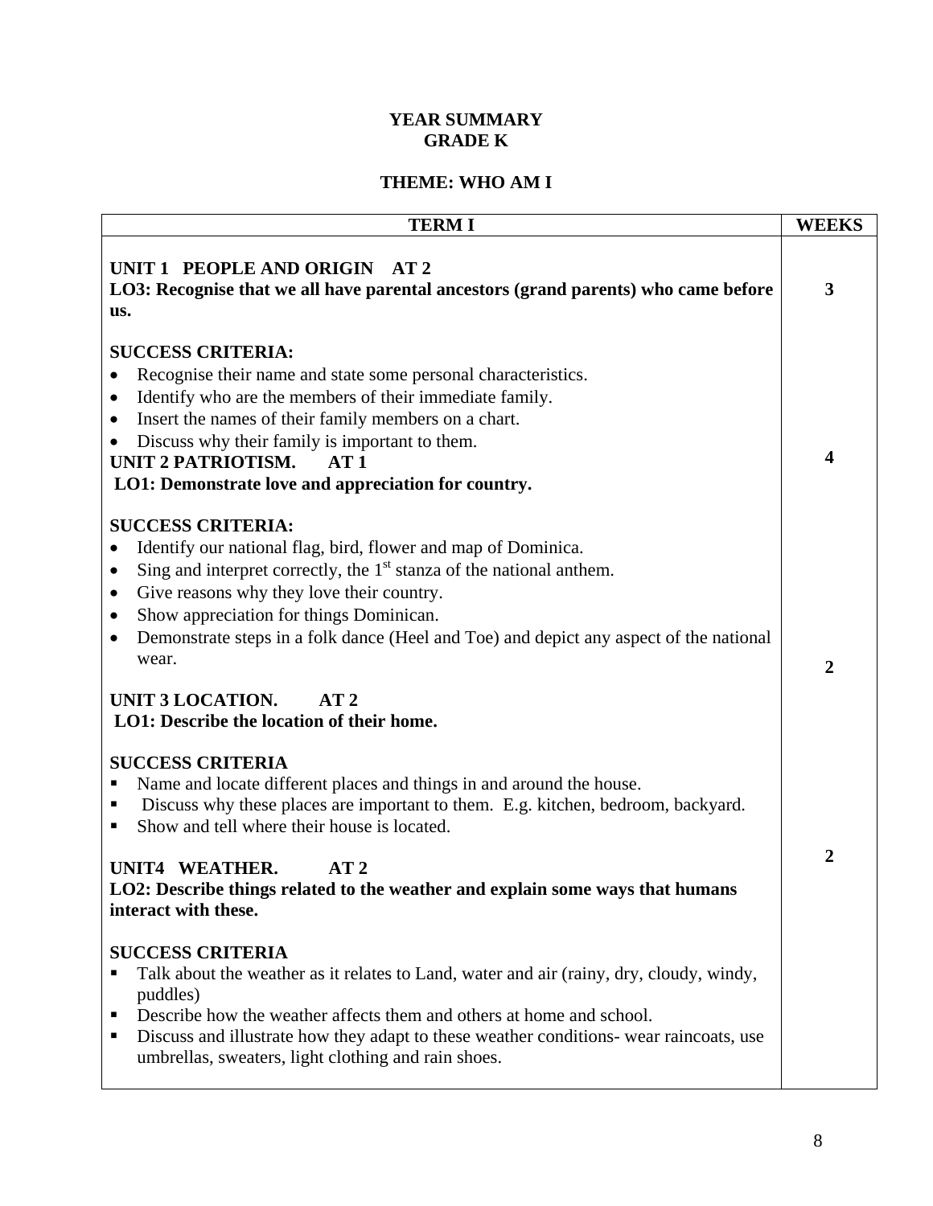**YEAR SUMMARY**
**GRADE K**

**THEME: WHO AM I**

| TERM I | WEEKS |
|---|---|
| **UNIT 1 PEOPLE AND ORIGIN AT 2**<br>**LO3: Recognise that we all have parental ancestors (grand parents) who came before us.**<br><br>**SUCCESS CRITERIA:**<br>• Recognise their name and state some personal characteristics.<br>• Identify who are the members of their immediate family.<br>• Insert the names of their family members on a chart.<br>• Discuss why their family is important to them. | 3 |
| **UNIT 2 PATRIOTISM. AT 1**<br>**LO1: Demonstrate love and appreciation for country.**<br><br>**SUCCESS CRITERIA:**<br>• Identify our national flag, bird, flower and map of Dominica.<br>• Sing and interpret correctly, the 1st stanza of the national anthem.<br>• Give reasons why they love their country.<br>• Show appreciation for things Dominican.<br>• Demonstrate steps in a folk dance (Heel and Toe) and depict any aspect of the national wear. | 4 |
| **UNIT 3 LOCATION. AT 2**<br>**LO1: Describe the location of their home.**<br><br>**SUCCESS CRITERIA**<br>▪ Name and locate different places and things in and around the house.<br>▪ Discuss why these places are important to them. E.g. kitchen, bedroom, backyard.<br>▪ Show and tell where their house is located. | 2 |
| **UNIT4 WEATHER. AT 2**<br>**LO2: Describe things related to the weather and explain some ways that humans interact with these.**<br><br>**SUCCESS CRITERIA**<br>▪ Talk about the weather as it relates to Land, water and air (rainy, dry, cloudy, windy, puddles)<br>▪ Describe how the weather affects them and others at home and school.<br>▪ Discuss and illustrate how they adapt to these weather conditions- wear raincoats, use umbrellas, sweaters, light clothing and rain shoes. | 2 |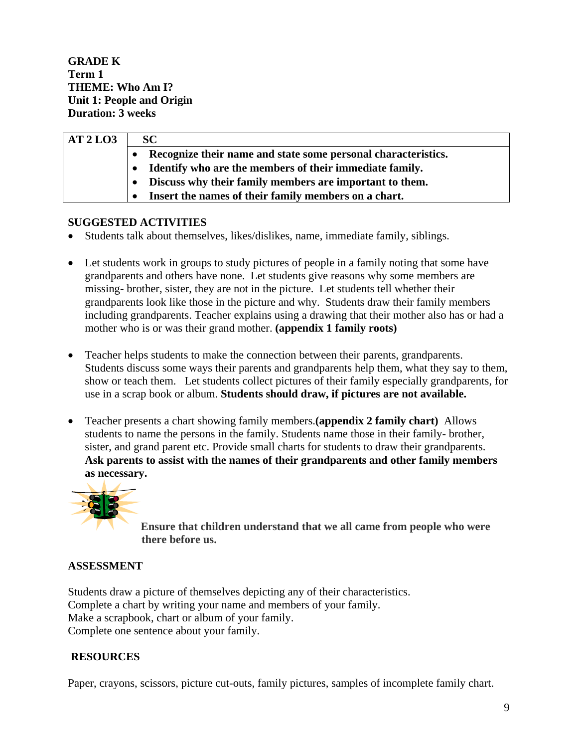**GRADE K**
**Term 1**
**THEME: Who Am I?**
**Unit 1: People and Origin**
**Duration: 3 weeks**

| AT 2 LO3 | SC |
|---|---|
| | • **Recognize their name and state some personal characteristics.**<br>• **Identify who are the members of their immediate family.**<br>• **Discuss why their family members are important to them.**<br>• **Insert the names of their family members on a chart.** |

**SUGGESTED ACTIVITIES**

- Students talk about themselves, likes/dislikes, name, immediate family, siblings.

- Let students work in groups to study pictures of people in a family noting that some have grandparents and others have none. Let students give reasons why some members are missing- brother, sister, they are not in the picture. Let students tell whether their grandparents look like those in the picture and why. Students draw their family members including grandparents. Teacher explains using a drawing that their mother also has or had a mother who is or was their grand mother. **(appendix 1 family roots)**

- Teacher helps students to make the connection between their parents, grandparents. Students discuss some ways their parents and grandparents help them, what they say to them, show or teach them. Let students collect pictures of their family especially grandparents, for use in a scrap book or album. **Students should draw, if pictures are not available.**

- Teacher presents a chart showing family members.**(appendix 2 family chart)** Allows students to name the persons in the family. Students name those in their family- brother, sister, and grand parent etc. Provide small charts for students to draw their grandparents. **Ask parents to assist with the names of their grandparents and other family members as necessary.**

**Ensure that children understand that we all came from people who were there before us.**

**ASSESSMENT**

Students draw a picture of themselves depicting any of their characteristics.
Complete a chart by writing your name and members of your family.
Make a scrapbook, chart or album of your family.
Complete one sentence about your family.

**RESOURCES**

Paper, crayons, scissors, picture cut-outs, family pictures, samples of incomplete family chart.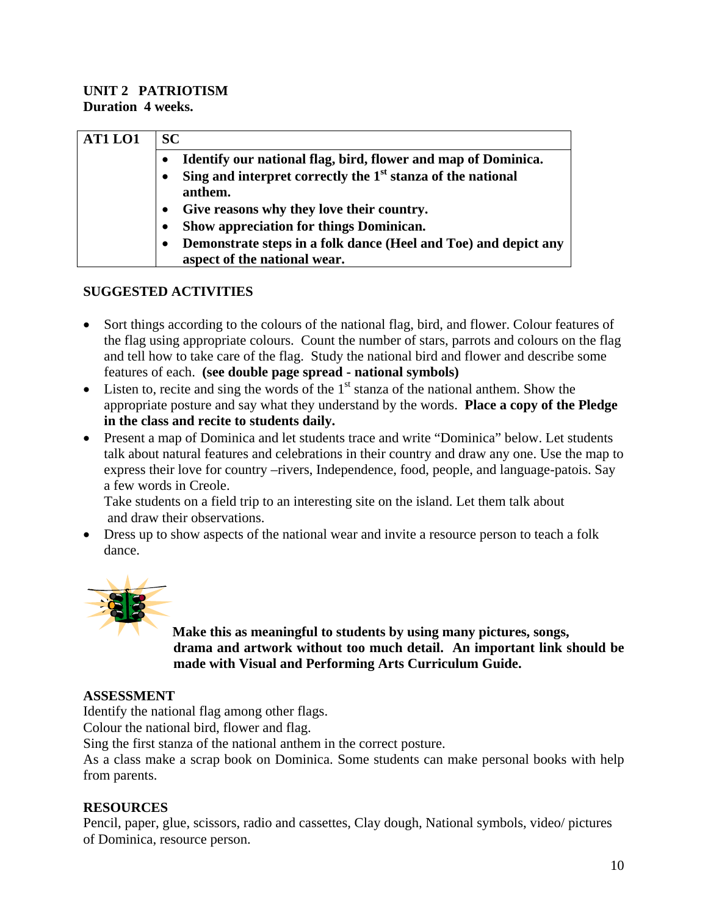**UNIT 2 PATRIOTISM**
**Duration 4 weeks.**

| AT1 LO1 | SC |
|---|---|
| | • **Identify our national flag, bird, flower and map of Dominica.**<br>• **Sing and interpret correctly the 1st stanza of the national anthem.**<br>• **Give reasons why they love their country.**<br>• **Show appreciation for things Dominican.**<br>• **Demonstrate steps in a folk dance (Heel and Toe) and depict any aspect of the national wear.** |

**SUGGESTED ACTIVITIES**

- Sort things according to the colours of the national flag, bird, and flower. Colour features of the flag using appropriate colours. Count the number of stars, parrots and colours on the flag and tell how to take care of the flag. Study the national bird and flower and describe some features of each. **(see double page spread - national symbols)**
- Listen to, recite and sing the words of the 1st stanza of the national anthem. Show the appropriate posture and say what they understand by the words. **Place a copy of the Pledge in the class and recite to students daily.**
- Present a map of Dominica and let students trace and write "Dominica" below. Let students talk about natural features and celebrations in their country and draw any one. Use the map to express their love for country –rivers, Independence, food, people, and language-patois. Say a few words in Creole.
  Take students on a field trip to an interesting site on the island. Let them talk about and draw their observations.
- Dress up to show aspects of the national wear and invite a resource person to teach a folk dance.

**Make this as meaningful to students by using many pictures, songs, drama and artwork without too much detail. An important link should be made with Visual and Performing Arts Curriculum Guide.**

**ASSESSMENT**

Identify the national flag among other flags.
Colour the national bird, flower and flag.
Sing the first stanza of the national anthem in the correct posture.
As a class make a scrap book on Dominica. Some students can make personal books with help from parents.

**RESOURCES**

Pencil, paper, glue, scissors, radio and cassettes, Clay dough, National symbols, video/ pictures of Dominica, resource person.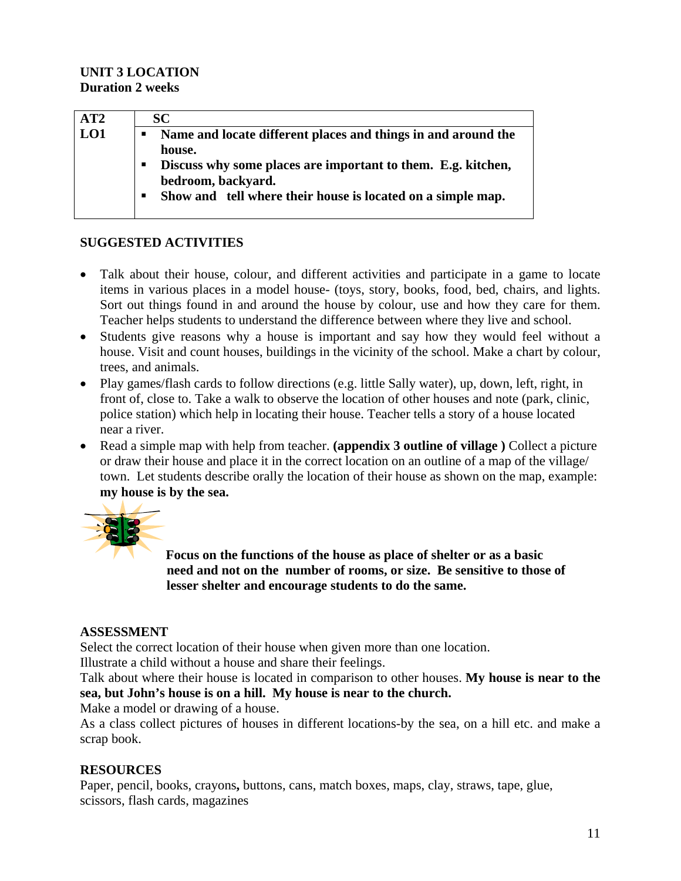**UNIT 3 LOCATION**
**Duration 2 weeks**

| AT2 | SC |
|---|---|
| LO1 | ▪ **Name and locate different places and things in and around the house.** <br> ▪ **Discuss why some places are important to them. E.g. kitchen, bedroom, backyard.** <br> ▪ **Show and tell where their house is located on a simple map.** |

**SUGGESTED ACTIVITIES**

- Talk about their house, colour, and different activities and participate in a game to locate items in various places in a model house- (toys, story, books, food, bed, chairs, and lights. Sort out things found in and around the house by colour, use and how they care for them. Teacher helps students to understand the difference between where they live and school.
- Students give reasons why a house is important and say how they would feel without a house. Visit and count houses, buildings in the vicinity of the school. Make a chart by colour, trees, and animals.
- Play games/flash cards to follow directions (e.g. little Sally water), up, down, left, right, in front of, close to. Take a walk to observe the location of other houses and note (park, clinic, police station) which help in locating their house. Teacher tells a story of a house located near a river.
- Read a simple map with help from teacher. **(appendix 3 outline of village )** Collect a picture or draw their house and place it in the correct location on an outline of a map of the village/ town. Let students describe orally the location of their house as shown on the map, example: **my house is by the sea.**

**Focus on the functions of the house as place of shelter or as a basic need and not on the number of rooms, or size. Be sensitive to those of lesser shelter and encourage students to do the same.**

**ASSESSMENT**

Select the correct location of their house when given more than one location.
Illustrate a child without a house and share their feelings.
Talk about where their house is located in comparison to other houses. **My house is near to the sea, but John's house is on a hill. My house is near to the church.**
Make a model or drawing of a house.
As a class collect pictures of houses in different locations-by the sea, on a hill etc. and make a scrap book.

**RESOURCES**

Paper, pencil, books, crayons**,** buttons, cans, match boxes, maps, clay, straws, tape, glue, scissors, flash cards, magazines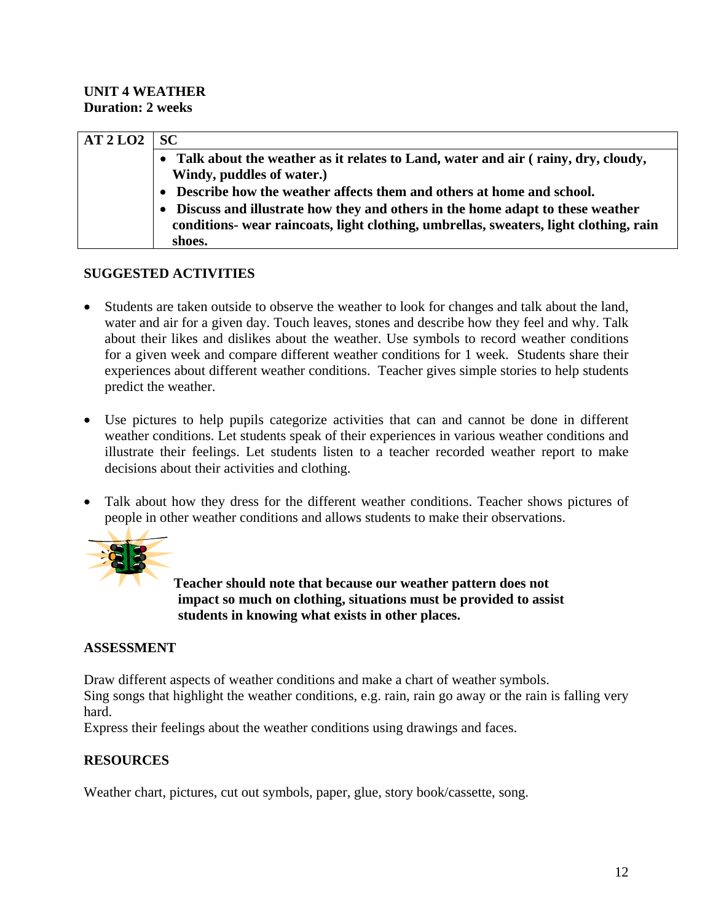**UNIT 4 WEATHER**
**Duration: 2 weeks**

| AT 2 LO2 | SC |
|---|---|
| | • **Talk about the weather as it relates to Land, water and air ( rainy, dry, cloudy, Windy, puddles of water.)**<br>• **Describe how the weather affects them and others at home and school.**<br>• **Discuss and illustrate how they and others in the home adapt to these weather conditions- wear raincoats, light clothing, umbrellas, sweaters, light clothing, rain shoes.** |

**SUGGESTED ACTIVITIES**

- Students are taken outside to observe the weather to look for changes and talk about the land, water and air for a given day. Touch leaves, stones and describe how they feel and why. Talk about their likes and dislikes about the weather. Use symbols to record weather conditions for a given week and compare different weather conditions for 1 week. Students share their experiences about different weather conditions. Teacher gives simple stories to help students predict the weather.

- Use pictures to help pupils categorize activities that can and cannot be done in different weather conditions. Let students speak of their experiences in various weather conditions and illustrate their feelings. Let students listen to a teacher recorded weather report to make decisions about their activities and clothing.

- Talk about how they dress for the different weather conditions. Teacher shows pictures of people in other weather conditions and allows students to make their observations.

**Teacher should note that because our weather pattern does not impact so much on clothing, situations must be provided to assist students in knowing what exists in other places.**

**ASSESSMENT**

Draw different aspects of weather conditions and make a chart of weather symbols.
Sing songs that highlight the weather conditions, e.g. rain, rain go away or the rain is falling very hard.
Express their feelings about the weather conditions using drawings and faces.

**RESOURCES**

Weather chart, pictures, cut out symbols, paper, glue, story book/cassette, song.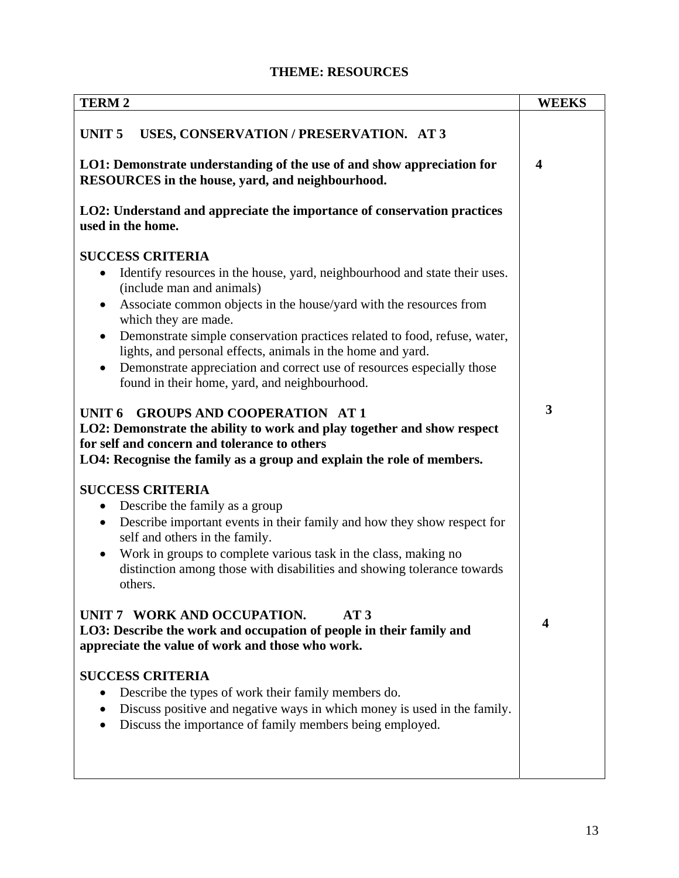## THEME: RESOURCES

| TERM 2 | WEEKS |
|---|---|
| **UNIT 5 USES, CONSERVATION / PRESERVATION. AT 3**<br><br>**LO1: Demonstrate understanding of the use of and show appreciation for RESOURCES in the house, yard, and neighbourhood.**<br><br>**LO2: Understand and appreciate the importance of conservation practices used in the home.**<br><br>**SUCCESS CRITERIA**<br>• Identify resources in the house, yard, neighbourhood and state their uses. (include man and animals)<br>• Associate common objects in the house/yard with the resources from which they are made.<br>• Demonstrate simple conservation practices related to food, refuse, water, lights, and personal effects, animals in the home and yard.<br>• Demonstrate appreciation and correct use of resources especially those found in their home, yard, and neighbourhood. | **4** |
| **UNIT 6 GROUPS AND COOPERATION AT 1**<br>**LO2: Demonstrate the ability to work and play together and show respect for self and concern and tolerance to others**<br>**LO4: Recognise the family as a group and explain the role of members.**<br><br>**SUCCESS CRITERIA**<br>• Describe the family as a group<br>• Describe important events in their family and how they show respect for self and others in the family.<br>• Work in groups to complete various task in the class, making no distinction among those with disabilities and showing tolerance towards others. | **3** |
| **UNIT 7 WORK AND OCCUPATION. AT 3**<br>**LO3: Describe the work and occupation of people in their family and appreciate the value of work and those who work.**<br><br>**SUCCESS CRITERIA**<br>• Describe the types of work their family members do.<br>• Discuss positive and negative ways in which money is used in the family.<br>• Discuss the importance of family members being employed. | **4** |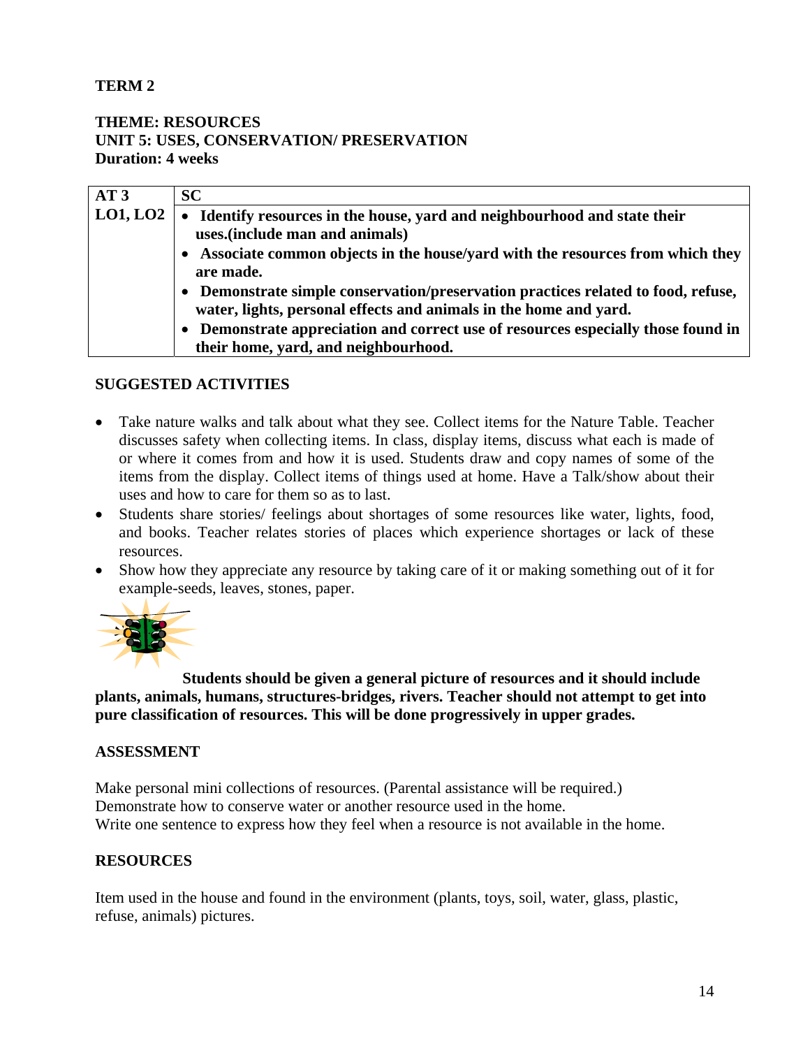**TERM 2**

**THEME: RESOURCES**
**UNIT 5: USES, CONSERVATION/ PRESERVATION**
**Duration: 4 weeks**

| AT 3 | SC |
|---|---|
| **LO1, LO2** | • **Identify resources in the house, yard and neighbourhood and state their uses.(include man and animals)** <br> • **Associate common objects in the house/yard with the resources from which they are made.** <br> • **Demonstrate simple conservation/preservation practices related to food, refuse, water, lights, personal effects and animals in the home and yard.** <br> • **Demonstrate appreciation and correct use of resources especially those found in their home, yard, and neighbourhood.** |

**SUGGESTED ACTIVITIES**

- Take nature walks and talk about what they see. Collect items for the Nature Table. Teacher discusses safety when collecting items. In class, display items, discuss what each is made of or where it comes from and how it is used. Students draw and copy names of some of the items from the display. Collect items of things used at home. Have a Talk/show about their uses and how to care for them so as to last.
- Students share stories/ feelings about shortages of some resources like water, lights, food, and books. Teacher relates stories of places which experience shortages or lack of these resources.
- Show how they appreciate any resource by taking care of it or making something out of it for example-seeds, leaves, stones, paper.

**Students should be given a general picture of resources and it should include plants, animals, humans, structures-bridges, rivers. Teacher should not attempt to get into pure classification of resources. This will be done progressively in upper grades.**

**ASSESSMENT**

Make personal mini collections of resources. (Parental assistance will be required.)
Demonstrate how to conserve water or another resource used in the home.
Write one sentence to express how they feel when a resource is not available in the home.

**RESOURCES**

Item used in the house and found in the environment (plants, toys, soil, water, glass, plastic, refuse, animals) pictures.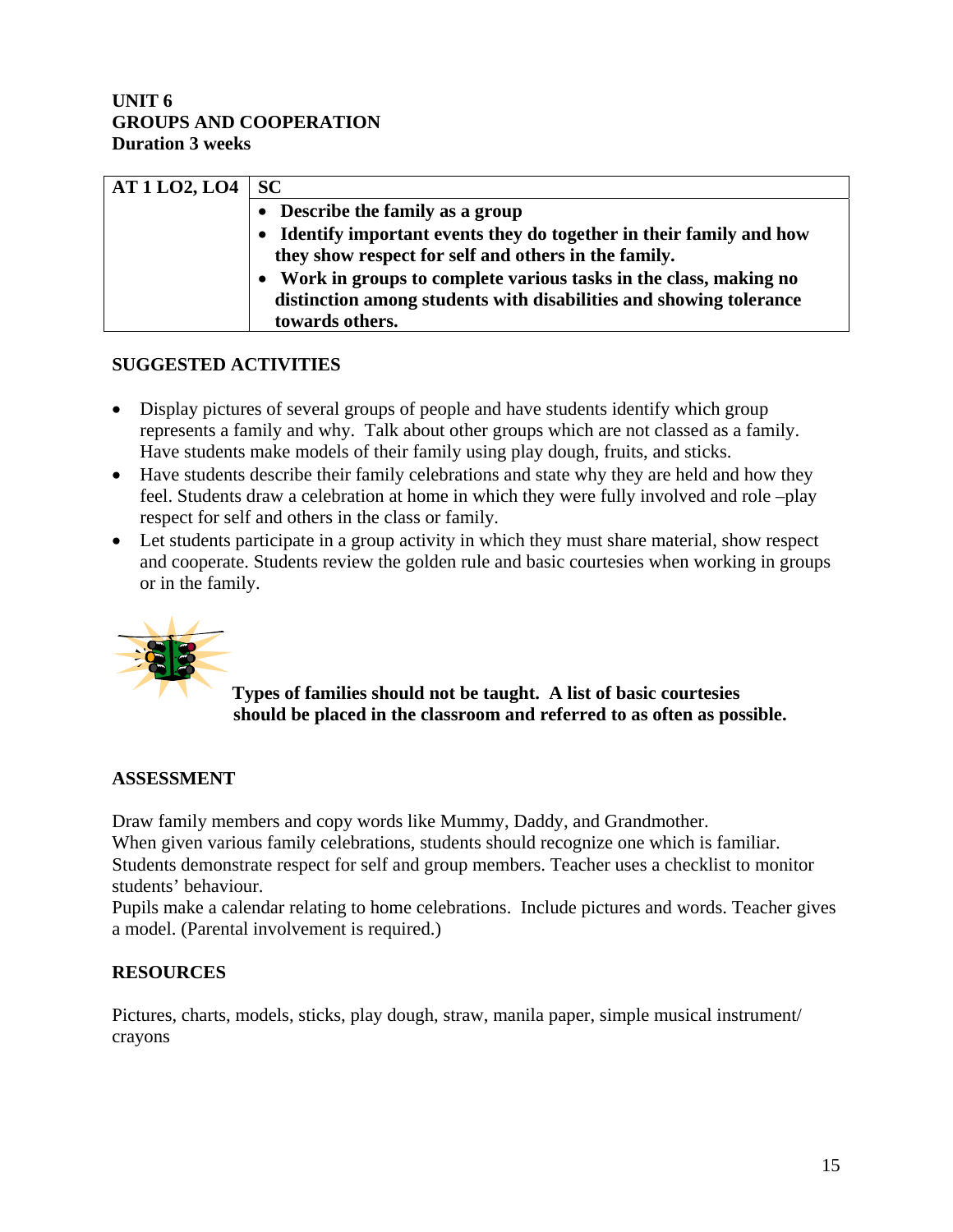**UNIT 6**
**GROUPS AND COOPERATION**
**Duration 3 weeks**

| AT 1 LO2, LO4 | SC |
|---|---|
| | • **Describe the family as a group**<br>• **Identify important events they do together in their family and how they show respect for self and others in the family.**<br>• **Work in groups to complete various tasks in the class, making no distinction among students with disabilities and showing tolerance towards others.** |

## SUGGESTED ACTIVITIES

- Display pictures of several groups of people and have students identify which group represents a family and why. Talk about other groups which are not classed as a family. Have students make models of their family using play dough, fruits, and sticks.
- Have students describe their family celebrations and state why they are held and how they feel. Students draw a celebration at home in which they were fully involved and role –play respect for self and others in the class or family.
- Let students participate in a group activity in which they must share material, show respect and cooperate. Students review the golden rule and basic courtesies when working in groups or in the family.

**Types of families should not be taught. A list of basic courtesies should be placed in the classroom and referred to as often as possible.**

## ASSESSMENT

Draw family members and copy words like Mummy, Daddy, and Grandmother.
When given various family celebrations, students should recognize one which is familiar.
Students demonstrate respect for self and group members. Teacher uses a checklist to monitor students' behaviour.
Pupils make a calendar relating to home celebrations. Include pictures and words. Teacher gives a model. (Parental involvement is required.)

## RESOURCES

Pictures, charts, models, sticks, play dough, straw, manila paper, simple musical instrument/ crayons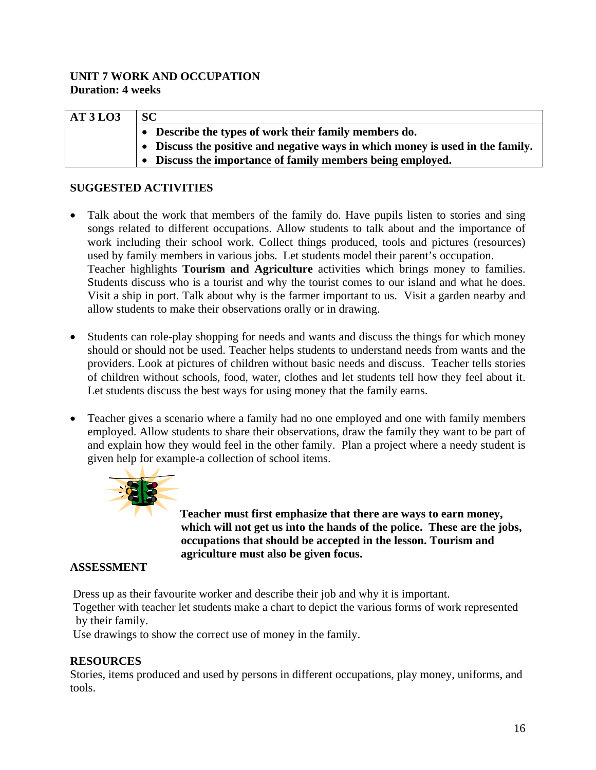**UNIT 7 WORK AND OCCUPATION**
**Duration: 4 weeks**

| AT 3 LO3 | SC |
|---|---|
| | • **Describe the types of work their family members do.**<br>• **Discuss the positive and negative ways in which money is used in the family.**<br>• **Discuss the importance of family members being employed.** |

**SUGGESTED ACTIVITIES**

- Talk about the work that members of the family do. Have pupils listen to stories and sing songs related to different occupations. Allow students to talk about and the importance of work including their school work. Collect things produced, tools and pictures (resources) used by family members in various jobs. Let students model their parent's occupation.
  Teacher highlights **Tourism and Agriculture** activities which brings money to families. Students discuss who is a tourist and why the tourist comes to our island and what he does. Visit a ship in port. Talk about why is the farmer important to us. Visit a garden nearby and allow students to make their observations orally or in drawing.

- Students can role-play shopping for needs and wants and discuss the things for which money should or should not be used. Teacher helps students to understand needs from wants and the providers. Look at pictures of children without basic needs and discuss. Teacher tells stories of children without schools, food, water, clothes and let students tell how they feel about it. Let students discuss the best ways for using money that the family earns.

- Teacher gives a scenario where a family had no one employed and one with family members employed. Allow students to share their observations, draw the family they want to be part of and explain how they would feel in the other family. Plan a project where a needy student is given help for example-a collection of school items.

**Teacher must first emphasize that there are ways to earn money, which will not get us into the hands of the police. These are the jobs, occupations that should be accepted in the lesson. Tourism and agriculture must also be given focus.**

**ASSESSMENT**

Dress up as their favourite worker and describe their job and why it is important.
Together with teacher let students make a chart to depict the various forms of work represented by their family.
Use drawings to show the correct use of money in the family.

**RESOURCES**

Stories, items produced and used by persons in different occupations, play money, uniforms, and tools.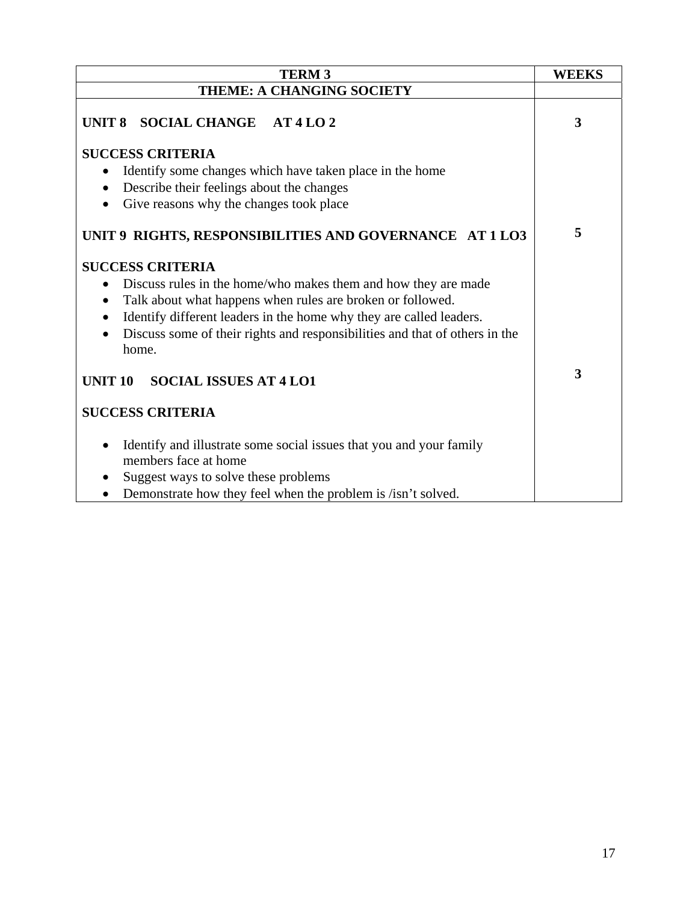| TERM 3 | WEEKS |
|---|---|
| **THEME: A CHANGING SOCIETY** | |
| **UNIT 8 SOCIAL CHANGE AT 4 LO 2**<br><br>**SUCCESS CRITERIA**<br>• Identify some changes which have taken place in the home<br>• Describe their feelings about the changes<br>• Give reasons why the changes took place | **3** |
| **UNIT 9 RIGHTS, RESPONSIBILITIES AND GOVERNANCE AT 1 LO3**<br><br>**SUCCESS CRITERIA**<br>• Discuss rules in the home/who makes them and how they are made<br>• Talk about what happens when rules are broken or followed.<br>• Identify different leaders in the home why they are called leaders.<br>• Discuss some of their rights and responsibilities and that of others in the home. | **5** |
| **UNIT 10 SOCIAL ISSUES AT 4 LO1**<br><br>**SUCCESS CRITERIA**<br><br>• Identify and illustrate some social issues that you and your family members face at home<br>• Suggest ways to solve these problems<br>• Demonstrate how they feel when the problem is /isn't solved. | **3** |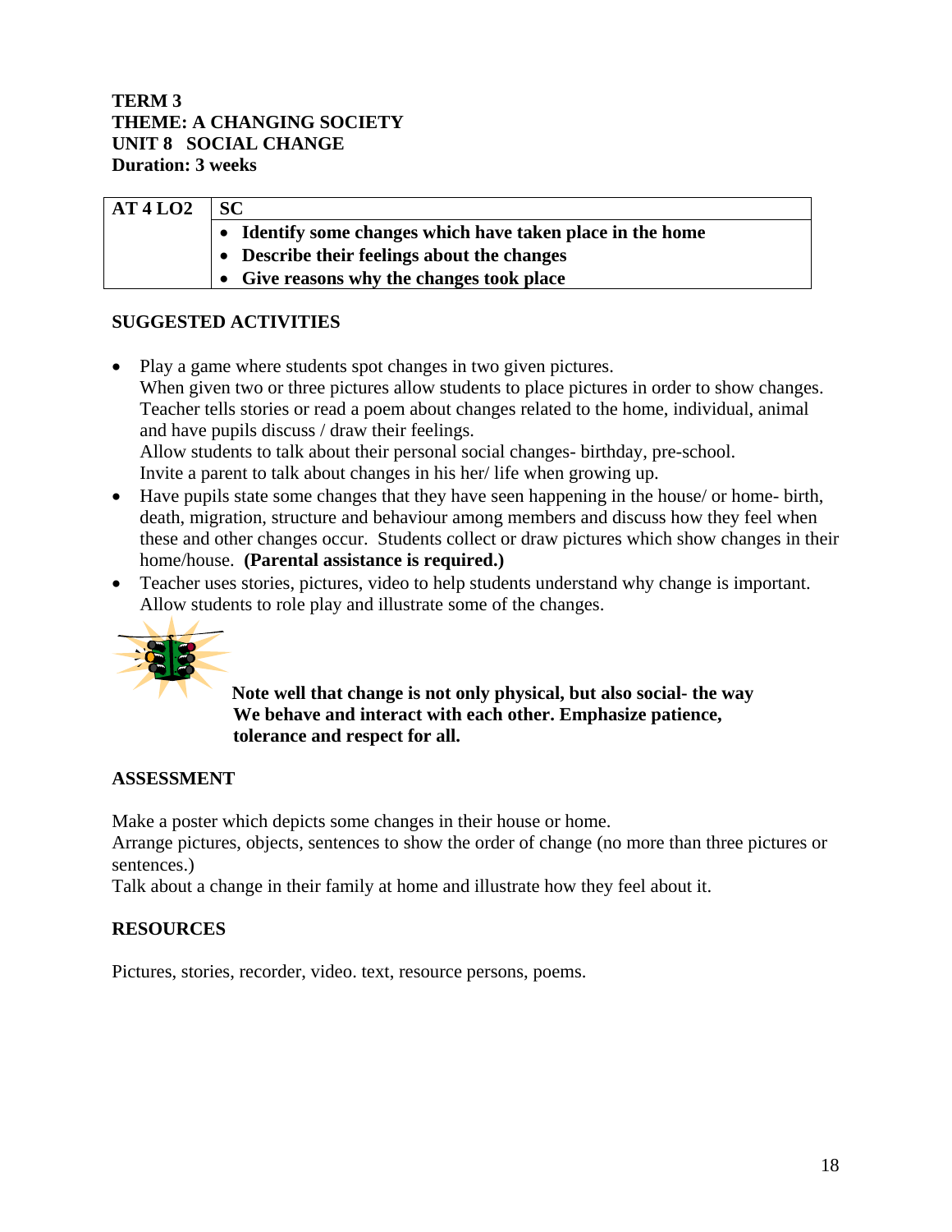**TERM 3**
**THEME: A CHANGING SOCIETY**
**UNIT 8 SOCIAL CHANGE**
**Duration: 3 weeks**

| AT 4 LO2 | SC |
| --- | --- |
| | • **Identify some changes which have taken place in the home**<br>• **Describe their feelings about the changes**<br>• **Give reasons why the changes took place** |

## SUGGESTED ACTIVITIES

- Play a game where students spot changes in two given pictures.
  When given two or three pictures allow students to place pictures in order to show changes.
  Teacher tells stories or read a poem about changes related to the home, individual, animal and have pupils discuss / draw their feelings.
  Allow students to talk about their personal social changes- birthday, pre-school.
  Invite a parent to talk about changes in his her/ life when growing up.
- Have pupils state some changes that they have seen happening in the house/ or home- birth, death, migration, structure and behaviour among members and discuss how they feel when these and other changes occur. Students collect or draw pictures which show changes in their home/house. **(Parental assistance is required.)**
- Teacher uses stories, pictures, video to help students understand why change is important. Allow students to role play and illustrate some of the changes.

**Note well that change is not only physical, but also social- the way We behave and interact with each other. Emphasize patience, tolerance and respect for all.**

## ASSESSMENT

Make a poster which depicts some changes in their house or home.
Arrange pictures, objects, sentences to show the order of change (no more than three pictures or sentences.)
Talk about a change in their family at home and illustrate how they feel about it.

## RESOURCES

Pictures, stories, recorder, video. text, resource persons, poems.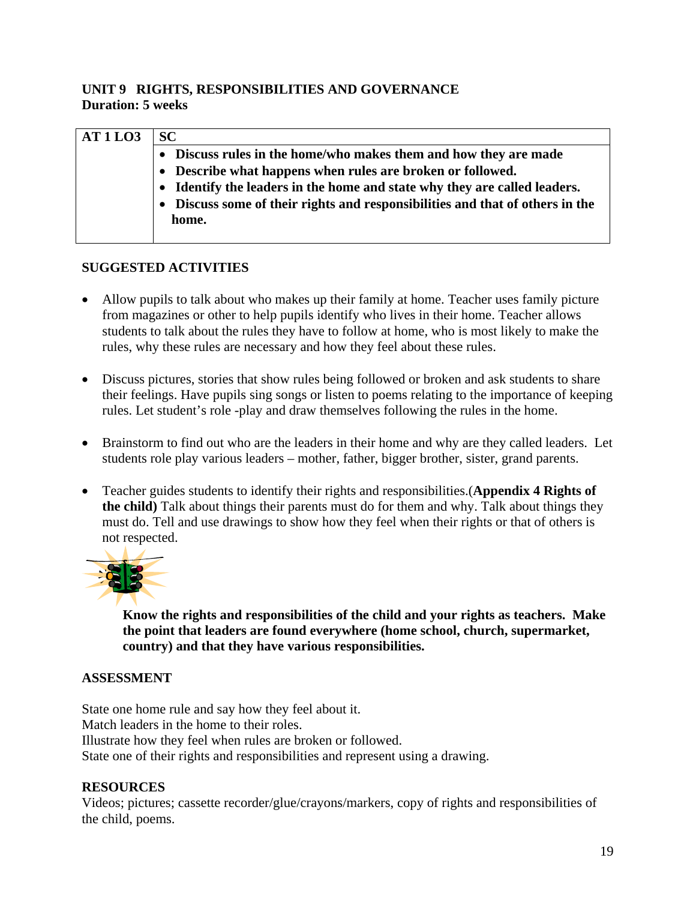## UNIT 9 RIGHTS, RESPONSIBILITIES AND GOVERNANCE
**Duration: 5 weeks**

| AT 1 LO3 | SC |
|---|---|
| | • **Discuss rules in the home/who makes them and how they are made**<br>• **Describe what happens when rules are broken or followed.**<br>• **Identify the leaders in the home and state why they are called leaders.**<br>• **Discuss some of their rights and responsibilities and that of others in the home.** |

### SUGGESTED ACTIVITIES

- Allow pupils to talk about who makes up their family at home. Teacher uses family picture from magazines or other to help pupils identify who lives in their home. Teacher allows students to talk about the rules they have to follow at home, who is most likely to make the rules, why these rules are necessary and how they feel about these rules.

- Discuss pictures, stories that show rules being followed or broken and ask students to share their feelings. Have pupils sing songs or listen to poems relating to the importance of keeping rules. Let student's role -play and draw themselves following the rules in the home.

- Brainstorm to find out who are the leaders in their home and why are they called leaders. Let students role play various leaders – mother, father, bigger brother, sister, grand parents.

- Teacher guides students to identify their rights and responsibilities.(**Appendix 4 Rights of the child)** Talk about things their parents must do for them and why. Talk about things they must do. Tell and use drawings to show how they feel when their rights or that of others is not respected.

**Know the rights and responsibilities of the child and your rights as teachers. Make the point that leaders are found everywhere (home school, church, supermarket, country) and that they have various responsibilities.**

### ASSESSMENT

State one home rule and say how they feel about it.
Match leaders in the home to their roles.
Illustrate how they feel when rules are broken or followed.
State one of their rights and responsibilities and represent using a drawing.

### RESOURCES
Videos; pictures; cassette recorder/glue/crayons/markers, copy of rights and responsibilities of the child, poems.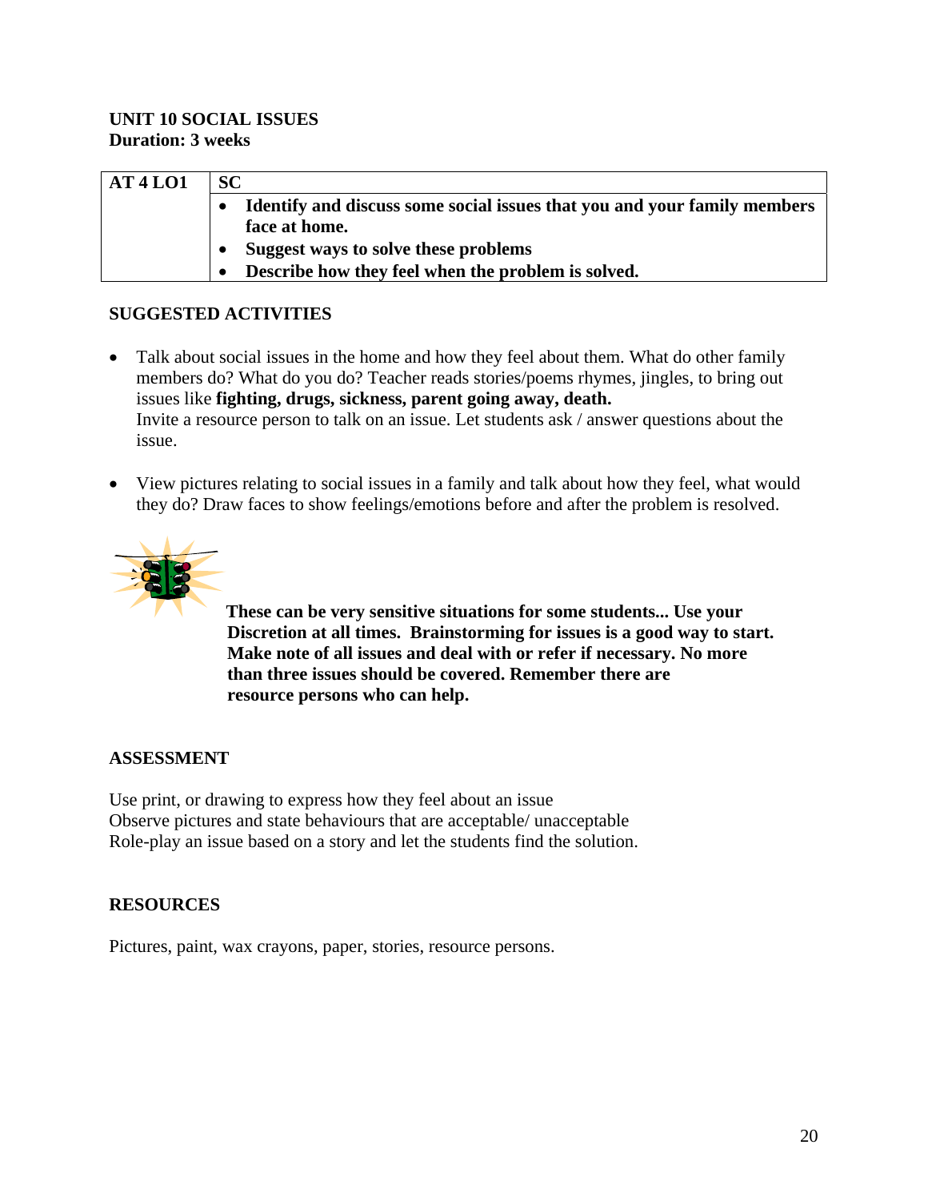**UNIT 10 SOCIAL ISSUES**
**Duration: 3 weeks**

| AT 4 LO1 | SC |
|---|---|
| | • **Identify and discuss some social issues that you and your family members face at home.**<br>• **Suggest ways to solve these problems**<br>• **Describe how they feel when the problem is solved.** |

## SUGGESTED ACTIVITIES

- Talk about social issues in the home and how they feel about them. What do other family members do? What do you do? Teacher reads stories/poems rhymes, jingles, to bring out issues like **fighting, drugs, sickness, parent going away, death.**
  Invite a resource person to talk on an issue. Let students ask / answer questions about the issue.

- View pictures relating to social issues in a family and talk about how they feel, what would they do? Draw faces to show feelings/emotions before and after the problem is resolved.

**These can be very sensitive situations for some students... Use your Discretion at all times. Brainstorming for issues is a good way to start. Make note of all issues and deal with or refer if necessary. No more than three issues should be covered. Remember there are resource persons who can help.**

## ASSESSMENT

Use print, or drawing to express how they feel about an issue
Observe pictures and state behaviours that are acceptable/ unacceptable
Role-play an issue based on a story and let the students find the solution.

## RESOURCES

Pictures, paint, wax crayons, paper, stories, resource persons.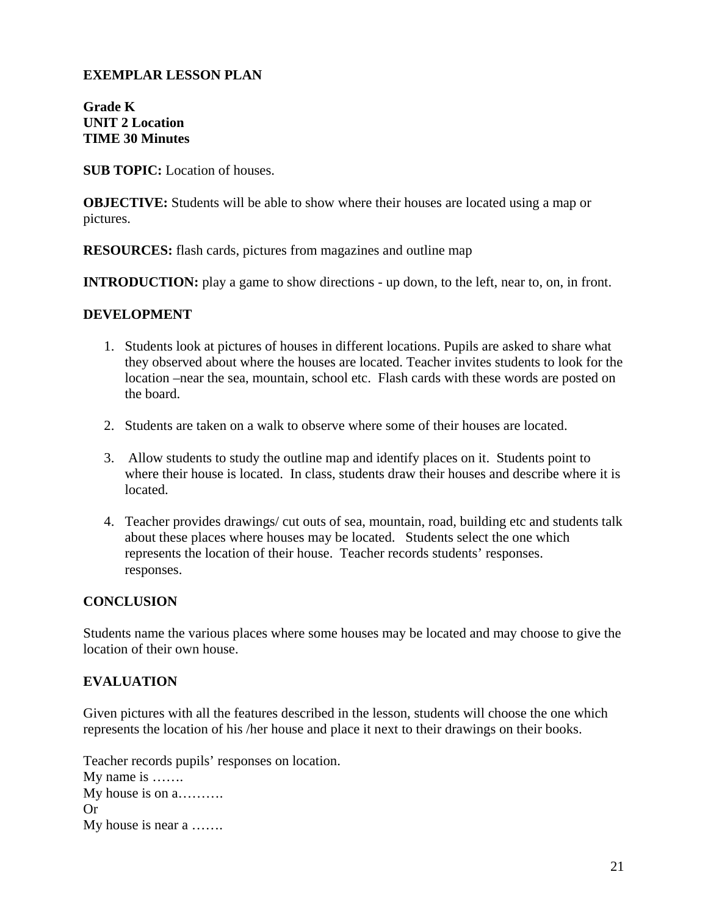**EXEMPLAR LESSON PLAN**

**Grade K**
**UNIT 2 Location**
**TIME 30 Minutes**

**SUB TOPIC:** Location of houses.

**OBJECTIVE:** Students will be able to show where their houses are located using a map or pictures.

**RESOURCES:** flash cards, pictures from magazines and outline map

**INTRODUCTION:** play a game to show directions - up down, to the left, near to, on, in front.

**DEVELOPMENT**

1. Students look at pictures of houses in different locations. Pupils are asked to share what they observed about where the houses are located. Teacher invites students to look for the location –near the sea, mountain, school etc. Flash cards with these words are posted on the board.

2. Students are taken on a walk to observe where some of their houses are located.

3. Allow students to study the outline map and identify places on it. Students point to where their house is located. In class, students draw their houses and describe where it is located.

4. Teacher provides drawings/ cut outs of sea, mountain, road, building etc and students talk about these places where houses may be located. Students select the one which represents the location of their house. Teacher records students' responses. responses.

**CONCLUSION**

Students name the various places where some houses may be located and may choose to give the location of their own house.

**EVALUATION**

Given pictures with all the features described in the lesson, students will choose the one which represents the location of his /her house and place it next to their drawings on their books.

Teacher records pupils' responses on location.
My name is …….
My house is on a……….
Or
My house is near a …….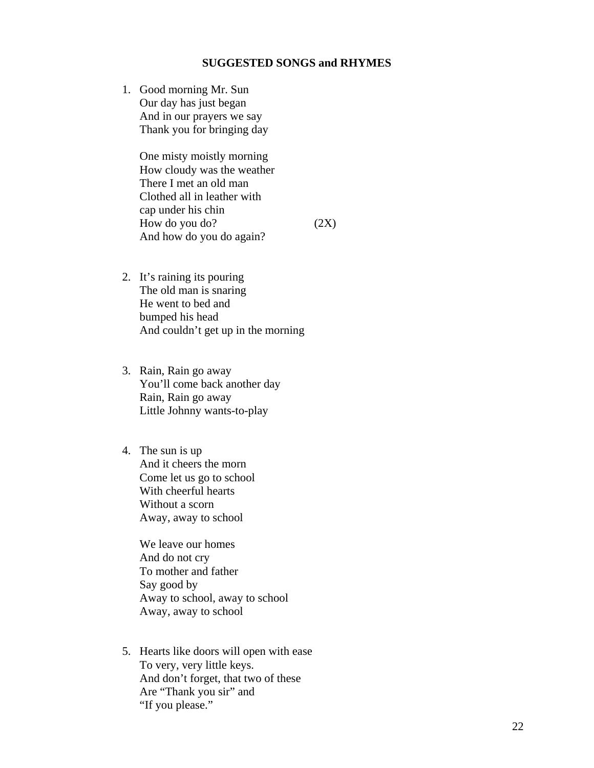**SUGGESTED SONGS and RHYMES**

1. Good morning Mr. Sun
   Our day has just began
   And in our prayers we say
   Thank you for bringing day

   One misty moistly morning
   How cloudy was the weather
   There I met an old man
   Clothed all in leather with
   cap under his chin
   How do you do? (2X)
   And how do you do again?

2. It's raining its pouring
   The old man is snaring
   He went to bed and
   bumped his head
   And couldn't get up in the morning

3. Rain, Rain go away
   You'll come back another day
   Rain, Rain go away
   Little Johnny wants-to-play

4. The sun is up
   And it cheers the morn
   Come let us go to school
   With cheerful hearts
   Without a scorn
   Away, away to school

   We leave our homes
   And do not cry
   To mother and father
   Say good by
   Away to school, away to school
   Away, away to school

5. Hearts like doors will open with ease
   To very, very little keys.
   And don't forget, that two of these
   Are "Thank you sir" and
   "If you please."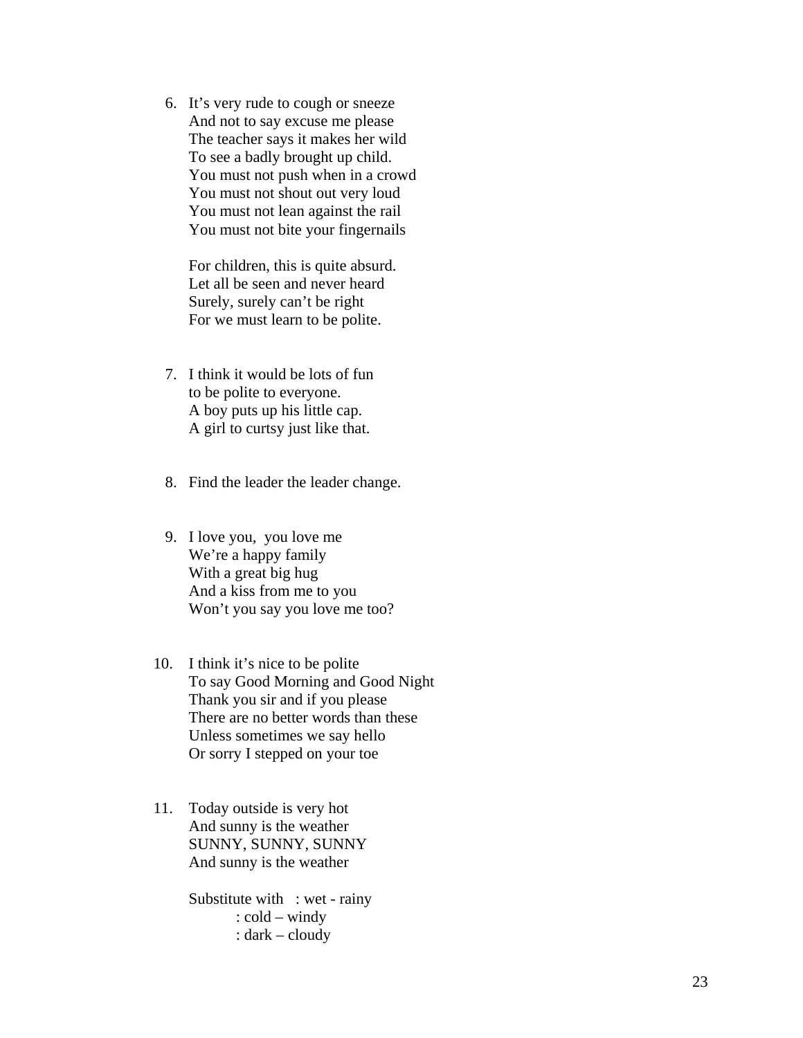6. It's very rude to cough or sneeze  
   And not to say excuse me please  
   The teacher says it makes her wild  
   To see a badly brought up child.  
   You must not push when in a crowd  
   You must not shout out very loud  
   You must not lean against the rail  
   You must not bite your fingernails

   For children, this is quite absurd.  
   Let all be seen and never heard  
   Surely, surely can't be right  
   For we must learn to be polite.

7. I think it would be lots of fun  
   to be polite to everyone.  
   A boy puts up his little cap.  
   A girl to curtsy just like that.

8. Find the leader the leader change.

9. I love you, you love me  
   We're a happy family  
   With a great big hug  
   And a kiss from me to you  
   Won't you say you love me too?

10. I think it's nice to be polite  
    To say Good Morning and Good Night  
    Thank you sir and if you please  
    There are no better words than these  
    Unless sometimes we say hello  
    Or sorry I stepped on your toe

11. Today outside is very hot  
    And sunny is the weather  
    SUNNY, SUNNY, SUNNY  
    And sunny is the weather

    Substitute with : wet - rainy  
    : cold – windy  
    : dark – cloudy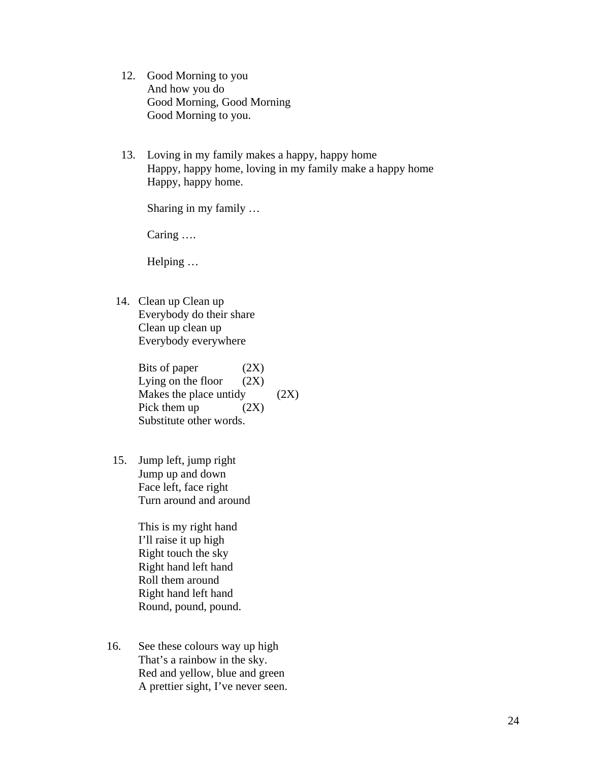12. Good Morning to you
    And how you do
    Good Morning, Good Morning
    Good Morning to you.

13. Loving in my family makes a happy, happy home
    Happy, happy home, loving in my family make a happy home
    Happy, happy home.

    Sharing in my family …

    Caring ….

    Helping …

14. Clean up Clean up
    Everybody do their share
    Clean up clean up
    Everybody everywhere

    Bits of paper (2X)
    Lying on the floor (2X)
    Makes the place untidy (2X)
    Pick them up (2X)
    Substitute other words.

15. Jump left, jump right
    Jump up and down
    Face left, face right
    Turn around and around

    This is my right hand
    I'll raise it up high
    Right touch the sky
    Right hand left hand
    Roll them around
    Right hand left hand
    Round, pound, pound.

16. See these colours way up high
    That's a rainbow in the sky.
    Red and yellow, blue and green
    A prettier sight, I've never seen.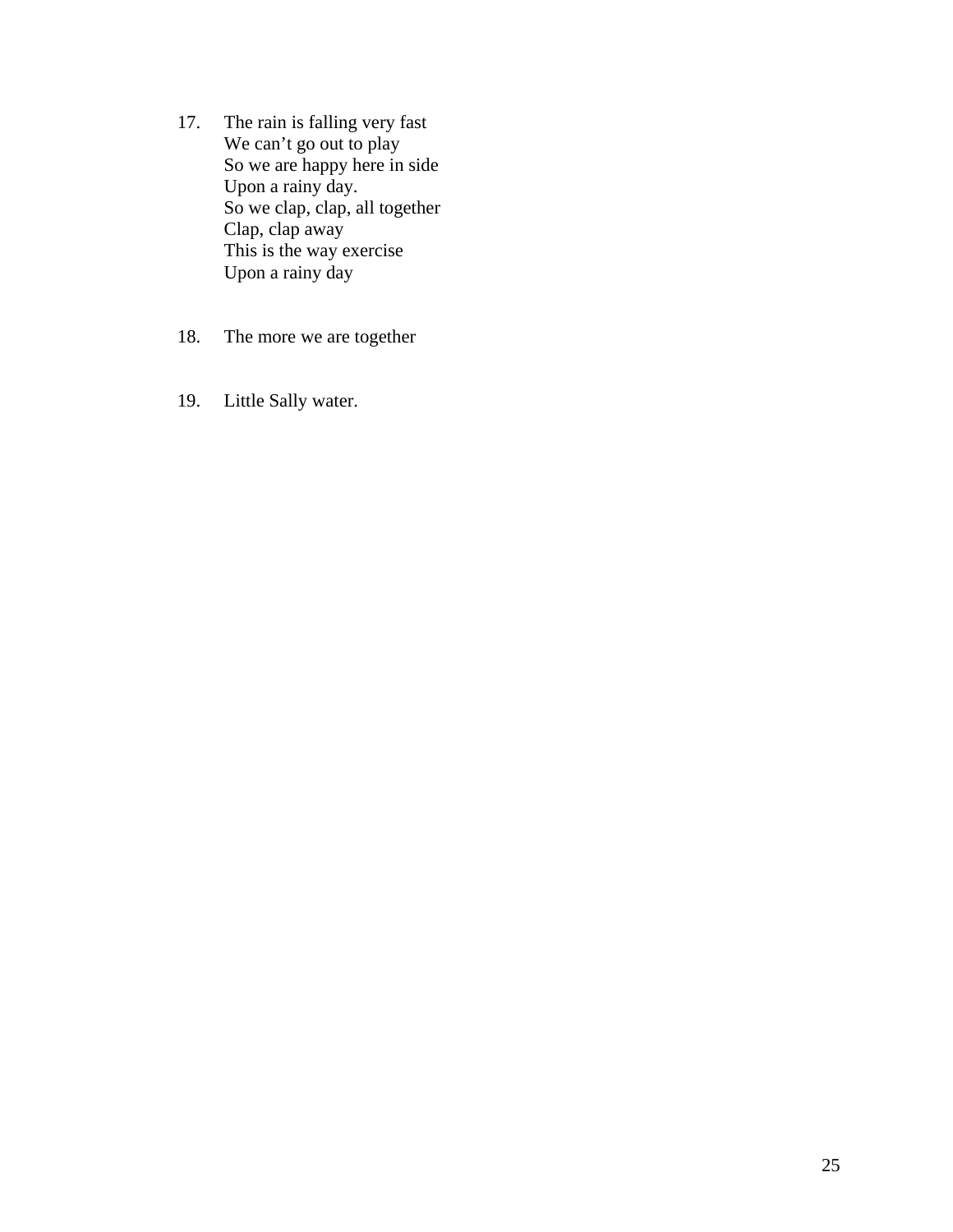17. The rain is falling very fast  
    We can't go out to play  
    So we are happy here in side  
    Upon a rainy day.  
    So we clap, clap, all together  
    Clap, clap away  
    This is the way exercise  
    Upon a rainy day

18. The more we are together

19. Little Sally water.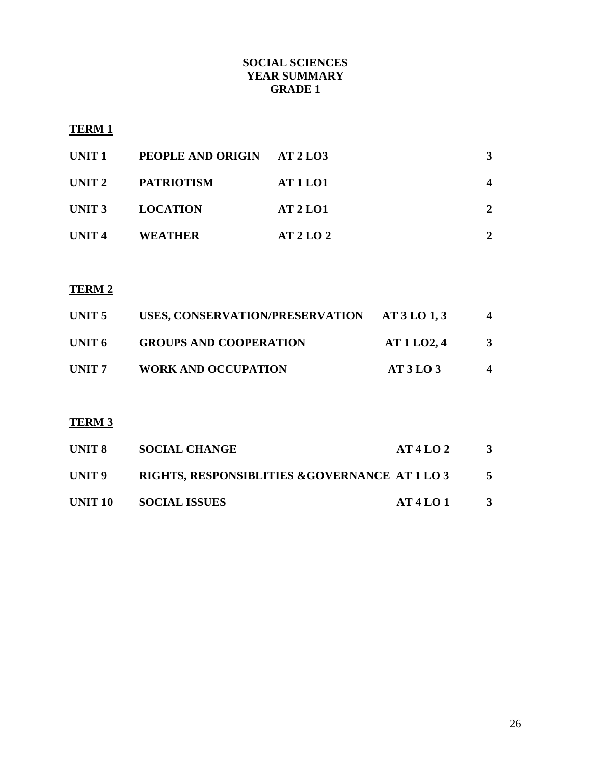# SOCIAL SCIENCES
# YEAR SUMMARY
# GRADE 1

## TERM 1

| | | | |
|---|---|---|---|
| **UNIT 1** | **PEOPLE AND ORIGIN** | **AT 2 LO3** | **3** |
| **UNIT 2** | **PATRIOTISM** | **AT 1 LO1** | **4** |
| **UNIT 3** | **LOCATION** | **AT 2 LO1** | **2** |
| **UNIT 4** | **WEATHER** | **AT 2 LO 2** | **2** |

## TERM 2

| | | | |
|---|---|---|---|
| **UNIT 5** | **USES, CONSERVATION/PRESERVATION** | **AT 3 LO 1, 3** | **4** |
| **UNIT 6** | **GROUPS AND COOPERATION** | **AT 1 LO2, 4** | **3** |
| **UNIT 7** | **WORK AND OCCUPATION** | **AT 3 LO 3** | **4** |

## TERM 3

| | | | |
|---|---|---|---|
| **UNIT 8** | **SOCIAL CHANGE** | **AT 4 LO 2** | **3** |
| **UNIT 9** | **RIGHTS, RESPONSIBLITIES &GOVERNANCE** | **AT 1 LO 3** | **5** |
| **UNIT 10** | **SOCIAL ISSUES** | **AT 4 LO 1** | **3** |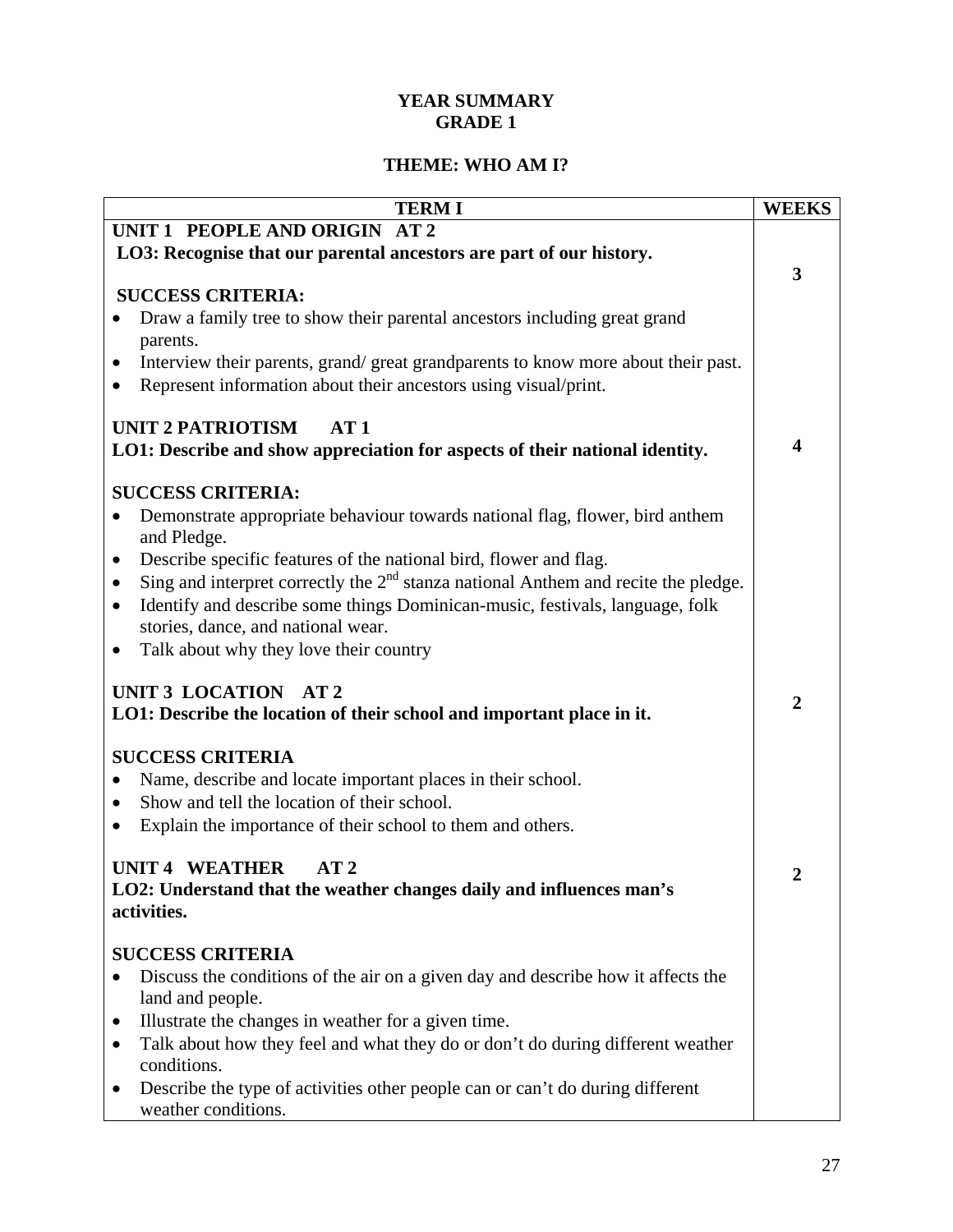**YEAR SUMMARY**
**GRADE 1**

**THEME: WHO AM I?**

| TERM I | WEEKS |
|---|---|
| **UNIT 1 PEOPLE AND ORIGIN AT 2**<br>**LO3: Recognise that our parental ancestors are part of our history.**<br><br>**SUCCESS CRITERIA:**<br>• Draw a family tree to show their parental ancestors including great grand parents.<br>• Interview their parents, grand/ great grandparents to know more about their past.<br>• Represent information about their ancestors using visual/print. | **3** |
| **UNIT 2 PATRIOTISM AT 1**<br>**LO1: Describe and show appreciation for aspects of their national identity.**<br><br>**SUCCESS CRITERIA:**<br>• Demonstrate appropriate behaviour towards national flag, flower, bird anthem and Pledge.<br>• Describe specific features of the national bird, flower and flag.<br>• Sing and interpret correctly the 2nd stanza national Anthem and recite the pledge.<br>• Identify and describe some things Dominican-music, festivals, language, folk stories, dance, and national wear.<br>• Talk about why they love their country | **4** |
| **UNIT 3 LOCATION AT 2**<br>**LO1: Describe the location of their school and important place in it.**<br><br>**SUCCESS CRITERIA**<br>• Name, describe and locate important places in their school.<br>• Show and tell the location of their school.<br>• Explain the importance of their school to them and others. | **2** |
| **UNIT 4 WEATHER AT 2**<br>**LO2: Understand that the weather changes daily and influences man's activities.**<br><br>**SUCCESS CRITERIA**<br>• Discuss the conditions of the air on a given day and describe how it affects the land and people.<br>• Illustrate the changes in weather for a given time.<br>• Talk about how they feel and what they do or don't do during different weather conditions.<br>• Describe the type of activities other people can or can't do during different weather conditions. | **2** |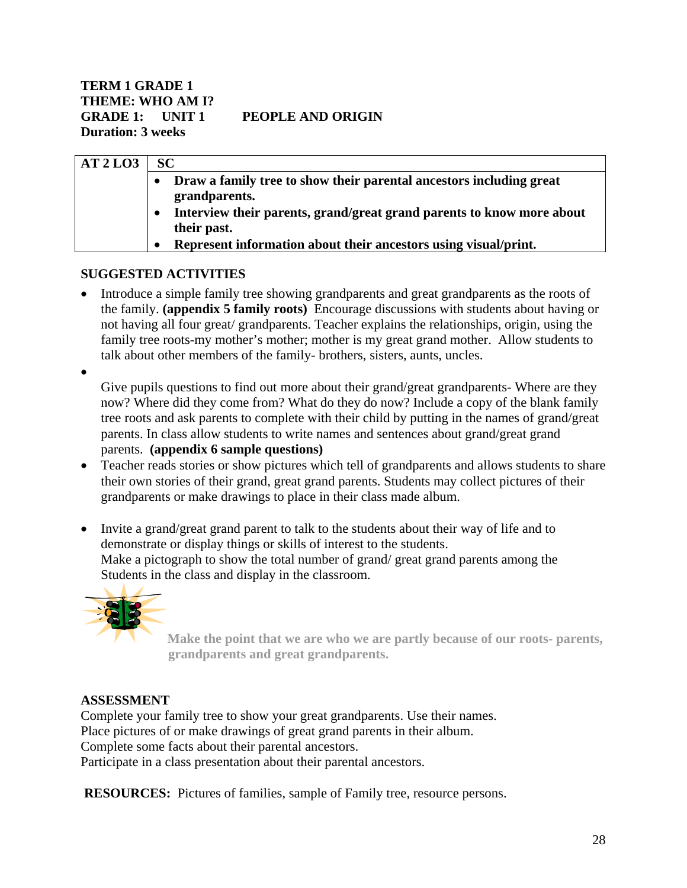**TERM 1 GRADE 1**
**THEME: WHO AM I?**
**GRADE 1: UNIT 1 PEOPLE AND ORIGIN**
**Duration: 3 weeks**

| AT 2 LO3 | SC |
|---|---|
| | • **Draw a family tree to show their parental ancestors including great grandparents.**<br>• **Interview their parents, grand/great grand parents to know more about their past.**<br>• **Represent information about their ancestors using visual/print.** |

**SUGGESTED ACTIVITIES**

- Introduce a simple family tree showing grandparents and great grandparents as the roots of the family. **(appendix 5 family roots)** Encourage discussions with students about having or not having all four great/ grandparents. Teacher explains the relationships, origin, using the family tree roots-my mother's mother; mother is my great grand mother. Allow students to talk about other members of the family- brothers, sisters, aunts, uncles.
- Give pupils questions to find out more about their grand/great grandparents- Where are they now? Where did they come from? What do they do now? Include a copy of the blank family tree roots and ask parents to complete with their child by putting in the names of grand/great parents. In class allow students to write names and sentences about grand/great grand parents. **(appendix 6 sample questions)**
- Teacher reads stories or show pictures which tell of grandparents and allows students to share their own stories of their grand, great grand parents. Students may collect pictures of their grandparents or make drawings to place in their class made album.
- Invite a grand/great grand parent to talk to the students about their way of life and to demonstrate or display things or skills of interest to the students.
  Make a pictograph to show the total number of grand/ great grand parents among the Students in the class and display in the classroom.

**Make the point that we are who we are partly because of our roots- parents, grandparents and great grandparents.**

**ASSESSMENT**

Complete your family tree to show your great grandparents. Use their names.
Place pictures of or make drawings of great grand parents in their album.
Complete some facts about their parental ancestors.
Participate in a class presentation about their parental ancestors.

**RESOURCES:** Pictures of families, sample of Family tree, resource persons.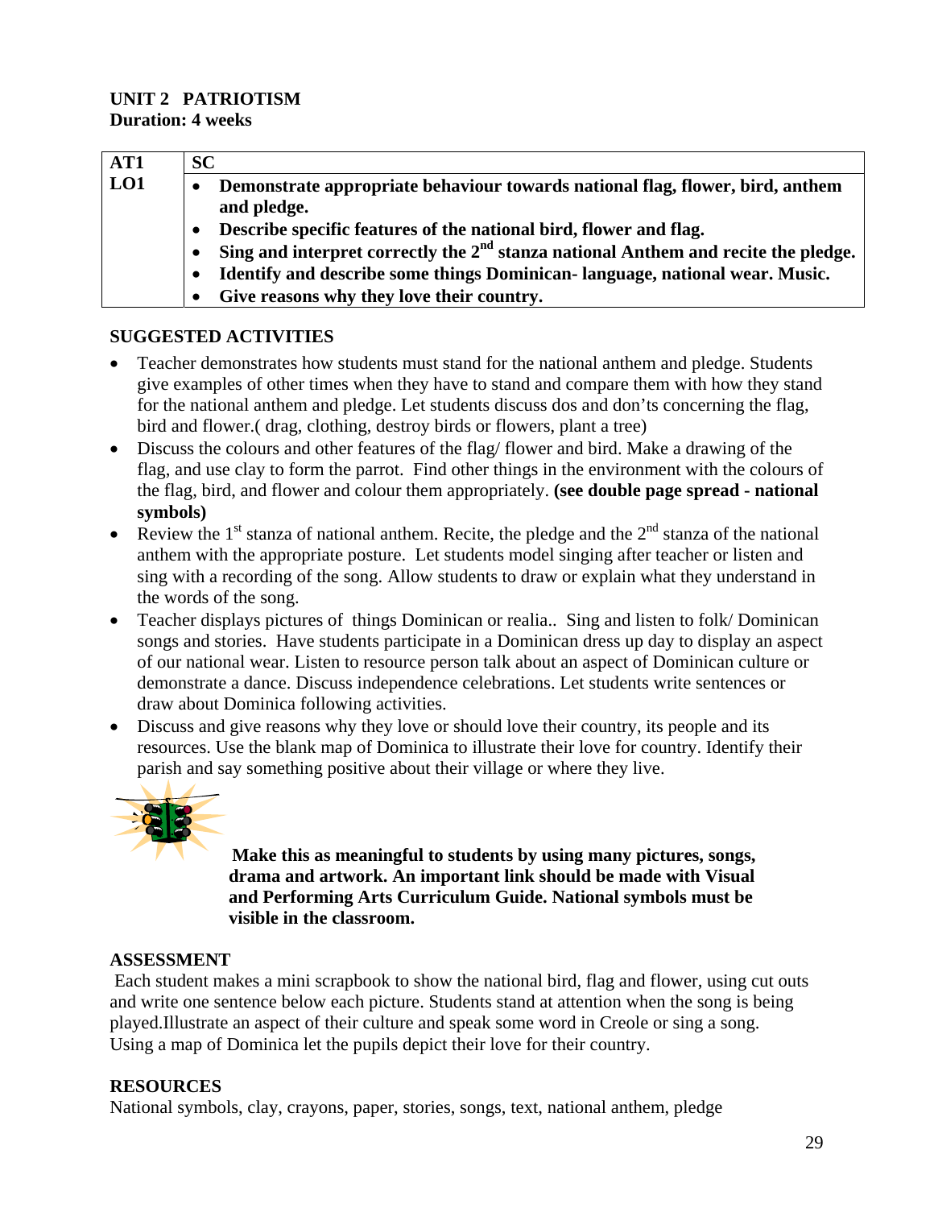**UNIT 2 PATRIOTISM**
**Duration: 4 weeks**

| AT1 | SC |
|---|---|
| LO1 | • **Demonstrate appropriate behaviour towards national flag, flower, bird, anthem and pledge.**<br>• **Describe specific features of the national bird, flower and flag.**<br>• **Sing and interpret correctly the 2nd stanza national Anthem and recite the pledge.**<br>• **Identify and describe some things Dominican- language, national wear. Music.**<br>• **Give reasons why they love their country.** |

**SUGGESTED ACTIVITIES**

- Teacher demonstrates how students must stand for the national anthem and pledge. Students give examples of other times when they have to stand and compare them with how they stand for the national anthem and pledge. Let students discuss dos and don't's concerning the flag, bird and flower.( drag, clothing, destroy birds or flowers, plant a tree)
- Discuss the colours and other features of the flag/ flower and bird. Make a drawing of the flag, and use clay to form the parrot. Find other things in the environment with the colours of the flag, bird, and flower and colour them appropriately. **(see double page spread - national symbols)**
- Review the 1st stanza of national anthem. Recite, the pledge and the 2nd stanza of the national anthem with the appropriate posture. Let students model singing after teacher or listen and sing with a recording of the song. Allow students to draw or explain what they understand in the words of the song.
- Teacher displays pictures of things Dominican or realia.. Sing and listen to folk/ Dominican songs and stories. Have students participate in a Dominican dress up day to display an aspect of our national wear. Listen to resource person talk about an aspect of Dominican culture or demonstrate a dance. Discuss independence celebrations. Let students write sentences or draw about Dominica following activities.
- Discuss and give reasons why they love or should love their country, its people and its resources. Use the blank map of Dominica to illustrate their love for country. Identify their parish and say something positive about their village or where they live.

**Make this as meaningful to students by using many pictures, songs, drama and artwork. An important link should be made with Visual and Performing Arts Curriculum Guide. National symbols must be visible in the classroom.**

**ASSESSMENT**

Each student makes a mini scrapbook to show the national bird, flag and flower, using cut outs and write one sentence below each picture. Students stand at attention when the song is being played.Illustrate an aspect of their culture and speak some word in Creole or sing a song. Using a map of Dominica let the pupils depict their love for their country.

**RESOURCES**

National symbols, clay, crayons, paper, stories, songs, text, national anthem, pledge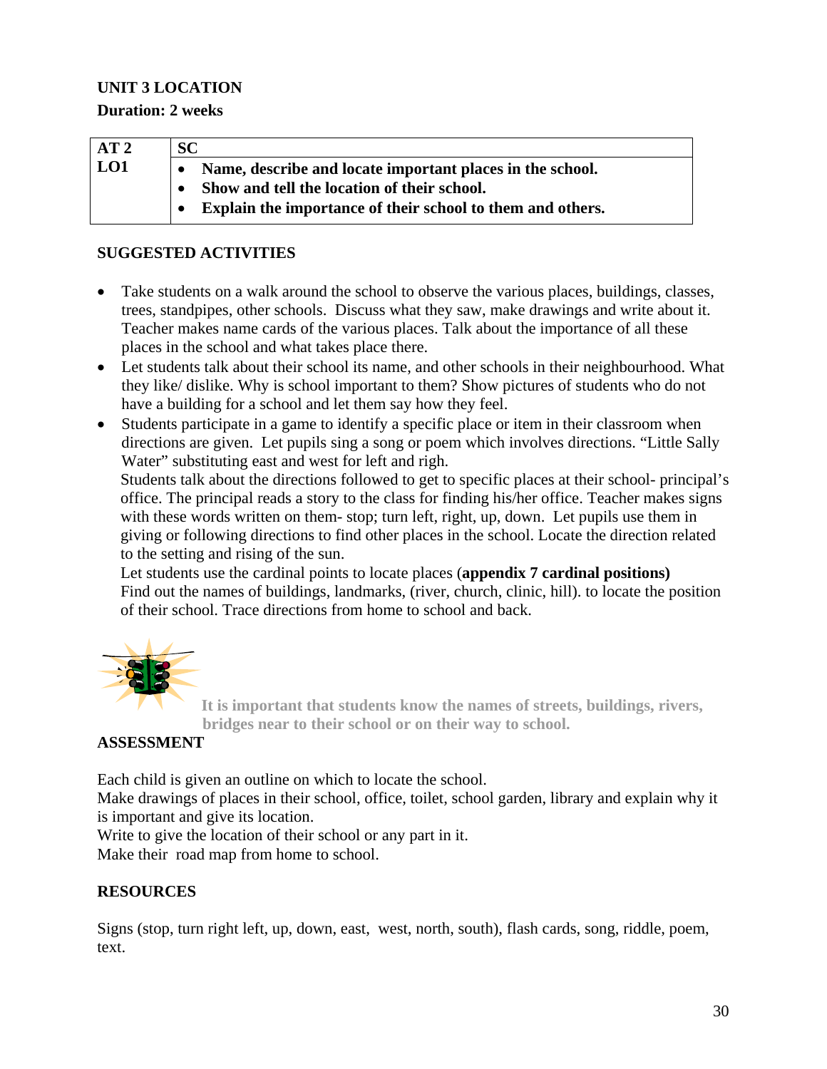**UNIT 3 LOCATION**

**Duration: 2 weeks**

| AT 2 | SC |
|---|---|
| LO1 | • Name, describe and locate important places in the school.<br>• Show and tell the location of their school.<br>• Explain the importance of their school to them and others. |

**SUGGESTED ACTIVITIES**

- Take students on a walk around the school to observe the various places, buildings, classes, trees, standpipes, other schools. Discuss what they saw, make drawings and write about it. Teacher makes name cards of the various places. Talk about the importance of all these places in the school and what takes place there.
- Let students talk about their school its name, and other schools in their neighbourhood. What they like/ dislike. Why is school important to them? Show pictures of students who do not have a building for a school and let them say how they feel.
- Students participate in a game to identify a specific place or item in their classroom when directions are given. Let pupils sing a song or poem which involves directions. "Little Sally Water" substituting east and west for left and righ.
  Students talk about the directions followed to get to specific places at their school- principal's office. The principal reads a story to the class for finding his/her office. Teacher makes signs with these words written on them- stop; turn left, right, up, down. Let pupils use them in giving or following directions to find other places in the school. Locate the direction related to the setting and rising of the sun.
  Let students use the cardinal points to locate places (**appendix 7 cardinal positions)**
  Find out the names of buildings, landmarks, (river, church, clinic, hill). to locate the position of their school. Trace directions from home to school and back.

**It is important that students know the names of streets, buildings, rivers, bridges near to their school or on their way to school.**

**ASSESSMENT**

Each child is given an outline on which to locate the school.
Make drawings of places in their school, office, toilet, school garden, library and explain why it is important and give its location.
Write to give the location of their school or any part in it.
Make their road map from home to school.

**RESOURCES**

Signs (stop, turn right left, up, down, east, west, north, south), flash cards, song, riddle, poem, text.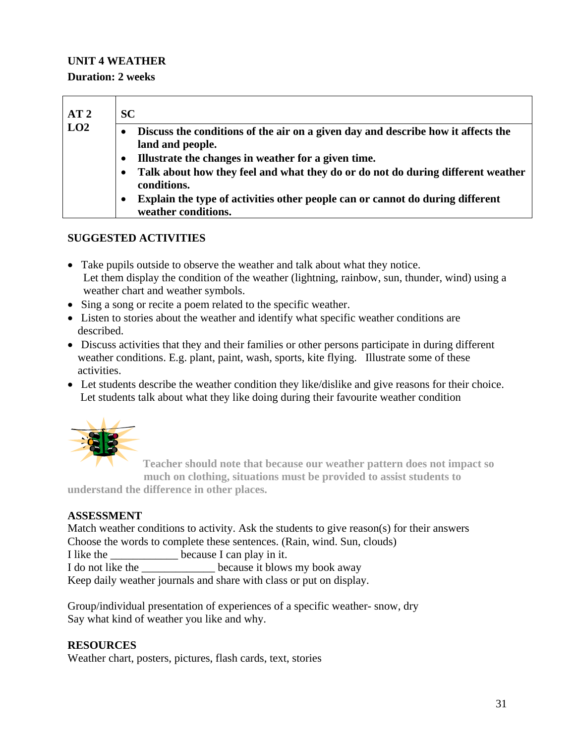**UNIT 4 WEATHER**

**Duration: 2 weeks**

| AT 2 LO2 | SC |
|---|---|
| | • **Discuss the conditions of the air on a given day and describe how it affects the land and people.**<br>• **Illustrate the changes in weather for a given time.**<br>• **Talk about how they feel and what they do or do not do during different weather conditions.**<br>• **Explain the type of activities other people can or cannot do during different weather conditions.** |

**SUGGESTED ACTIVITIES**

- Take pupils outside to observe the weather and talk about what they notice. Let them display the condition of the weather (lightning, rainbow, sun, thunder, wind) using a weather chart and weather symbols.
- Sing a song or recite a poem related to the specific weather.
- Listen to stories about the weather and identify what specific weather conditions are described.
- Discuss activities that they and their families or other persons participate in during different weather conditions. E.g. plant, paint, wash, sports, kite flying. Illustrate some of these activities.
- Let students describe the weather condition they like/dislike and give reasons for their choice. Let students talk about what they like doing during their favourite weather condition

**Teacher should note that because our weather pattern does not impact so much on clothing, situations must be provided to assist students to understand the difference in other places.**

**ASSESSMENT**

Match weather conditions to activity. Ask the students to give reason(s) for their answers
Choose the words to complete these sentences. (Rain, wind. Sun, clouds)
I like the ____________ because I can play in it.
I do not like the _____________ because it blows my book away
Keep daily weather journals and share with class or put on display.

Group/individual presentation of experiences of a specific weather- snow, dry
Say what kind of weather you like and why.

**RESOURCES**

Weather chart, posters, pictures, flash cards, text, stories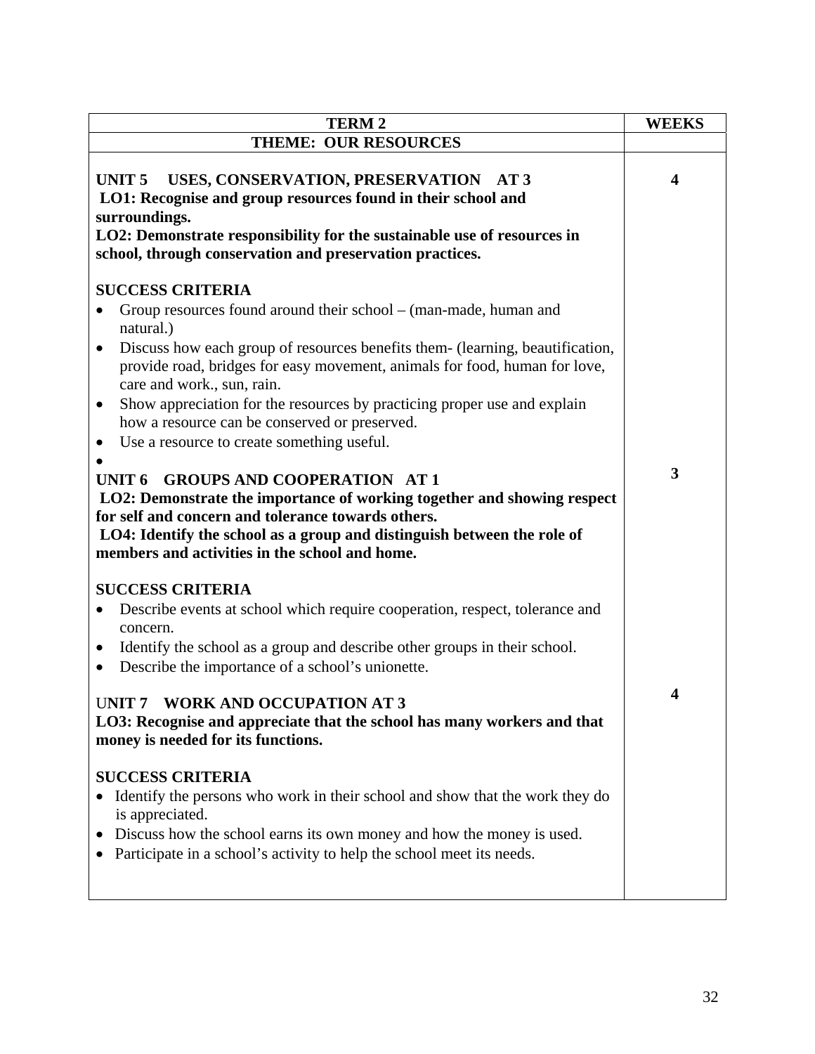| TERM 2 | WEEKS |
|---|---|
| **THEME: OUR RESOURCES** | |
| **UNIT 5 USES, CONSERVATION, PRESERVATION AT 3**<br>**LO1: Recognise and group resources found in their school and surroundings.**<br>**LO2: Demonstrate responsibility for the sustainable use of resources in school, through conservation and preservation practices.**<br><br>**SUCCESS CRITERIA**<br>• Group resources found around their school – (man-made, human and natural.)<br>• Discuss how each group of resources benefits them- (learning, beautification, provide road, bridges for easy movement, animals for food, human for love, care and work., sun, rain.<br>• Show appreciation for the resources by practicing proper use and explain how a resource can be conserved or preserved.<br>• Use a resource to create something useful.<br>• | **4** |
| **UNIT 6 GROUPS AND COOPERATION AT 1**<br>**LO2: Demonstrate the importance of working together and showing respect for self and concern and tolerance towards others.**<br>**LO4: Identify the school as a group and distinguish between the role of members and activities in the school and home.**<br><br>**SUCCESS CRITERIA**<br>• Describe events at school which require cooperation, respect, tolerance and concern.<br>• Identify the school as a group and describe other groups in their school.<br>• Describe the importance of a school's unionette. | **3** |
| **UNIT 7 WORK AND OCCUPATION AT 3**<br>**LO3: Recognise and appreciate that the school has many workers and that money is needed for its functions.**<br><br>**SUCCESS CRITERIA**<br>• Identify the persons who work in their school and show that the work they do is appreciated.<br>• Discuss how the school earns its own money and how the money is used.<br>• Participate in a school's activity to help the school meet its needs. | **4** |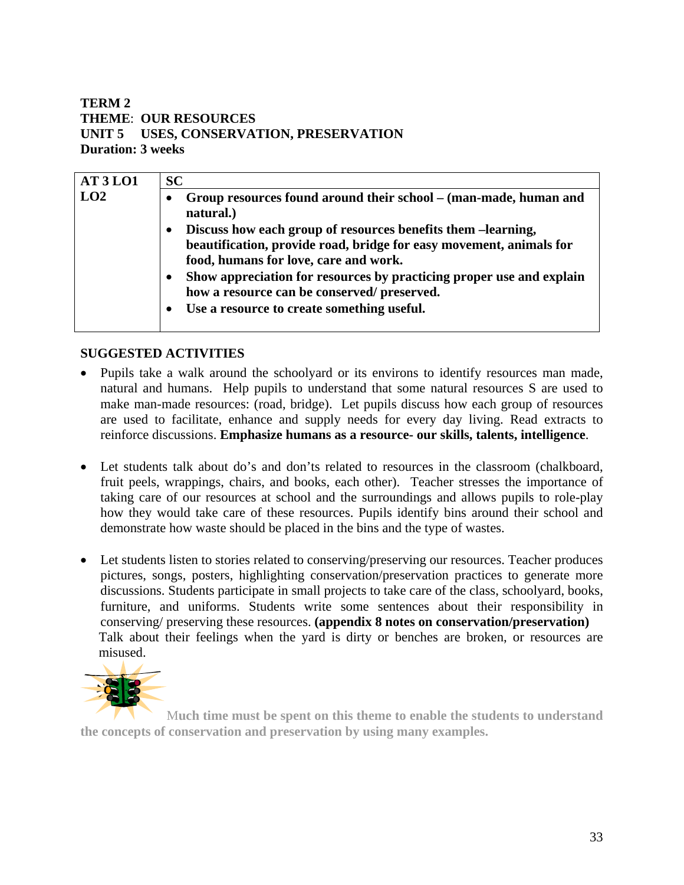**TERM 2**
**THEME**: **OUR RESOURCES**
**UNIT 5 USES, CONSERVATION, PRESERVATION**
**Duration: 3 weeks**

| AT 3 LO1 LO2 | SC |
|---|---|
| | • **Group resources found around their school – (man-made, human and natural.)** • **Discuss how each group of resources benefits them –learning, beautification, provide road, bridge for easy movement, animals for food, humans for love, care and work.** • **Show appreciation for resources by practicing proper use and explain how a resource can be conserved/ preserved.** • **Use a resource to create something useful.** |

**SUGGESTED ACTIVITIES**

- Pupils take a walk around the schoolyard or its environs to identify resources man made, natural and humans. Help pupils to understand that some natural resources S are used to make man-made resources: (road, bridge). Let pupils discuss how each group of resources are used to facilitate, enhance and supply needs for every day living. Read extracts to reinforce discussions. **Emphasize humans as a resource- our skills, talents, intelligence**.

- Let students talk about do's and don'ts related to resources in the classroom (chalkboard, fruit peels, wrappings, chairs, and books, each other). Teacher stresses the importance of taking care of our resources at school and the surroundings and allows pupils to role-play how they would take care of these resources. Pupils identify bins around their school and demonstrate how waste should be placed in the bins and the type of wastes.

- Let students listen to stories related to conserving/preserving our resources. Teacher produces pictures, songs, posters, highlighting conservation/preservation practices to generate more discussions. Students participate in small projects to take care of the class, schoolyard, books, furniture, and uniforms. Students write some sentences about their responsibility in conserving/ preserving these resources. **(appendix 8 notes on conservation/preservation)**
  Talk about their feelings when the yard is dirty or benches are broken, or resources are misused.

**Much time must be spent on this theme to enable the students to understand the concepts of conservation and preservation by using many examples.**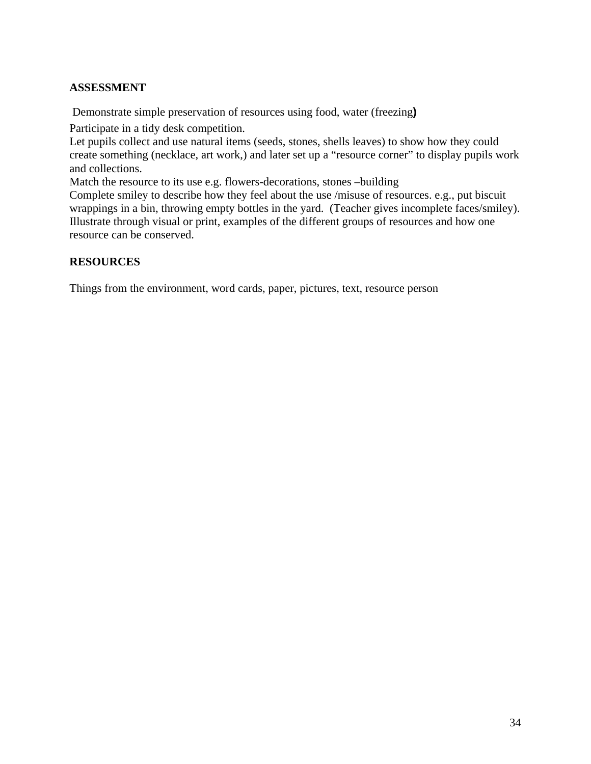**ASSESSMENT**

Demonstrate simple preservation of resources using food, water (freezing)

Participate in a tidy desk competition.

Let pupils collect and use natural items (seeds, stones, shells leaves) to show how they could create something (necklace, art work,) and later set up a "resource corner" to display pupils work and collections.

Match the resource to its use e.g. flowers-decorations, stones –building

Complete smiley to describe how they feel about the use /misuse of resources. e.g., put biscuit wrappings in a bin, throwing empty bottles in the yard. (Teacher gives incomplete faces/smiley).

Illustrate through visual or print, examples of the different groups of resources and how one resource can be conserved.

**RESOURCES**

Things from the environment, word cards, paper, pictures, text, resource person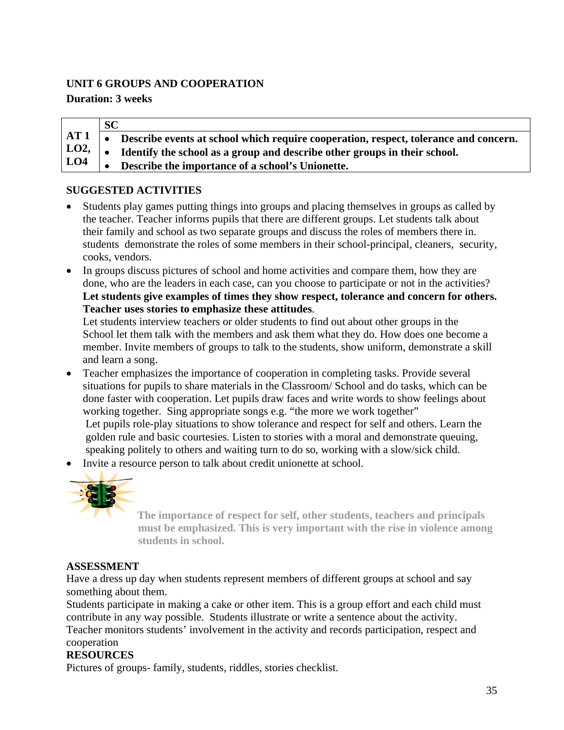**UNIT 6 GROUPS AND COOPERATION**

**Duration: 3 weeks**

| | SC |
|---|---|
| **AT 1 LO2, LO4** | • **Describe events at school which require cooperation, respect, tolerance and concern.**<br>• **Identify the school as a group and describe other groups in their school.**<br>• **Describe the importance of a school's Unionette.** |

**SUGGESTED ACTIVITIES**

- Students play games putting things into groups and placing themselves in groups as called by the teacher. Teacher informs pupils that there are different groups. Let students talk about their family and school as two separate groups and discuss the roles of members there in. students demonstrate the roles of some members in their school-principal, cleaners, security, cooks, vendors.
- In groups discuss pictures of school and home activities and compare them, how they are done, who are the leaders in each case, can you choose to participate or not in the activities? **Let students give examples of times they show respect, tolerance and concern for others. Teacher uses stories to emphasize these attitudes**.
  Let students interview teachers or older students to find out about other groups in the School let them talk with the members and ask them what they do. How does one become a member. Invite members of groups to talk to the students, show uniform, demonstrate a skill and learn a song.
- Teacher emphasizes the importance of cooperation in completing tasks. Provide several situations for pupils to share materials in the Classroom/ School and do tasks, which can be done faster with cooperation. Let pupils draw faces and write words to show feelings about working together. Sing appropriate songs e.g. "the more we work together"
  Let pupils role-play situations to show tolerance and respect for self and others. Learn the golden rule and basic courtesies. Listen to stories with a moral and demonstrate queuing, speaking politely to others and waiting turn to do so, working with a slow/sick child.
- Invite a resource person to talk about credit unionette at school.

**The importance of respect for self, other students, teachers and principals must be emphasized. This is very important with the rise in violence among students in school.**

**ASSESSMENT**

Have a dress up day when students represent members of different groups at school and say something about them.

Students participate in making a cake or other item. This is a group effort and each child must contribute in any way possible. Students illustrate or write a sentence about the activity.

Teacher monitors students' involvement in the activity and records participation, respect and cooperation

**RESOURCES**

Pictures of groups- family, students, riddles, stories checklist.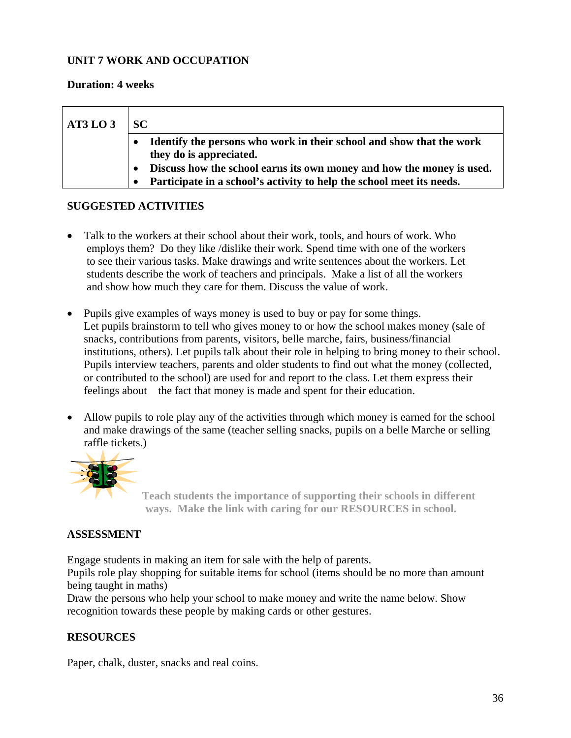## UNIT 7 WORK AND OCCUPATION

**Duration: 4 weeks**

| AT3 LO 3 | SC |
|---|---|
| | • **Identify the persons who work in their school and show that the work they do is appreciated.**<br>• **Discuss how the school earns its own money and how the money is used.**<br>• **Participate in a school's activity to help the school meet its needs.** |

### SUGGESTED ACTIVITIES

- Talk to the workers at their school about their work, tools, and hours of work. Who employs them? Do they like /dislike their work. Spend time with one of the workers to see their various tasks. Make drawings and write sentences about the workers. Let students describe the work of teachers and principals. Make a list of all the workers and show how much they care for them. Discuss the value of work.

- Pupils give examples of ways money is used to buy or pay for some things. Let pupils brainstorm to tell who gives money to or how the school makes money (sale of snacks, contributions from parents, visitors, belle marche, fairs, business/financial institutions, others). Let pupils talk about their role in helping to bring money to their school. Pupils interview teachers, parents and older students to find out what the money (collected, or contributed to the school) are used for and report to the class. Let them express their feelings about the fact that money is made and spent for their education.

- Allow pupils to role play any of the activities through which money is earned for the school and make drawings of the same (teacher selling snacks, pupils on a belle Marche or selling raffle tickets.)

**Teach students the importance of supporting their schools in different ways. Make the link with caring for our RESOURCES in school.**

### ASSESSMENT

Engage students in making an item for sale with the help of parents.
Pupils role play shopping for suitable items for school (items should be no more than amount being taught in maths)
Draw the persons who help your school to make money and write the name below. Show recognition towards these people by making cards or other gestures.

### RESOURCES

Paper, chalk, duster, snacks and real coins.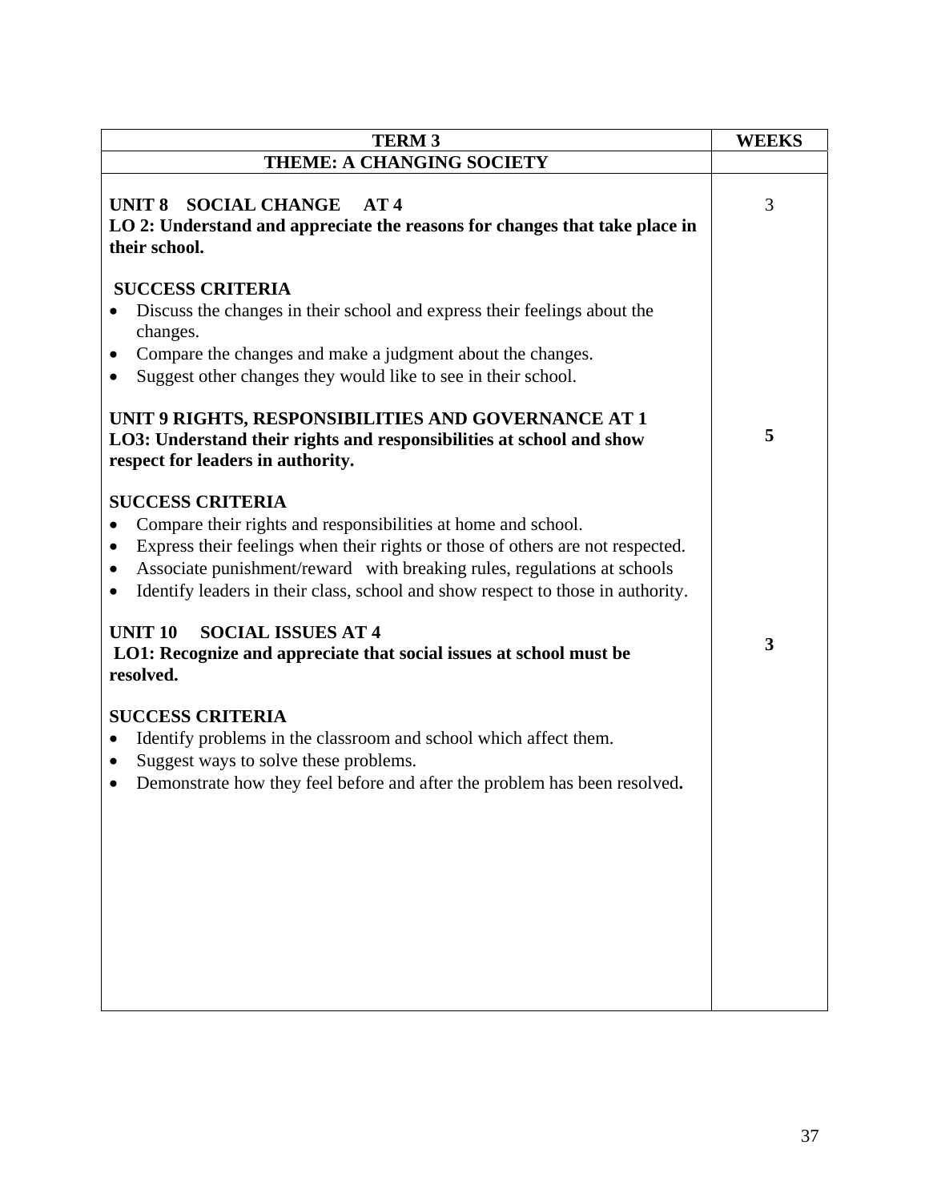| TERM 3 | WEEKS |
|---|---|
| **THEME: A CHANGING SOCIETY** | |
| **UNIT 8 SOCIAL CHANGE AT 4**<br>**LO 2: Understand and appreciate the reasons for changes that take place in their school.**<br><br>**SUCCESS CRITERIA**<br>• Discuss the changes in their school and express their feelings about the changes.<br>• Compare the changes and make a judgment about the changes.<br>• Suggest other changes they would like to see in their school. | 3 |
| **UNIT 9 RIGHTS, RESPONSIBILITIES AND GOVERNANCE AT 1**<br>**LO3: Understand their rights and responsibilities at school and show respect for leaders in authority.**<br><br>**SUCCESS CRITERIA**<br>• Compare their rights and responsibilities at home and school.<br>• Express their feelings when their rights or those of others are not respected.<br>• Associate punishment/reward with breaking rules, regulations at schools<br>• Identify leaders in their class, school and show respect to those in authority. | **5** |
| **UNIT 10 SOCIAL ISSUES AT 4**<br>**LO1: Recognize and appreciate that social issues at school must be resolved.**<br><br>**SUCCESS CRITERIA**<br>• Identify problems in the classroom and school which affect them.<br>• Suggest ways to solve these problems.<br>• Demonstrate how they feel before and after the problem has been resolved**.** | **3** |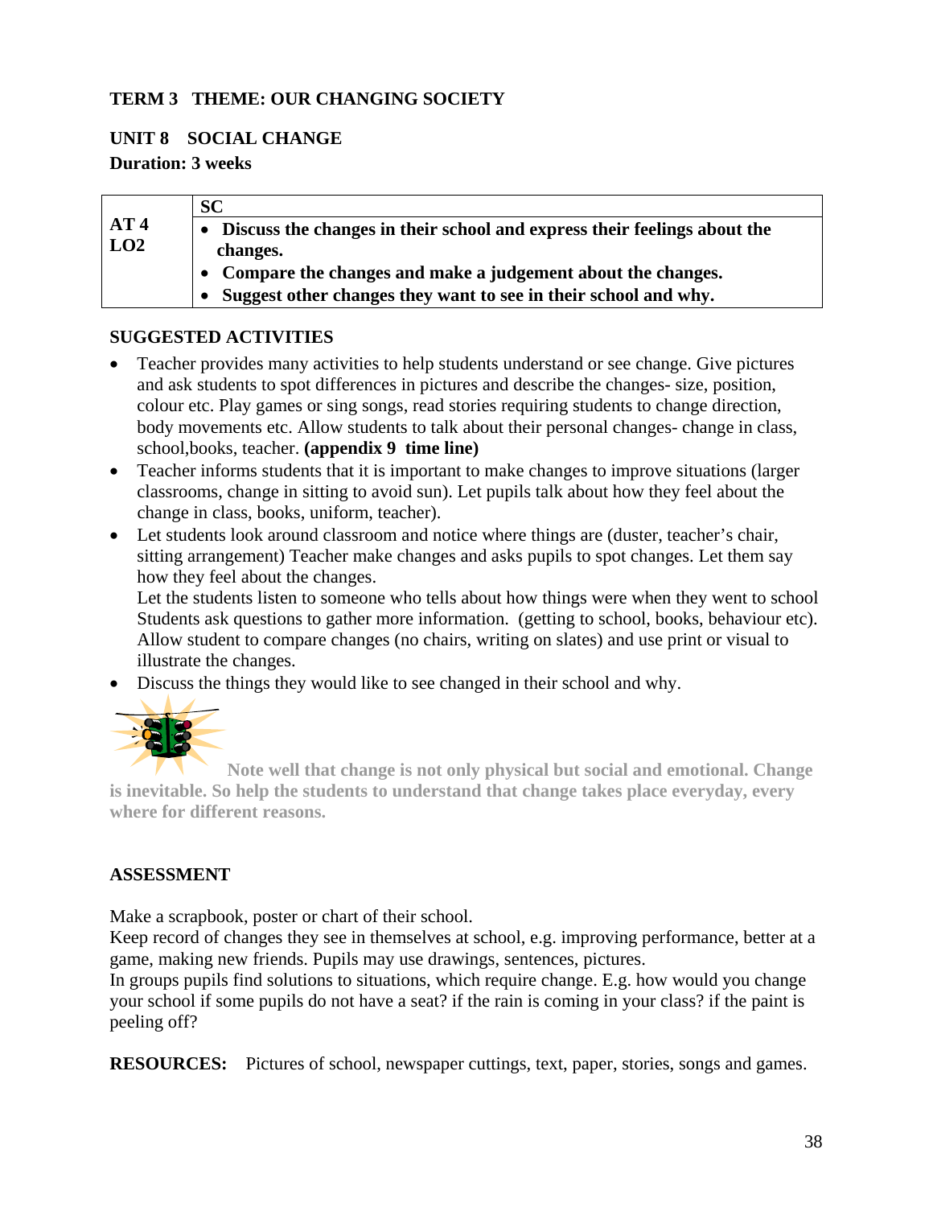**TERM 3 THEME: OUR CHANGING SOCIETY**

**UNIT 8 SOCIAL CHANGE**

**Duration: 3 weeks**

| | **SC** |
|---|---|
| **AT 4** **LO2** | • **Discuss the changes in their school and express their feelings about the changes.** • **Compare the changes and make a judgement about the changes.** • **Suggest other changes they want to see in their school and why.** |

**SUGGESTED ACTIVITIES**

- Teacher provides many activities to help students understand or see change. Give pictures and ask students to spot differences in pictures and describe the changes- size, position, colour etc. Play games or sing songs, read stories requiring students to change direction, body movements etc. Allow students to talk about their personal changes- change in class, school,books, teacher. **(appendix 9 time line)**
- Teacher informs students that it is important to make changes to improve situations (larger classrooms, change in sitting to avoid sun). Let pupils talk about how they feel about the change in class, books, uniform, teacher).
- Let students look around classroom and notice where things are (duster, teacher's chair, sitting arrangement) Teacher make changes and asks pupils to spot changes. Let them say how they feel about the changes.
  Let the students listen to someone who tells about how things were when they went to school Students ask questions to gather more information. (getting to school, books, behaviour etc). Allow student to compare changes (no chairs, writing on slates) and use print or visual to illustrate the changes.
- Discuss the things they would like to see changed in their school and why.

**Note well that change is not only physical but social and emotional. Change is inevitable. So help the students to understand that change takes place everyday, every where for different reasons.**

**ASSESSMENT**

Make a scrapbook, poster or chart of their school.
Keep record of changes they see in themselves at school, e.g. improving performance, better at a game, making new friends. Pupils may use drawings, sentences, pictures.
In groups pupils find solutions to situations, which require change. E.g. how would you change your school if some pupils do not have a seat? if the rain is coming in your class? if the paint is peeling off?

**RESOURCES:** Pictures of school, newspaper cuttings, text, paper, stories, songs and games.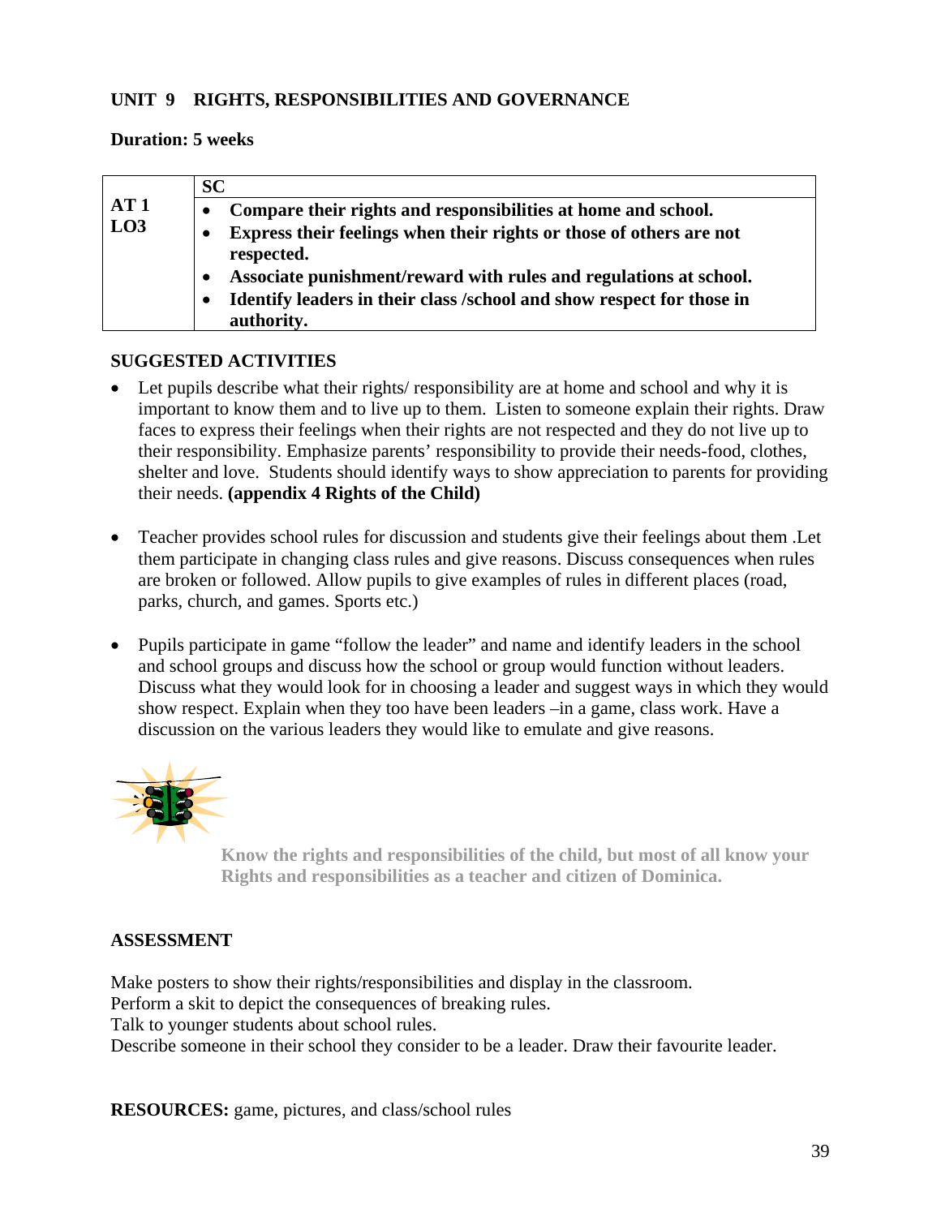## UNIT 9 RIGHTS, RESPONSIBILITIES AND GOVERNANCE

**Duration: 5 weeks**

| | SC |
|---|---|
| **AT 1**<br>**LO3** | • **Compare their rights and responsibilities at home and school.**<br>• **Express their feelings when their rights or those of others are not respected.**<br>• **Associate punishment/reward with rules and regulations at school.**<br>• **Identify leaders in their class /school and show respect for those in authority.** |

### SUGGESTED ACTIVITIES

- Let pupils describe what their rights/ responsibility are at home and school and why it is important to know them and to live up to them. Listen to someone explain their rights. Draw faces to express their feelings when their rights are not respected and they do not live up to their responsibility. Emphasize parents' responsibility to provide their needs-food, clothes, shelter and love. Students should identify ways to show appreciation to parents for providing their needs. **(appendix 4 Rights of the Child)**

- Teacher provides school rules for discussion and students give their feelings about them .Let them participate in changing class rules and give reasons. Discuss consequences when rules are broken or followed. Allow pupils to give examples of rules in different places (road, parks, church, and games. Sports etc.)

- Pupils participate in game "follow the leader" and name and identify leaders in the school and school groups and discuss how the school or group would function without leaders. Discuss what they would look for in choosing a leader and suggest ways in which they would show respect. Explain when they too have been leaders –in a game, class work. Have a discussion on the various leaders they would like to emulate and give reasons.

**Know the rights and responsibilities of the child, but most of all know your Rights and responsibilities as a teacher and citizen of Dominica.**

### ASSESSMENT

Make posters to show their rights/responsibilities and display in the classroom.
Perform a skit to depict the consequences of breaking rules.
Talk to younger students about school rules.
Describe someone in their school they consider to be a leader. Draw their favourite leader.

**RESOURCES:** game, pictures, and class/school rules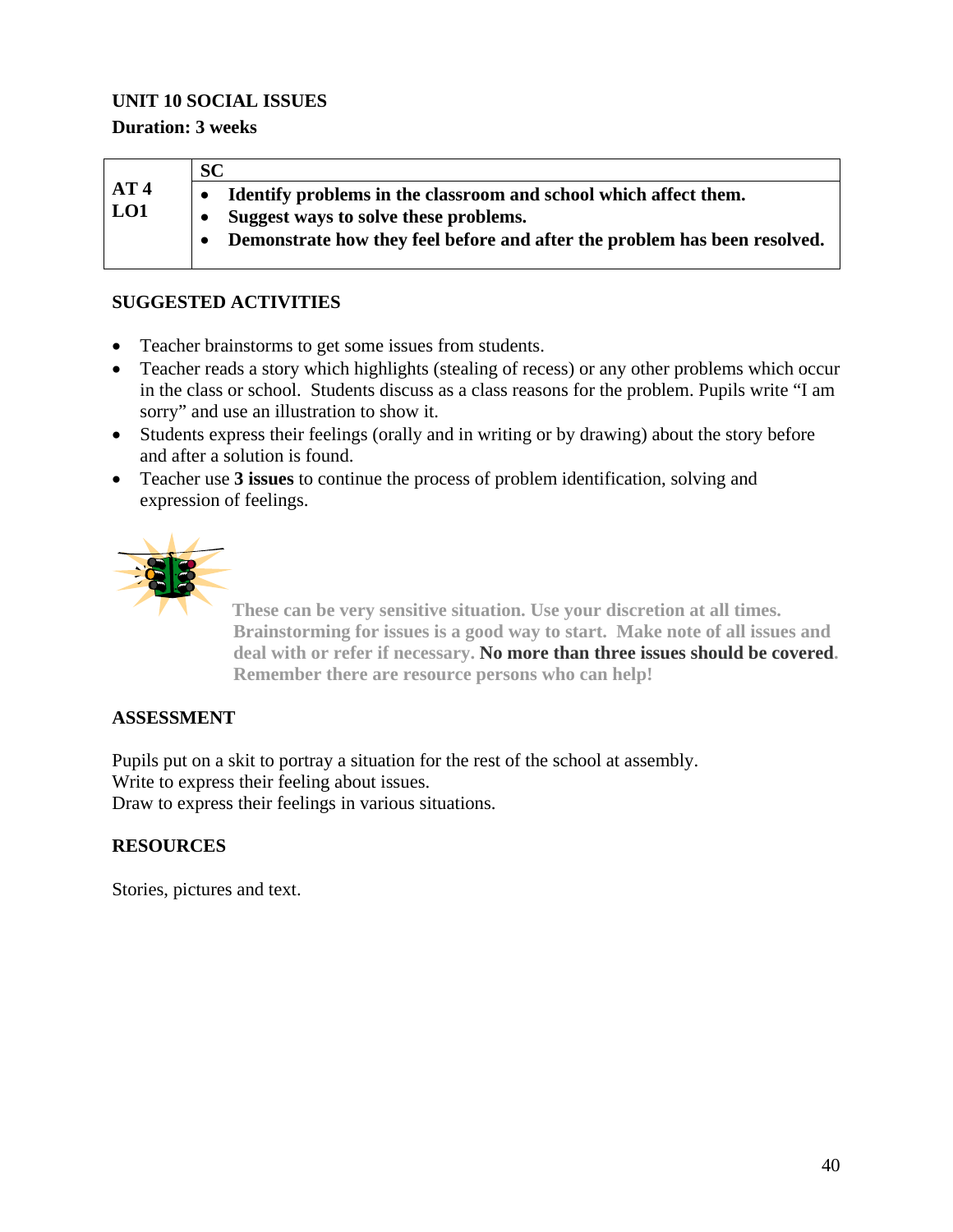**UNIT 10 SOCIAL ISSUES**

**Duration: 3 weeks**

| | SC |
|---|---|
| **AT 4**<br>**LO1** | • **Identify problems in the classroom and school which affect them.**<br>• **Suggest ways to solve these problems.**<br>• **Demonstrate how they feel before and after the problem has been resolved.** |

**SUGGESTED ACTIVITIES**

- Teacher brainstorms to get some issues from students.
- Teacher reads a story which highlights (stealing of recess) or any other problems which occur in the class or school. Students discuss as a class reasons for the problem. Pupils write "I am sorry" and use an illustration to show it.
- Students express their feelings (orally and in writing or by drawing) about the story before and after a solution is found.
- Teacher use **3 issues** to continue the process of problem identification, solving and expression of feelings.

**These can be very sensitive situation. Use your discretion at all times. Brainstorming for issues is a good way to start. Make note of all issues and deal with or refer if necessary. No more than three issues should be covered. Remember there are resource persons who can help!**

**ASSESSMENT**

Pupils put on a skit to portray a situation for the rest of the school at assembly.
Write to express their feeling about issues.
Draw to express their feelings in various situations.

**RESOURCES**

Stories, pictures and text.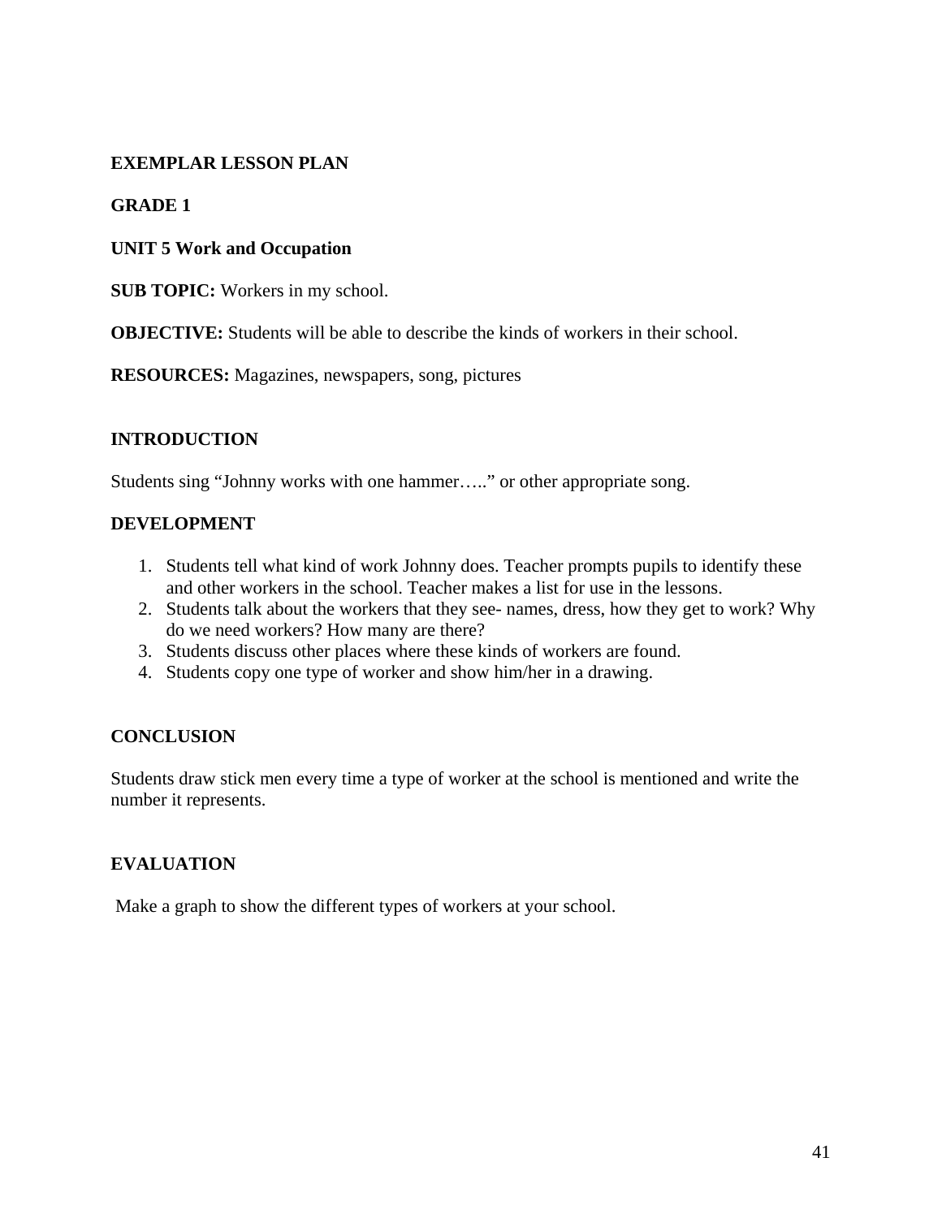**EXEMPLAR LESSON PLAN**

**GRADE 1**

**UNIT 5 Work and Occupation**

**SUB TOPIC:** Workers in my school.

**OBJECTIVE:** Students will be able to describe the kinds of workers in their school.

**RESOURCES:** Magazines, newspapers, song, pictures

**INTRODUCTION**

Students sing "Johnny works with one hammer….." or other appropriate song.

**DEVELOPMENT**

1. Students tell what kind of work Johnny does. Teacher prompts pupils to identify these and other workers in the school. Teacher makes a list for use in the lessons.
2. Students talk about the workers that they see- names, dress, how they get to work? Why do we need workers? How many are there?
3. Students discuss other places where these kinds of workers are found.
4. Students copy one type of worker and show him/her in a drawing.

**CONCLUSION**

Students draw stick men every time a type of worker at the school is mentioned and write the number it represents.

**EVALUATION**

Make a graph to show the different types of workers at your school.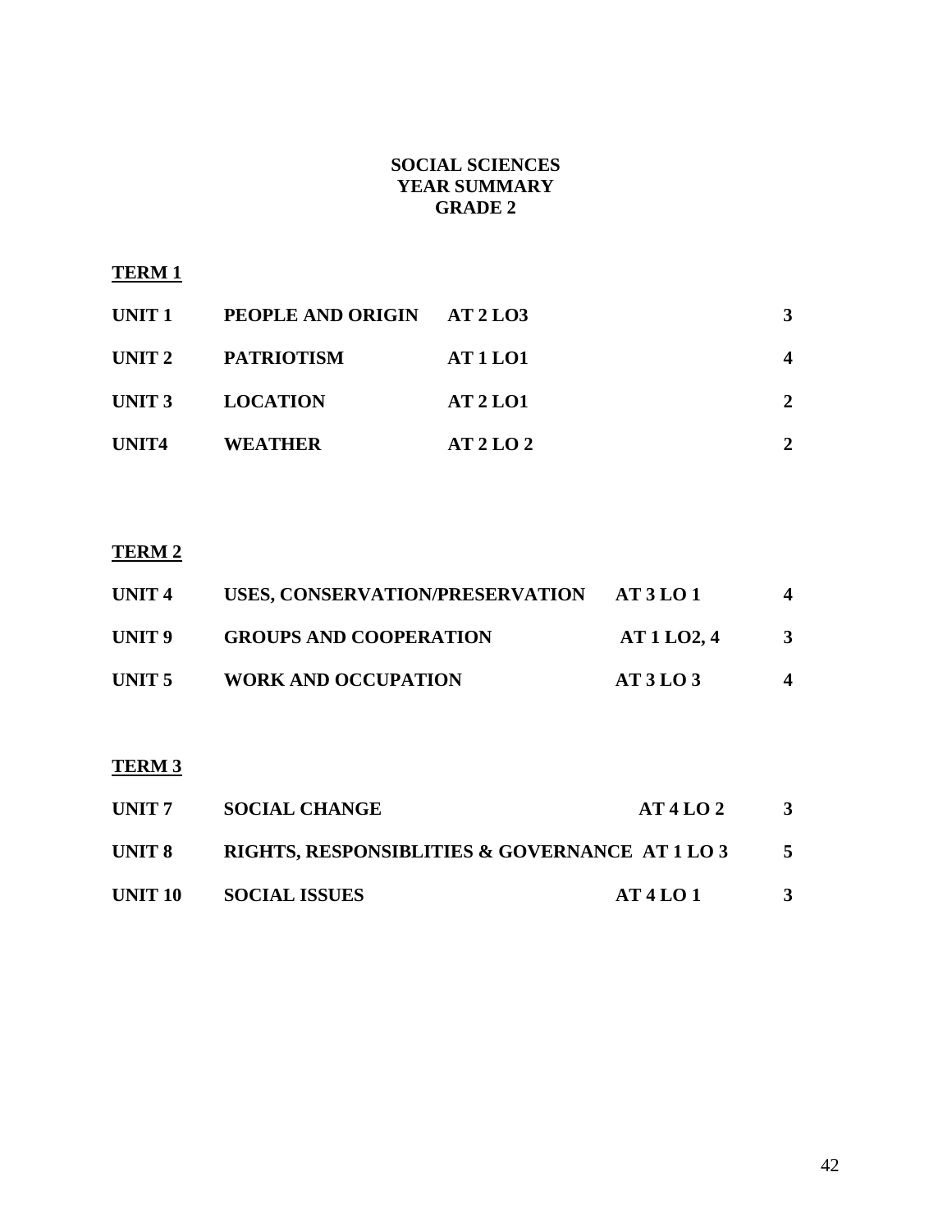# SOCIAL SCIENCES
# YEAR SUMMARY
# GRADE 2

**TERM 1**

| | | | |
|---|---|---|---|
| **UNIT 1** | **PEOPLE AND ORIGIN** | **AT 2 LO3** | **3** |
| **UNIT 2** | **PATRIOTISM** | **AT 1 LO1** | **4** |
| **UNIT 3** | **LOCATION** | **AT 2 LO1** | **2** |
| **UNIT4** | **WEATHER** | **AT 2 LO 2** | **2** |

**TERM 2**

| | | | |
|---|---|---|---|
| **UNIT 4** | **USES, CONSERVATION/PRESERVATION** | **AT 3 LO 1** | **4** |
| **UNIT 9** | **GROUPS AND COOPERATION** | **AT 1 LO2, 4** | **3** |
| **UNIT 5** | **WORK AND OCCUPATION** | **AT 3 LO 3** | **4** |

**TERM 3**

| | | | |
|---|---|---|---|
| **UNIT 7** | **SOCIAL CHANGE** | **AT 4 LO 2** | **3** |
| **UNIT 8** | **RIGHTS, RESPONSIBLITIES & GOVERNANCE** | **AT 1 LO 3** | **5** |
| **UNIT 10** | **SOCIAL ISSUES** | **AT 4 LO 1** | **3** |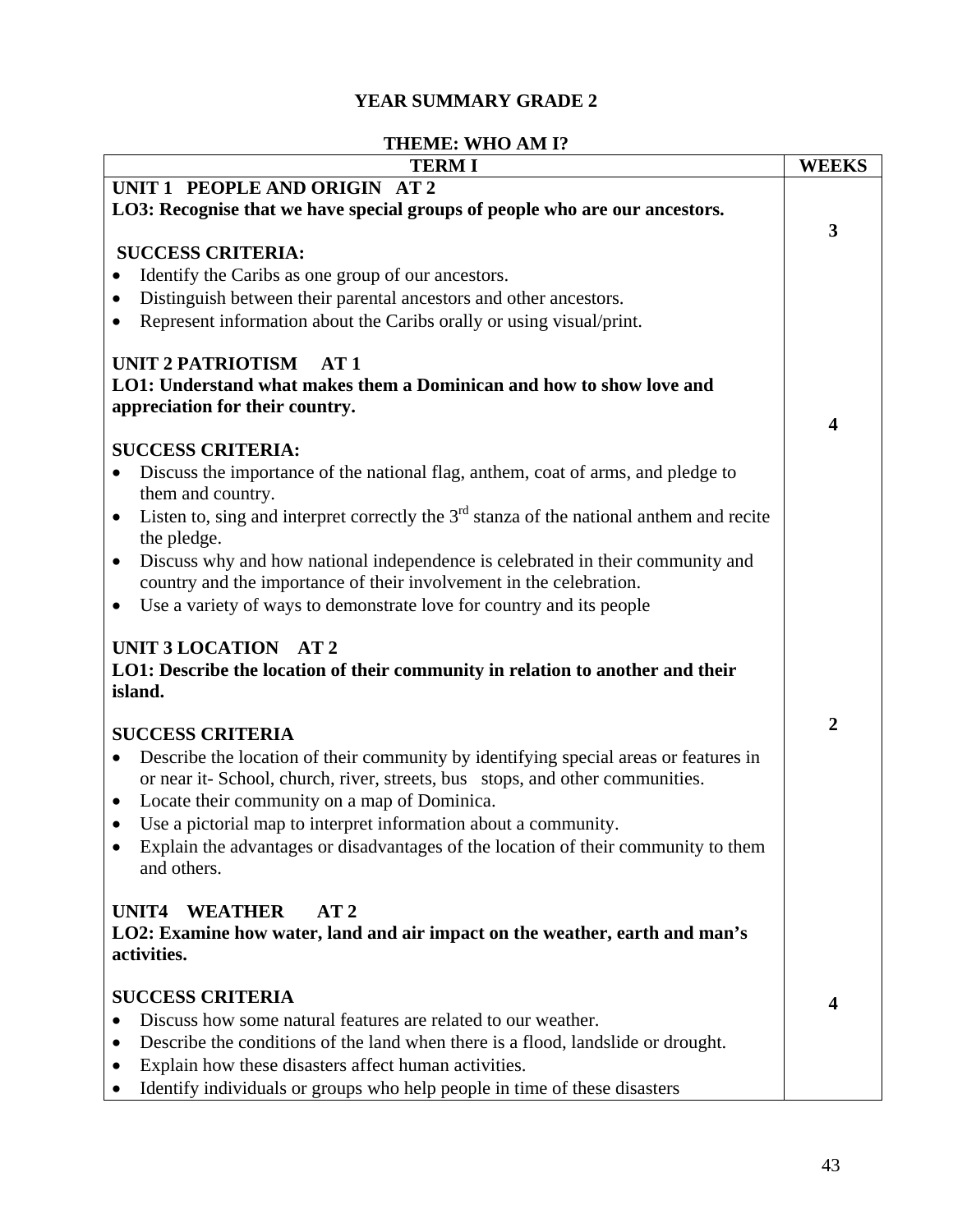## YEAR SUMMARY GRADE 2

### THEME: WHO AM I?

| TERM I | WEEKS |
|---|---|
| **UNIT 1 PEOPLE AND ORIGIN AT 2**<br>**LO3: Recognise that we have special groups of people who are our ancestors.**<br><br>**SUCCESS CRITERIA:**<br>• Identify the Caribs as one group of our ancestors.<br>• Distinguish between their parental ancestors and other ancestors.<br>• Represent information about the Caribs orally or using visual/print. | **3** |
| **UNIT 2 PATRIOTISM AT 1**<br>**LO1: Understand what makes them a Dominican and how to show love and appreciation for their country.**<br><br>**SUCCESS CRITERIA:**<br>• Discuss the importance of the national flag, anthem, coat of arms, and pledge to them and country.<br>• Listen to, sing and interpret correctly the 3rd stanza of the national anthem and recite the pledge.<br>• Discuss why and how national independence is celebrated in their community and country and the importance of their involvement in the celebration.<br>• Use a variety of ways to demonstrate love for country and its people | **4** |
| **UNIT 3 LOCATION AT 2**<br>**LO1: Describe the location of their community in relation to another and their island.**<br><br>**SUCCESS CRITERIA**<br>• Describe the location of their community by identifying special areas or features in or near it- School, church, river, streets, bus stops, and other communities.<br>• Locate their community on a map of Dominica.<br>• Use a pictorial map to interpret information about a community.<br>• Explain the advantages or disadvantages of the location of their community to them and others. | **2** |
| **UNIT4 WEATHER AT 2**<br>**LO2: Examine how water, land and air impact on the weather, earth and man's activities.**<br><br>**SUCCESS CRITERIA**<br>• Discuss how some natural features are related to our weather.<br>• Describe the conditions of the land when there is a flood, landslide or drought.<br>• Explain how these disasters affect human activities.<br>• Identify individuals or groups who help people in time of these disasters | **4** |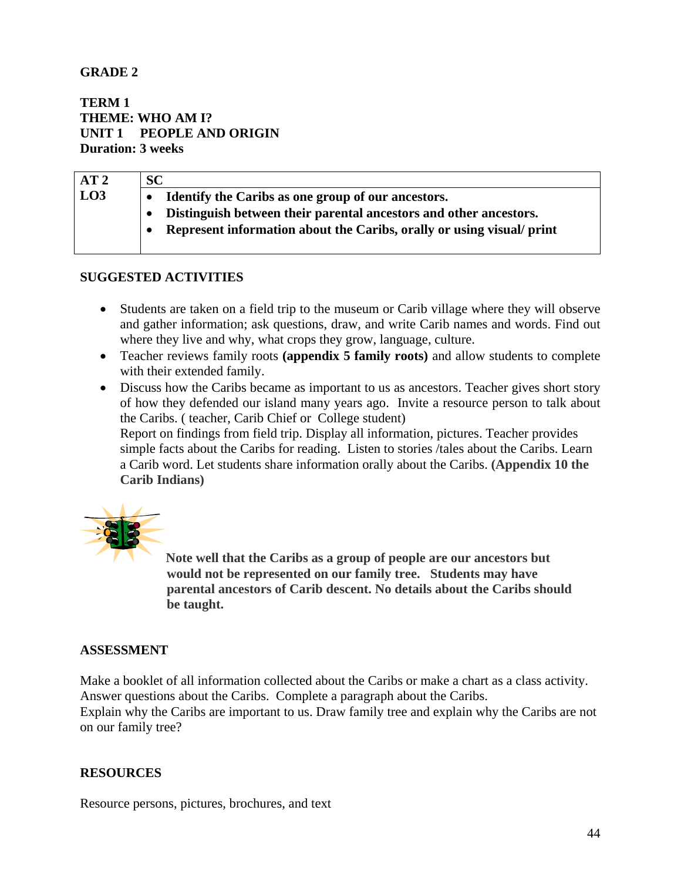**GRADE 2**

**TERM 1**
**THEME: WHO AM I?**
**UNIT 1 PEOPLE AND ORIGIN**
**Duration: 3 weeks**

| AT 2 | SC |
|---|---|
| LO3 | • **Identify the Caribs as one group of our ancestors.**<br>• **Distinguish between their parental ancestors and other ancestors.**<br>• **Represent information about the Caribs, orally or using visual/ print** |

**SUGGESTED ACTIVITIES**

- Students are taken on a field trip to the museum or Carib village where they will observe and gather information; ask questions, draw, and write Carib names and words. Find out where they live and why, what crops they grow, language, culture.
- Teacher reviews family roots **(appendix 5 family roots)** and allow students to complete with their extended family.
- Discuss how the Caribs became as important to us as ancestors. Teacher gives short story of how they defended our island many years ago. Invite a resource person to talk about the Caribs. ( teacher, Carib Chief or College student)
  Report on findings from field trip. Display all information, pictures. Teacher provides simple facts about the Caribs for reading. Listen to stories /tales about the Caribs. Learn a Carib word. Let students share information orally about the Caribs. **(Appendix 10 the Carib Indians)**

**Note well that the Caribs as a group of people are our ancestors but would not be represented on our family tree. Students may have parental ancestors of Carib descent. No details about the Caribs should be taught.**

**ASSESSMENT**

Make a booklet of all information collected about the Caribs or make a chart as a class activity. Answer questions about the Caribs. Complete a paragraph about the Caribs.
Explain why the Caribs are important to us. Draw family tree and explain why the Caribs are not on our family tree?

**RESOURCES**

Resource persons, pictures, brochures, and text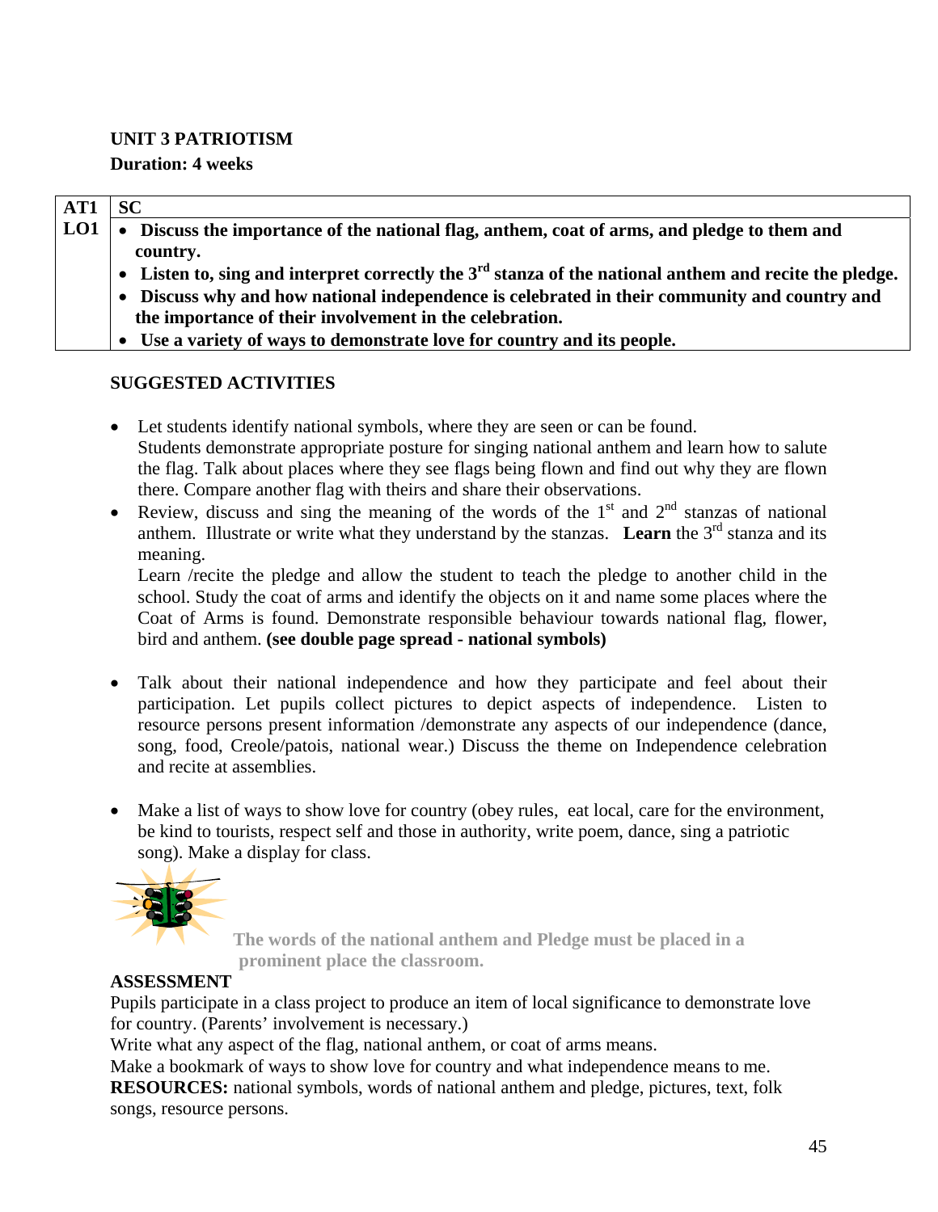**UNIT 3 PATRIOTISM**
**Duration: 4 weeks**

| AT1 | SC |
|---|---|
| LO1 | • **Discuss the importance of the national flag, anthem, coat of arms, and pledge to them and country.**<br>• **Listen to, sing and interpret correctly the 3rd stanza of the national anthem and recite the pledge.**<br>• **Discuss why and how national independence is celebrated in their community and country and the importance of their involvement in the celebration.**<br>• **Use a variety of ways to demonstrate love for country and its people.** |

**SUGGESTED ACTIVITIES**

- Let students identify national symbols, where they are seen or can be found.
  Students demonstrate appropriate posture for singing national anthem and learn how to salute the flag. Talk about places where they see flags being flown and find out why they are flown there. Compare another flag with theirs and share their observations.
- Review, discuss and sing the meaning of the words of the 1st and 2nd stanzas of national anthem. Illustrate or write what they understand by the stanzas. **Learn** the 3rd stanza and its meaning.
  Learn /recite the pledge and allow the student to teach the pledge to another child in the school. Study the coat of arms and identify the objects on it and name some places where the Coat of Arms is found. Demonstrate responsible behaviour towards national flag, flower, bird and anthem. **(see double page spread - national symbols)**

- Talk about their national independence and how they participate and feel about their participation. Let pupils collect pictures to depict aspects of independence. Listen to resource persons present information /demonstrate any aspects of our independence (dance, song, food, Creole/patois, national wear.) Discuss the theme on Independence celebration and recite at assemblies.

- Make a list of ways to show love for country (obey rules, eat local, care for the environment, be kind to tourists, respect self and those in authority, write poem, dance, sing a patriotic song). Make a display for class.

**The words of the national anthem and Pledge must be placed in a prominent place the classroom.**

**ASSESSMENT**
Pupils participate in a class project to produce an item of local significance to demonstrate love for country. (Parents' involvement is necessary.)
Write what any aspect of the flag, national anthem, or coat of arms means.
Make a bookmark of ways to show love for country and what independence means to me.
**RESOURCES:** national symbols, words of national anthem and pledge, pictures, text, folk songs, resource persons.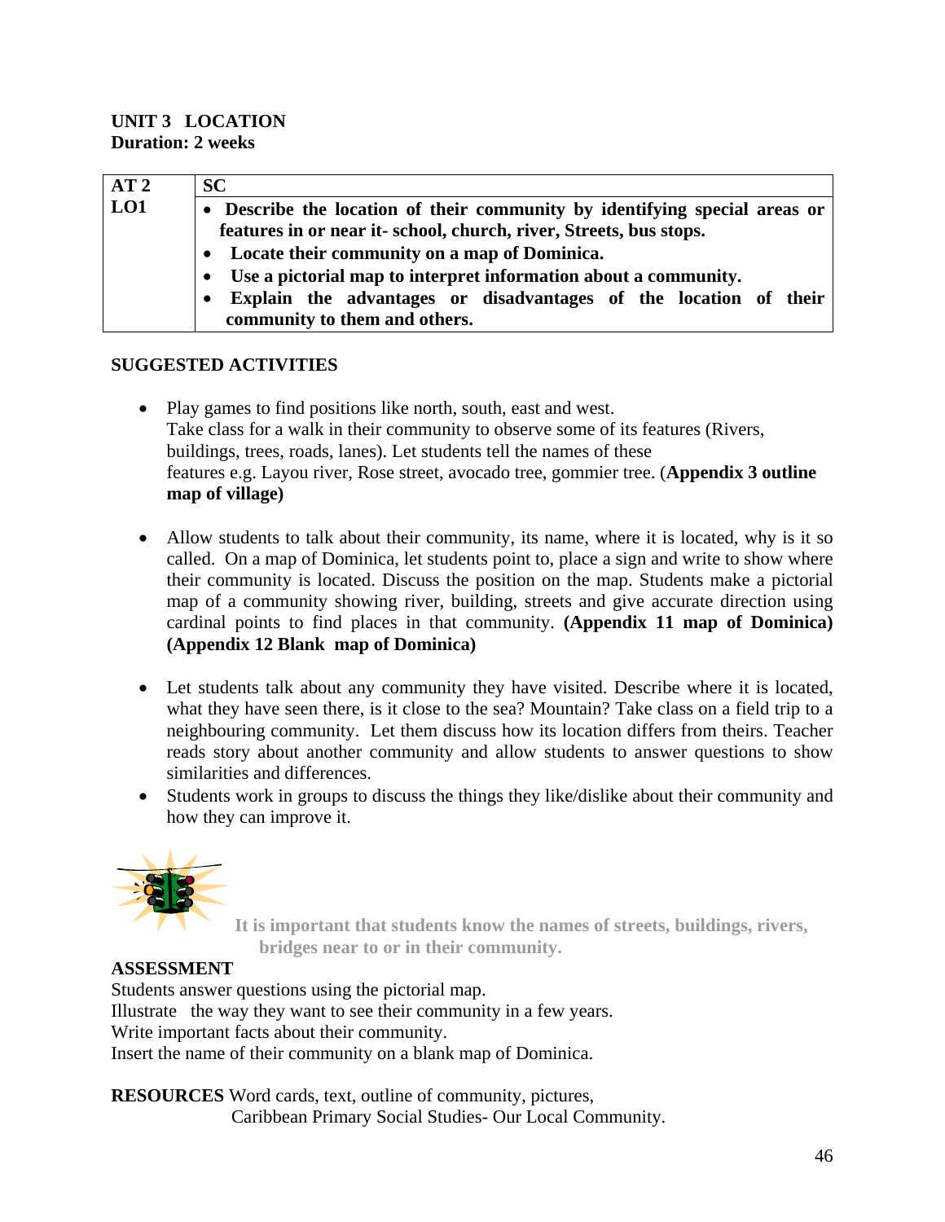**UNIT 3 LOCATION**
**Duration: 2 weeks**

| AT 2 | SC |
|---|---|
| LO1 | • **Describe the location of their community by identifying special areas or features in or near it- school, church, river, Streets, bus stops.**<br>• **Locate their community on a map of Dominica.**<br>• **Use a pictorial map to interpret information about a community.**<br>• **Explain the advantages or disadvantages of the location of their community to them and others.** |

**SUGGESTED ACTIVITIES**

- Play games to find positions like north, south, east and west.
  Take class for a walk in their community to observe some of its features (Rivers, buildings, trees, roads, lanes). Let students tell the names of these features e.g. Layou river, Rose street, avocado tree, gommier tree. (**Appendix 3 outline map of village)**

- Allow students to talk about their community, its name, where it is located, why is it so called. On a map of Dominica, let students point to, place a sign and write to show where their community is located. Discuss the position on the map. Students make a pictorial map of a community showing river, building, streets and give accurate direction using cardinal points to find places in that community. **(Appendix 11 map of Dominica) (Appendix 12 Blank map of Dominica)**

- Let students talk about any community they have visited. Describe where it is located, what they have seen there, is it close to the sea? Mountain? Take class on a field trip to a neighbouring community. Let them discuss how its location differs from theirs. Teacher reads story about another community and allow students to answer questions to show similarities and differences.
- Students work in groups to discuss the things they like/dislike about their community and how they can improve it.

**It is important that students know the names of streets, buildings, rivers, bridges near to or in their community.**

**ASSESSMENT**
Students answer questions using the pictorial map.
Illustrate the way they want to see their community in a few years.
Write important facts about their community.
Insert the name of their community on a blank map of Dominica.

**RESOURCES** Word cards, text, outline of community, pictures,
Caribbean Primary Social Studies- Our Local Community.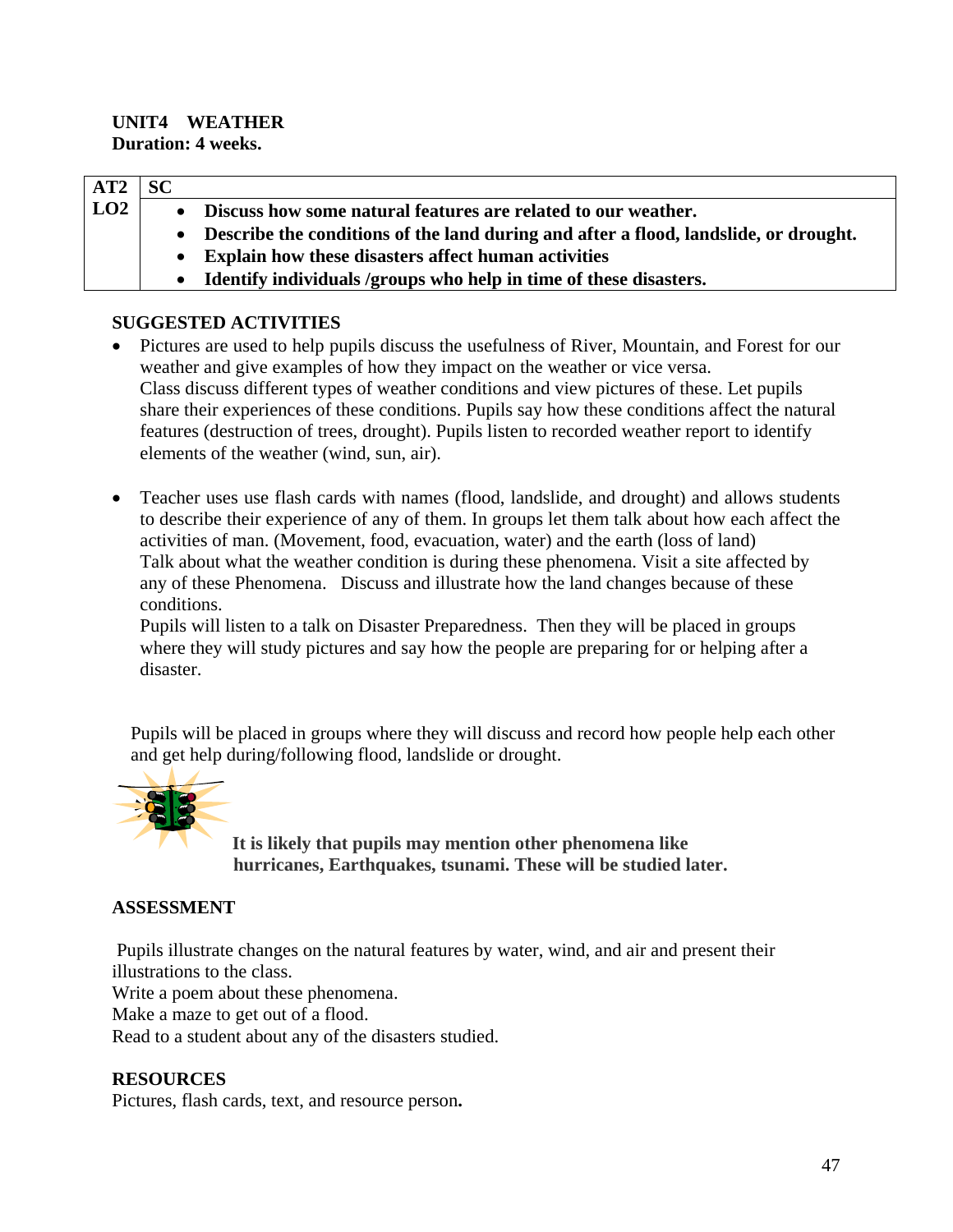**UNIT4 WEATHER**
**Duration: 4 weeks.**

| AT2 | SC |
|---|---|
| LO2 | • **Discuss how some natural features are related to our weather.**<br>• **Describe the conditions of the land during and after a flood, landslide, or drought.**<br>• **Explain how these disasters affect human activities**<br>• **Identify individuals /groups who help in time of these disasters.** |

**SUGGESTED ACTIVITIES**

- Pictures are used to help pupils discuss the usefulness of River, Mountain, and Forest for our weather and give examples of how they impact on the weather or vice versa.
  Class discuss different types of weather conditions and view pictures of these. Let pupils share their experiences of these conditions. Pupils say how these conditions affect the natural features (destruction of trees, drought). Pupils listen to recorded weather report to identify elements of the weather (wind, sun, air).

- Teacher uses use flash cards with names (flood, landslide, and drought) and allows students to describe their experience of any of them. In groups let them talk about how each affect the activities of man. (Movement, food, evacuation, water) and the earth (loss of land)
  Talk about what the weather condition is during these phenomena. Visit a site affected by any of these Phenomena. Discuss and illustrate how the land changes because of these conditions.
  Pupils will listen to a talk on Disaster Preparedness. Then they will be placed in groups where they will study pictures and say how the people are preparing for or helping after a disaster.

Pupils will be placed in groups where they will discuss and record how people help each other and get help during/following flood, landslide or drought.

**It is likely that pupils may mention other phenomena like hurricanes, Earthquakes, tsunami. These will be studied later.**

**ASSESSMENT**

Pupils illustrate changes on the natural features by water, wind, and air and present their illustrations to the class.
Write a poem about these phenomena.
Make a maze to get out of a flood.
Read to a student about any of the disasters studied.

**RESOURCES**
Pictures, flash cards, text, and resource person**.**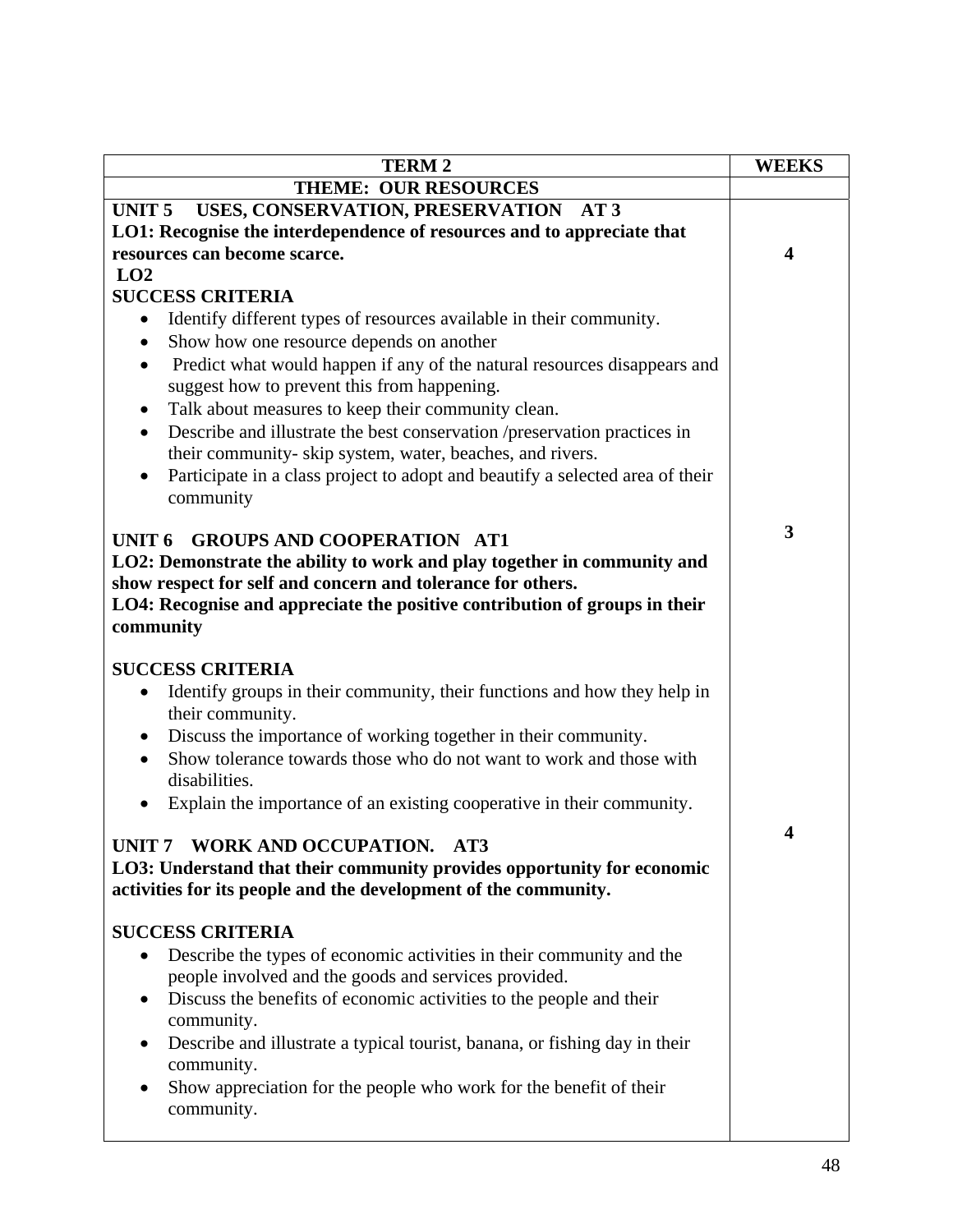| TERM 2 | WEEKS |
|---|---|
| **THEME: OUR RESOURCES** | |
| **UNIT 5 USES, CONSERVATION, PRESERVATION AT 3**<br>**LO1: Recognise the interdependence of resources and to appreciate that resources can become scarce.**<br>**LO2**<br>**SUCCESS CRITERIA**<br>• Identify different types of resources available in their community.<br>• Show how one resource depends on another<br>• Predict what would happen if any of the natural resources disappears and suggest how to prevent this from happening.<br>• Talk about measures to keep their community clean.<br>• Describe and illustrate the best conservation /preservation practices in their community- skip system, water, beaches, and rivers.<br>• Participate in a class project to adopt and beautify a selected area of their community | 4 |
| **UNIT 6 GROUPS AND COOPERATION AT1**<br>**LO2: Demonstrate the ability to work and play together in community and show respect for self and concern and tolerance for others.**<br>**LO4: Recognise and appreciate the positive contribution of groups in their community**<br><br>**SUCCESS CRITERIA**<br>• Identify groups in their community, their functions and how they help in their community.<br>• Discuss the importance of working together in their community.<br>• Show tolerance towards those who do not want to work and those with disabilities.<br>• Explain the importance of an existing cooperative in their community. | 3 |
| **UNIT 7 WORK AND OCCUPATION. AT3**<br>**LO3: Understand that their community provides opportunity for economic activities for its people and the development of the community.**<br><br>**SUCCESS CRITERIA**<br>• Describe the types of economic activities in their community and the people involved and the goods and services provided.<br>• Discuss the benefits of economic activities to the people and their community.<br>• Describe and illustrate a typical tourist, banana, or fishing day in their community.<br>• Show appreciation for the people who work for the benefit of their community. | 4 |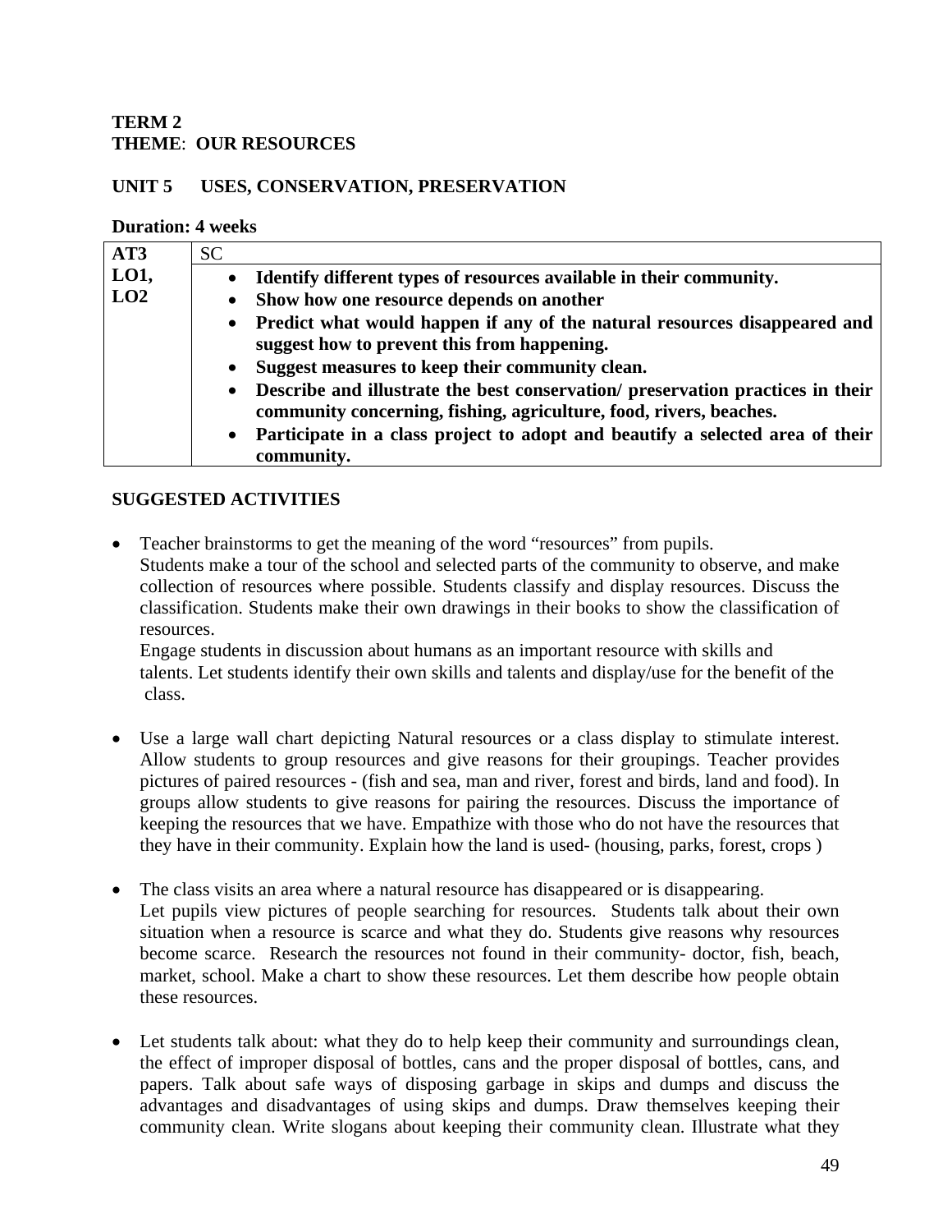**TERM 2**
**THEME**: **OUR RESOURCES**

**UNIT 5 USES, CONSERVATION, PRESERVATION**

**Duration: 4 weeks**

| **AT3 LO1, LO2** | SC |
|---|---|
| | • **Identify different types of resources available in their community.**<br>• **Show how one resource depends on another**<br>• **Predict what would happen if any of the natural resources disappeared and suggest how to prevent this from happening.**<br>• **Suggest measures to keep their community clean.**<br>• **Describe and illustrate the best conservation/ preservation practices in their community concerning, fishing, agriculture, food, rivers, beaches.**<br>• **Participate in a class project to adopt and beautify a selected area of their community.** |

**SUGGESTED ACTIVITIES**

- Teacher brainstorms to get the meaning of the word "resources" from pupils.
  Students make a tour of the school and selected parts of the community to observe, and make collection of resources where possible. Students classify and display resources. Discuss the classification. Students make their own drawings in their books to show the classification of resources.
  Engage students in discussion about humans as an important resource with skills and talents. Let students identify their own skills and talents and display/use for the benefit of the class.

- Use a large wall chart depicting Natural resources or a class display to stimulate interest. Allow students to group resources and give reasons for their groupings. Teacher provides pictures of paired resources - (fish and sea, man and river, forest and birds, land and food). In groups allow students to give reasons for pairing the resources. Discuss the importance of keeping the resources that we have. Empathize with those who do not have the resources that they have in their community. Explain how the land is used- (housing, parks, forest, crops )

- The class visits an area where a natural resource has disappeared or is disappearing.
  Let pupils view pictures of people searching for resources. Students talk about their own situation when a resource is scarce and what they do. Students give reasons why resources become scarce. Research the resources not found in their community- doctor, fish, beach, market, school. Make a chart to show these resources. Let them describe how people obtain these resources.

- Let students talk about: what they do to help keep their community and surroundings clean, the effect of improper disposal of bottles, cans and the proper disposal of bottles, cans, and papers. Talk about safe ways of disposing garbage in skips and dumps and discuss the advantages and disadvantages of using skips and dumps. Draw themselves keeping their community clean. Write slogans about keeping their community clean. Illustrate what they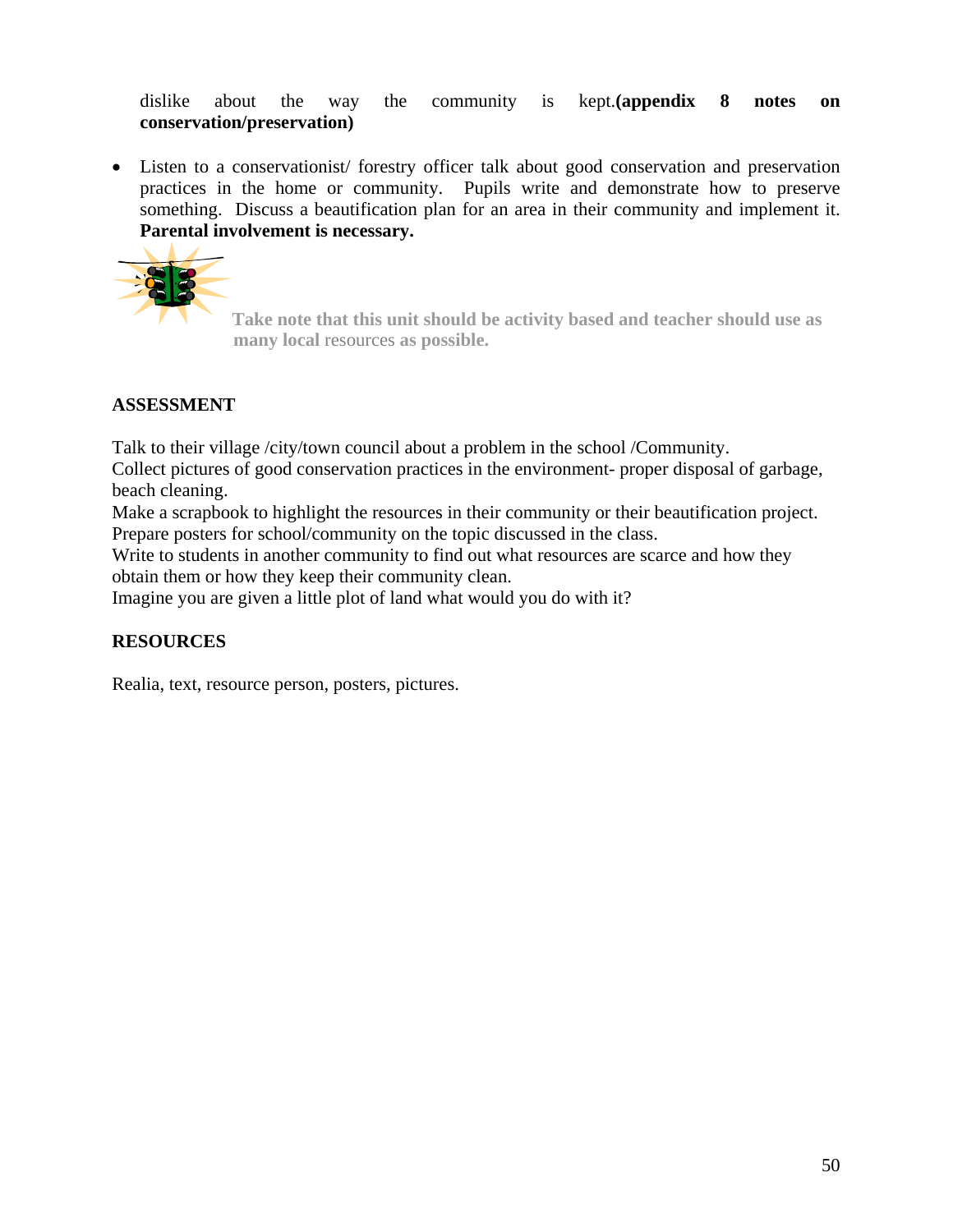dislike about the way the community is kept.**(appendix 8 notes on conservation/preservation)**

- Listen to a conservationist/ forestry officer talk about good conservation and preservation practices in the home or community. Pupils write and demonstrate how to preserve something. Discuss a beautification plan for an area in their community and implement it. **Parental involvement is necessary.**

**Take note that this unit should be activity based and teacher should use as many local** resources **as possible.**

**ASSESSMENT**

Talk to their village /city/town council about a problem in the school /Community.
Collect pictures of good conservation practices in the environment- proper disposal of garbage, beach cleaning.
Make a scrapbook to highlight the resources in their community or their beautification project.
Prepare posters for school/community on the topic discussed in the class.
Write to students in another community to find out what resources are scarce and how they obtain them or how they keep their community clean.
Imagine you are given a little plot of land what would you do with it?

**RESOURCES**

Realia, text, resource person, posters, pictures.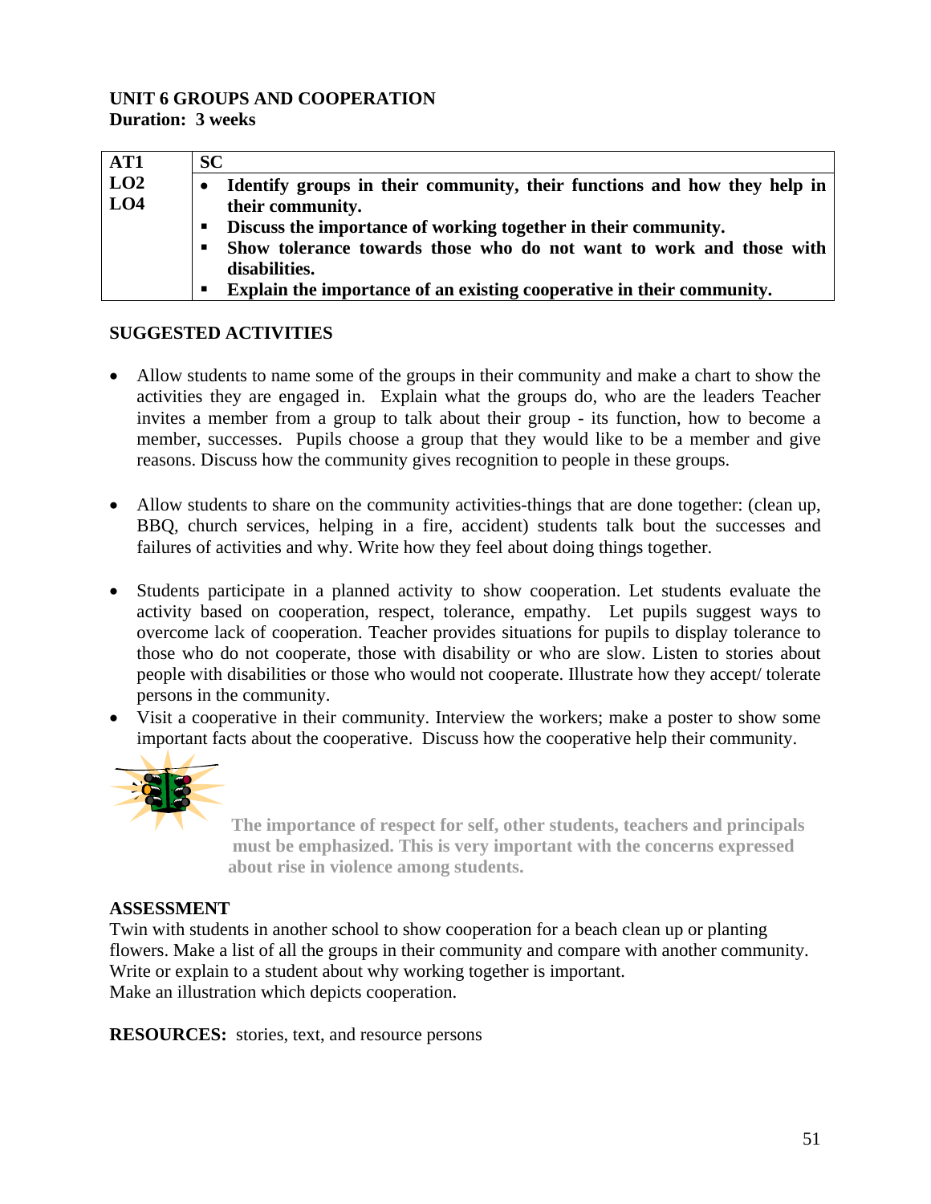**UNIT 6 GROUPS AND COOPERATION**
**Duration: 3 weeks**

| AT1 | SC |
|---|---|
| LO2<br>LO4 | • **Identify groups in their community, their functions and how they help in their community.**<br>▪ **Discuss the importance of working together in their community.**<br>▪ **Show tolerance towards those who do not want to work and those with disabilities.**<br>▪ **Explain the importance of an existing cooperative in their community.** |

**SUGGESTED ACTIVITIES**

- Allow students to name some of the groups in their community and make a chart to show the activities they are engaged in. Explain what the groups do, who are the leaders Teacher invites a member from a group to talk about their group - its function, how to become a member, successes. Pupils choose a group that they would like to be a member and give reasons. Discuss how the community gives recognition to people in these groups.

- Allow students to share on the community activities-things that are done together: (clean up, BBQ, church services, helping in a fire, accident) students talk bout the successes and failures of activities and why. Write how they feel about doing things together.

- Students participate in a planned activity to show cooperation. Let students evaluate the activity based on cooperation, respect, tolerance, empathy. Let pupils suggest ways to overcome lack of cooperation. Teacher provides situations for pupils to display tolerance to those who do not cooperate, those with disability or who are slow. Listen to stories about people with disabilities or those who would not cooperate. Illustrate how they accept/ tolerate persons in the community.
- Visit a cooperative in their community. Interview the workers; make a poster to show some important facts about the cooperative. Discuss how the cooperative help their community.

**The importance of respect for self, other students, teachers and principals must be emphasized. This is very important with the concerns expressed about rise in violence among students.**

**ASSESSMENT**
Twin with students in another school to show cooperation for a beach clean up or planting flowers. Make a list of all the groups in their community and compare with another community.
Write or explain to a student about why working together is important.
Make an illustration which depicts cooperation.

**RESOURCES:** stories, text, and resource persons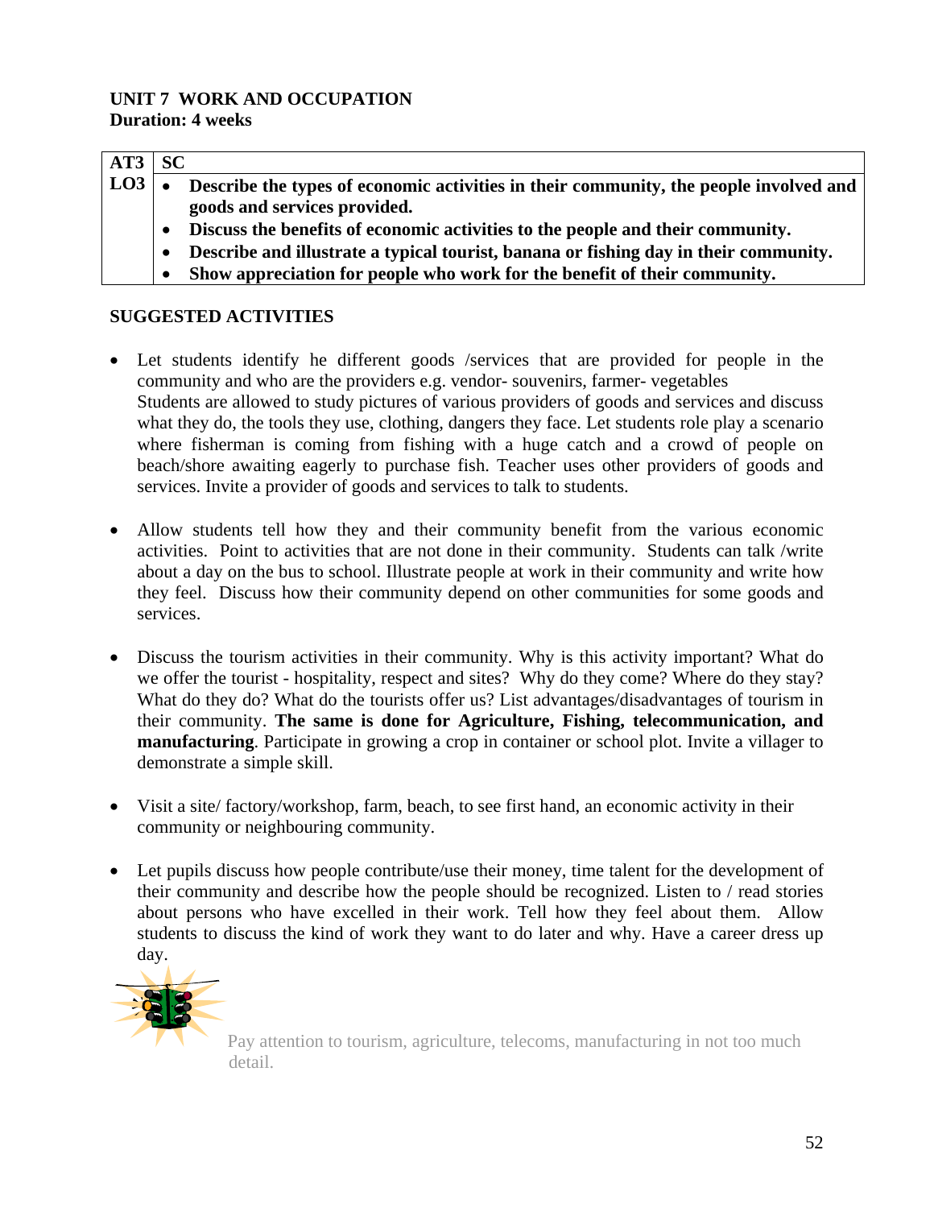**UNIT 7 WORK AND OCCUPATION**
**Duration: 4 weeks**

| AT3 | SC |
|---|---|
| LO3 | • **Describe the types of economic activities in their community, the people involved and goods and services provided.**<br>• **Discuss the benefits of economic activities to the people and their community.**<br>• **Describe and illustrate a typical tourist, banana or fishing day in their community.**<br>• **Show appreciation for people who work for the benefit of their community.** |

**SUGGESTED ACTIVITIES**

- Let students identify he different goods /services that are provided for people in the community and who are the providers e.g. vendor- souvenirs, farmer- vegetables
  Students are allowed to study pictures of various providers of goods and services and discuss what they do, the tools they use, clothing, dangers they face. Let students role play a scenario where fisherman is coming from fishing with a huge catch and a crowd of people on beach/shore awaiting eagerly to purchase fish. Teacher uses other providers of goods and services. Invite a provider of goods and services to talk to students.

- Allow students tell how they and their community benefit from the various economic activities. Point to activities that are not done in their community. Students can talk /write about a day on the bus to school. Illustrate people at work in their community and write how they feel. Discuss how their community depend on other communities for some goods and services.

- Discuss the tourism activities in their community. Why is this activity important? What do we offer the tourist - hospitality, respect and sites? Why do they come? Where do they stay? What do they do? What do the tourists offer us? List advantages/disadvantages of tourism in their community. **The same is done for Agriculture, Fishing, telecommunication, and manufacturing**. Participate in growing a crop in container or school plot. Invite a villager to demonstrate a simple skill.

- Visit a site/ factory/workshop, farm, beach, to see first hand, an economic activity in their community or neighbouring community.

- Let pupils discuss how people contribute/use their money, time talent for the development of their community and describe how the people should be recognized. Listen to / read stories about persons who have excelled in their work. Tell how they feel about them. Allow students to discuss the kind of work they want to do later and why. Have a career dress up day.

Pay attention to tourism, agriculture, telecoms, manufacturing in not too much detail.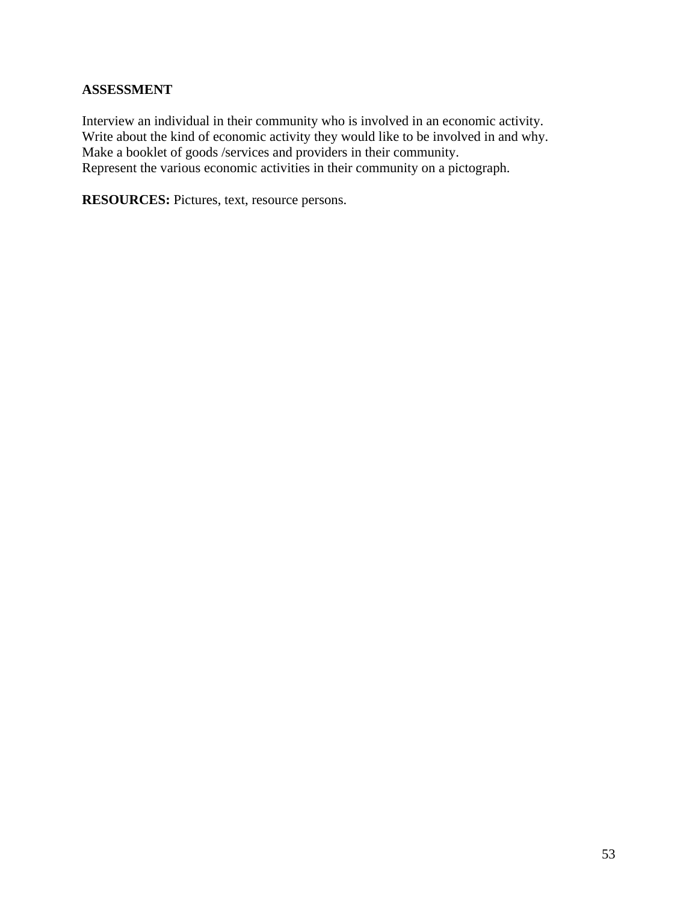**ASSESSMENT**

Interview an individual in their community who is involved in an economic activity.
Write about the kind of economic activity they would like to be involved in and why.
Make a booklet of goods /services and providers in their community.
Represent the various economic activities in their community on a pictograph.

**RESOURCES:** Pictures, text, resource persons.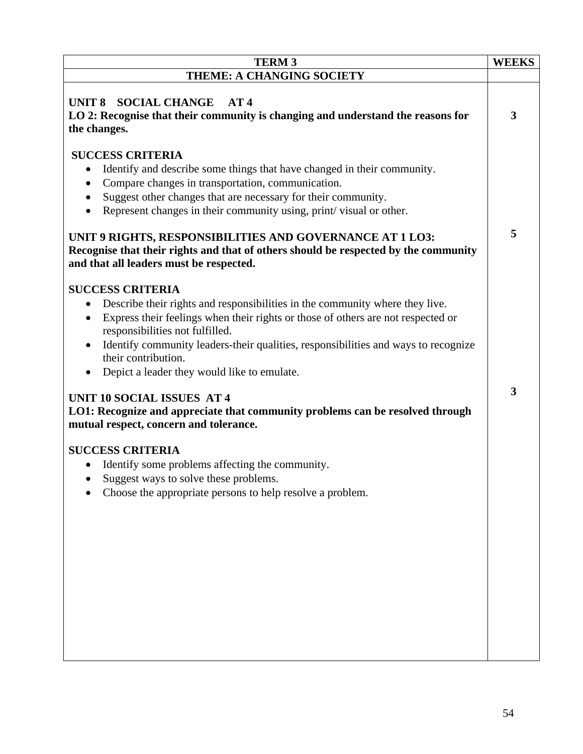| TERM 3 | WEEKS |
|---|---|
| **THEME: A CHANGING SOCIETY** | |
| **UNIT 8 SOCIAL CHANGE AT 4**<br>**LO 2: Recognise that their community is changing and understand the reasons for the changes.**<br><br>**SUCCESS CRITERIA**<br>• Identify and describe some things that have changed in their community.<br>• Compare changes in transportation, communication.<br>• Suggest other changes that are necessary for their community.<br>• Represent changes in their community using, print/ visual or other. | **3** |
| **UNIT 9 RIGHTS, RESPONSIBILITIES AND GOVERNANCE AT 1 LO3: Recognise that their rights and that of others should be respected by the community and that all leaders must be respected.**<br><br>**SUCCESS CRITERIA**<br>• Describe their rights and responsibilities in the community where they live.<br>• Express their feelings when their rights or those of others are not respected or responsibilities not fulfilled.<br>• Identify community leaders-their qualities, responsibilities and ways to recognize their contribution.<br>• Depict a leader they would like to emulate. | **5** |
| **UNIT 10 SOCIAL ISSUES AT 4**<br>**LO1: Recognize and appreciate that community problems can be resolved through mutual respect, concern and tolerance.**<br><br>**SUCCESS CRITERIA**<br>• Identify some problems affecting the community.<br>• Suggest ways to solve these problems.<br>• Choose the appropriate persons to help resolve a problem. | **3** |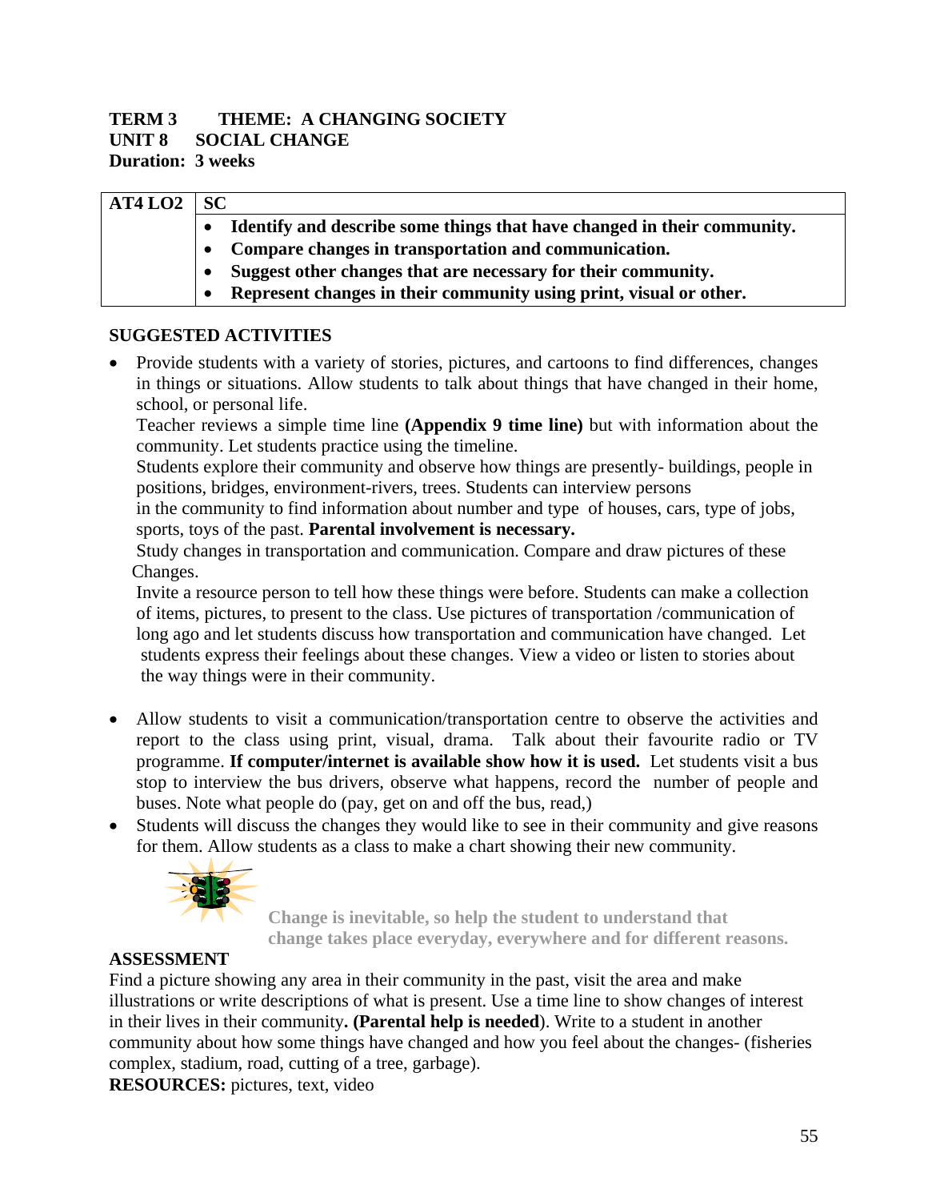**TERM 3 THEME: A CHANGING SOCIETY**
**UNIT 8 SOCIAL CHANGE**
**Duration: 3 weeks**

| AT4 LO2 | SC |
|---|---|
| | • **Identify and describe some things that have changed in their community.**<br>• **Compare changes in transportation and communication.**<br>• **Suggest other changes that are necessary for their community.**<br>• **Represent changes in their community using print, visual or other.** |

## SUGGESTED ACTIVITIES

- Provide students with a variety of stories, pictures, and cartoons to find differences, changes in things or situations. Allow students to talk about things that have changed in their home, school, or personal life.

  Teacher reviews a simple time line **(Appendix 9 time line)** but with information about the community. Let students practice using the timeline.

  Students explore their community and observe how things are presently- buildings, people in positions, bridges, environment-rivers, trees. Students can interview persons in the community to find information about number and type of houses, cars, type of jobs, sports, toys of the past. **Parental involvement is necessary.**

  Study changes in transportation and communication. Compare and draw pictures of these Changes.

  Invite a resource person to tell how these things were before. Students can make a collection of items, pictures, to present to the class. Use pictures of transportation /communication of long ago and let students discuss how transportation and communication have changed. Let students express their feelings about these changes. View a video or listen to stories about the way things were in their community.

- Allow students to visit a communication/transportation centre to observe the activities and report to the class using print, visual, drama. Talk about their favourite radio or TV programme. **If computer/internet is available show how it is used.** Let students visit a bus stop to interview the bus drivers, observe what happens, record the number of people and buses. Note what people do (pay, get on and off the bus, read,)
- Students will discuss the changes they would like to see in their community and give reasons for them. Allow students as a class to make a chart showing their new community.

**Change is inevitable, so help the student to understand that change takes place everyday, everywhere and for different reasons.**

## ASSESSMENT

Find a picture showing any area in their community in the past, visit the area and make illustrations or write descriptions of what is present. Use a time line to show changes of interest in their lives in their community**. (Parental help is needed**). Write to a student in another community about how some things have changed and how you feel about the changes- (fisheries complex, stadium, road, cutting of a tree, garbage).

**RESOURCES:** pictures, text, video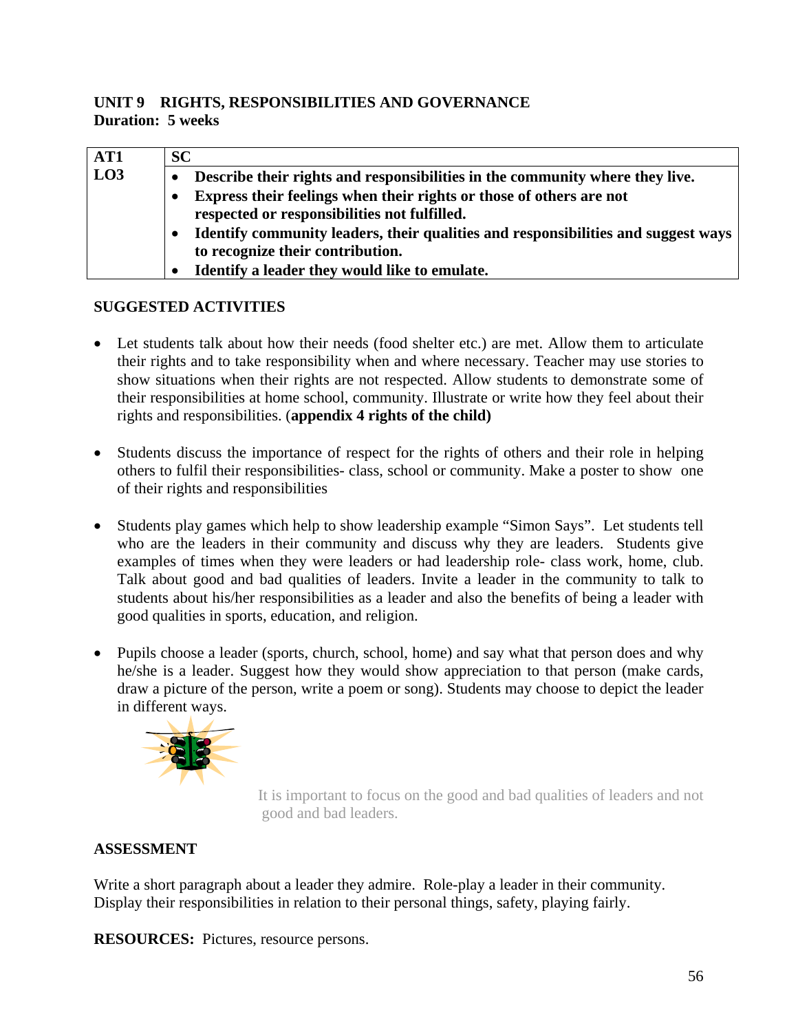## UNIT 9 RIGHTS, RESPONSIBILITIES AND GOVERNANCE

**Duration: 5 weeks**

| AT1 | SC |
|---|---|
| LO3 | • **Describe their rights and responsibilities in the community where they live.**<br>• **Express their feelings when their rights or those of others are not respected or responsibilities not fulfilled.**<br>• **Identify community leaders, their qualities and responsibilities and suggest ways to recognize their contribution.**<br>• **Identify a leader they would like to emulate.** |

### SUGGESTED ACTIVITIES

- Let students talk about how their needs (food shelter etc.) are met. Allow them to articulate their rights and to take responsibility when and where necessary. Teacher may use stories to show situations when their rights are not respected. Allow students to demonstrate some of their responsibilities at home school, community. Illustrate or write how they feel about their rights and responsibilities. (**appendix 4 rights of the child)**

- Students discuss the importance of respect for the rights of others and their role in helping others to fulfil their responsibilities- class, school or community. Make a poster to show one of their rights and responsibilities

- Students play games which help to show leadership example "Simon Says". Let students tell who are the leaders in their community and discuss why they are leaders. Students give examples of times when they were leaders or had leadership role- class work, home, club. Talk about good and bad qualities of leaders. Invite a leader in the community to talk to students about his/her responsibilities as a leader and also the benefits of being a leader with good qualities in sports, education, and religion.

- Pupils choose a leader (sports, church, school, home) and say what that person does and why he/she is a leader. Suggest how they would show appreciation to that person (make cards, draw a picture of the person, write a poem or song). Students may choose to depict the leader in different ways.

It is important to focus on the good and bad qualities of leaders and not good and bad leaders.

### ASSESSMENT

Write a short paragraph about a leader they admire. Role-play a leader in their community. Display their responsibilities in relation to their personal things, safety, playing fairly.

**RESOURCES:** Pictures, resource persons.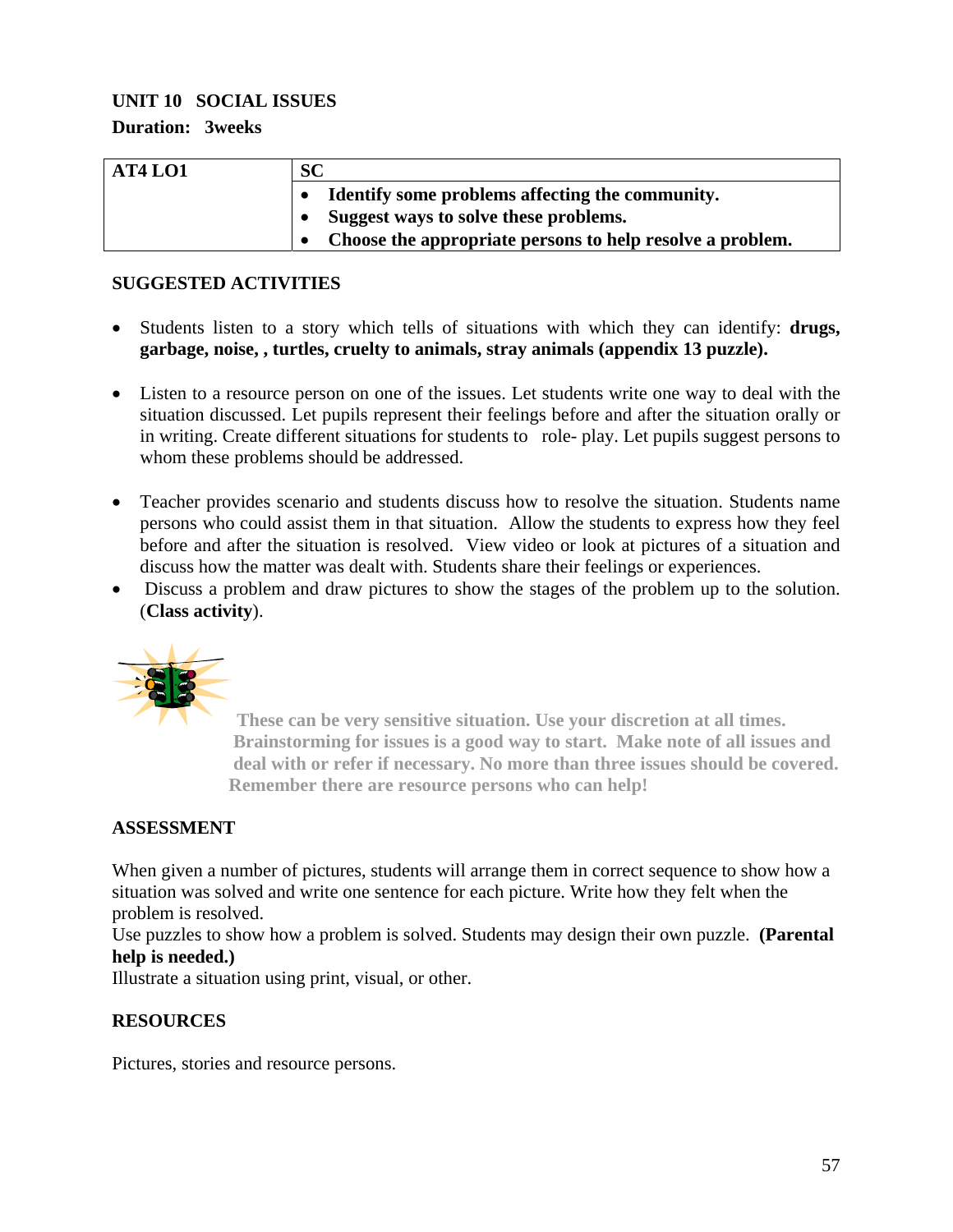**UNIT 10 SOCIAL ISSUES**

**Duration: 3weeks**

| AT4 LO1 | SC |
|---|---|
| | • **Identify some problems affecting the community.**<br>• **Suggest ways to solve these problems.**<br>• **Choose the appropriate persons to help resolve a problem.** |

**SUGGESTED ACTIVITIES**

- Students listen to a story which tells of situations with which they can identify: **drugs, garbage, noise, , turtles, cruelty to animals, stray animals (appendix 13 puzzle).**

- Listen to a resource person on one of the issues. Let students write one way to deal with the situation discussed. Let pupils represent their feelings before and after the situation orally or in writing. Create different situations for students to role- play. Let pupils suggest persons to whom these problems should be addressed.

- Teacher provides scenario and students discuss how to resolve the situation. Students name persons who could assist them in that situation. Allow the students to express how they feel before and after the situation is resolved. View video or look at pictures of a situation and discuss how the matter was dealt with. Students share their feelings or experiences.
- Discuss a problem and draw pictures to show the stages of the problem up to the solution. (**Class activity**).

**These can be very sensitive situation. Use your discretion at all times. Brainstorming for issues is a good way to start. Make note of all issues and deal with or refer if necessary. No more than three issues should be covered. Remember there are resource persons who can help!**

**ASSESSMENT**

When given a number of pictures, students will arrange them in correct sequence to show how a situation was solved and write one sentence for each picture. Write how they felt when the problem is resolved.
Use puzzles to show how a problem is solved. Students may design their own puzzle. **(Parental help is needed.)**
Illustrate a situation using print, visual, or other.

**RESOURCES**

Pictures, stories and resource persons.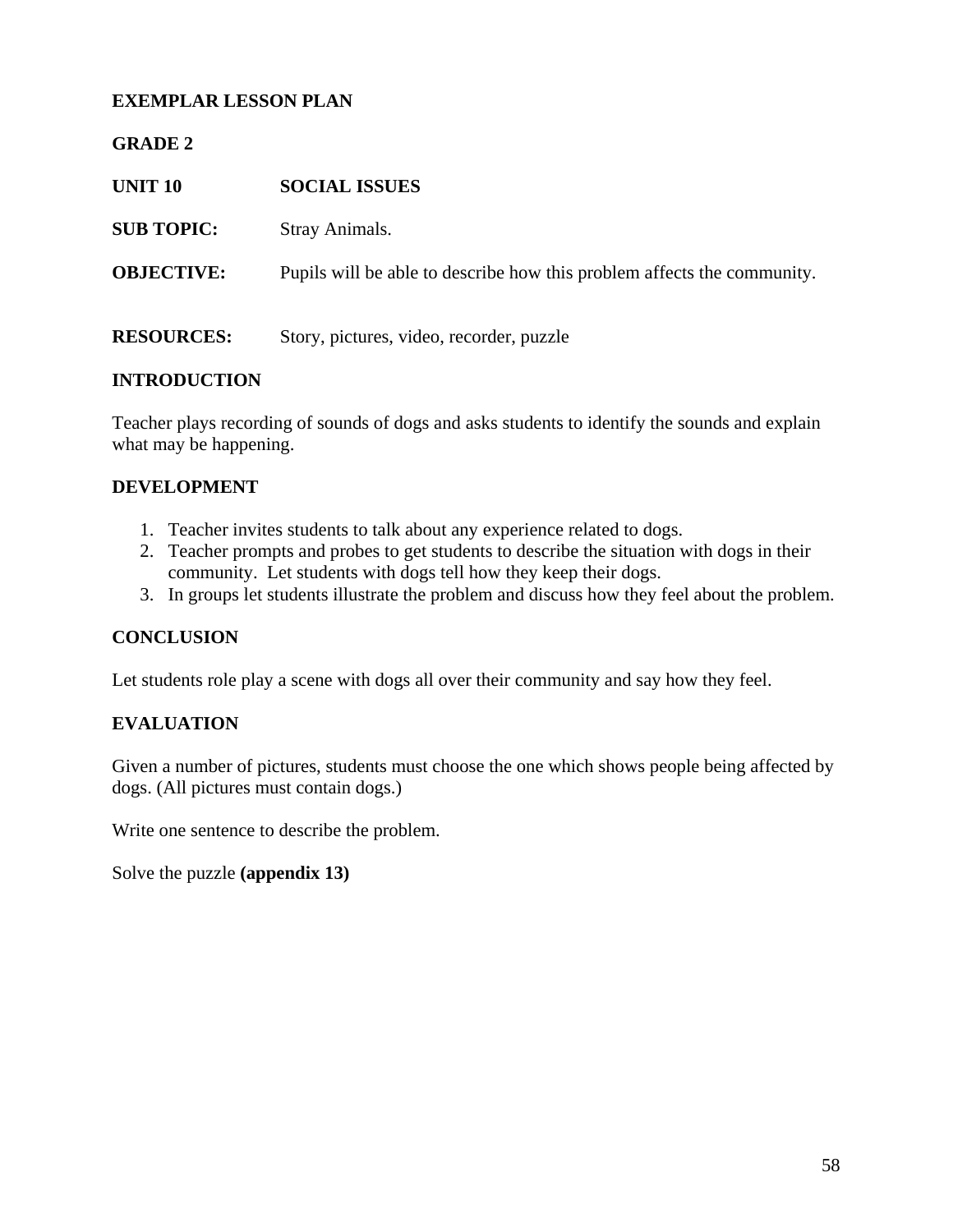**EXEMPLAR LESSON PLAN**

**GRADE 2**

**UNIT 10** **SOCIAL ISSUES**

**SUB TOPIC:** Stray Animals.

**OBJECTIVE:** Pupils will be able to describe how this problem affects the community.

**RESOURCES:** Story, pictures, video, recorder, puzzle

**INTRODUCTION**

Teacher plays recording of sounds of dogs and asks students to identify the sounds and explain what may be happening.

**DEVELOPMENT**

1. Teacher invites students to talk about any experience related to dogs.
2. Teacher prompts and probes to get students to describe the situation with dogs in their community. Let students with dogs tell how they keep their dogs.
3. In groups let students illustrate the problem and discuss how they feel about the problem.

**CONCLUSION**

Let students role play a scene with dogs all over their community and say how they feel.

**EVALUATION**

Given a number of pictures, students must choose the one which shows people being affected by dogs. (All pictures must contain dogs.)

Write one sentence to describe the problem.

Solve the puzzle **(appendix 13)**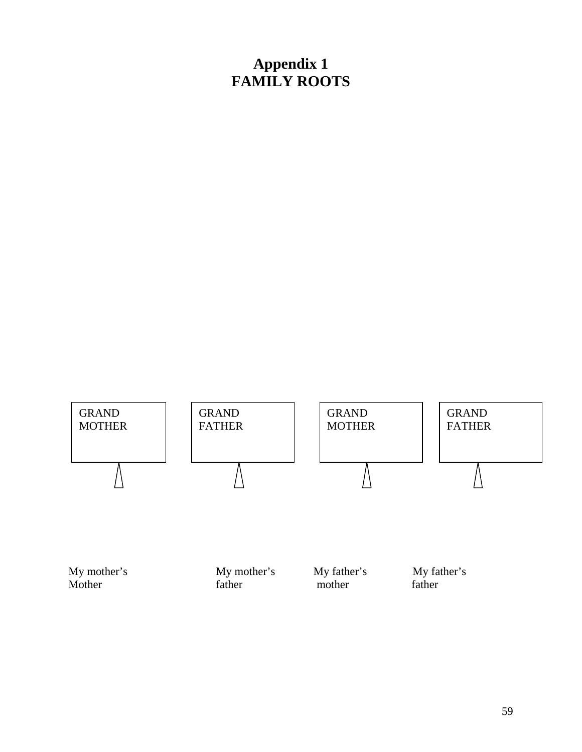# Appendix 1
# FAMILY ROOTS

| GRAND MOTHER | GRAND FATHER | GRAND MOTHER | GRAND FATHER |
|---|---|---|---|
| My mother's Mother | My mother's father | My father's mother | My father's father |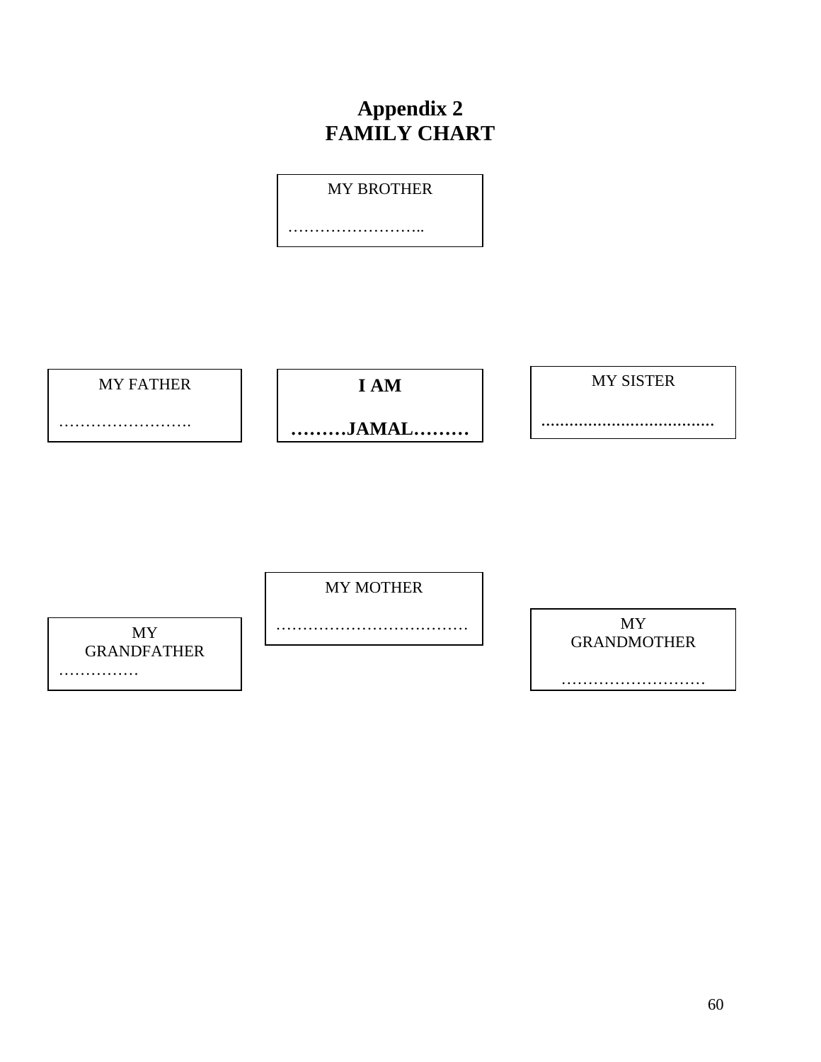# Appendix 2
# FAMILY CHART

MY BROTHER

……………………..

MY FATHER

…………………….

**I AM**

**………JAMAL………**

MY SISTER

…………………………….

MY MOTHER

………………………………

MY GRANDFATHER

……………

MY GRANDMOTHER

………………………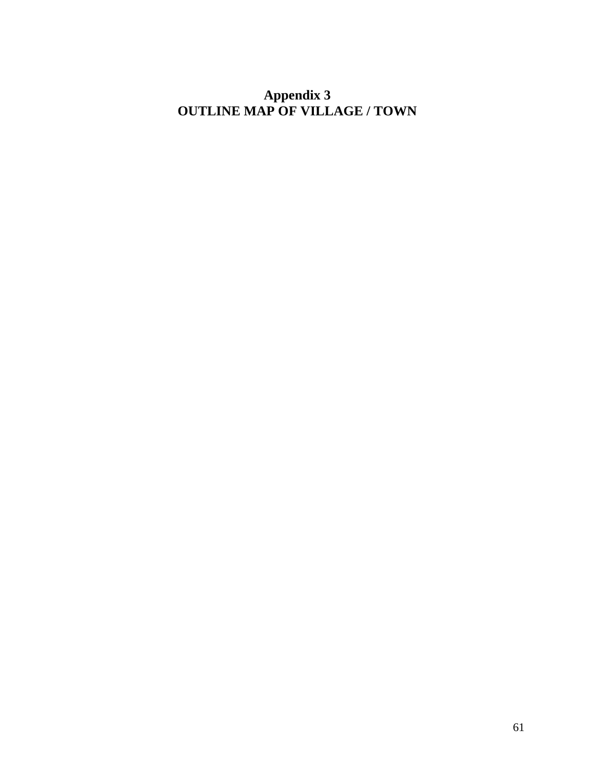# Appendix 3
# OUTLINE MAP OF VILLAGE / TOWN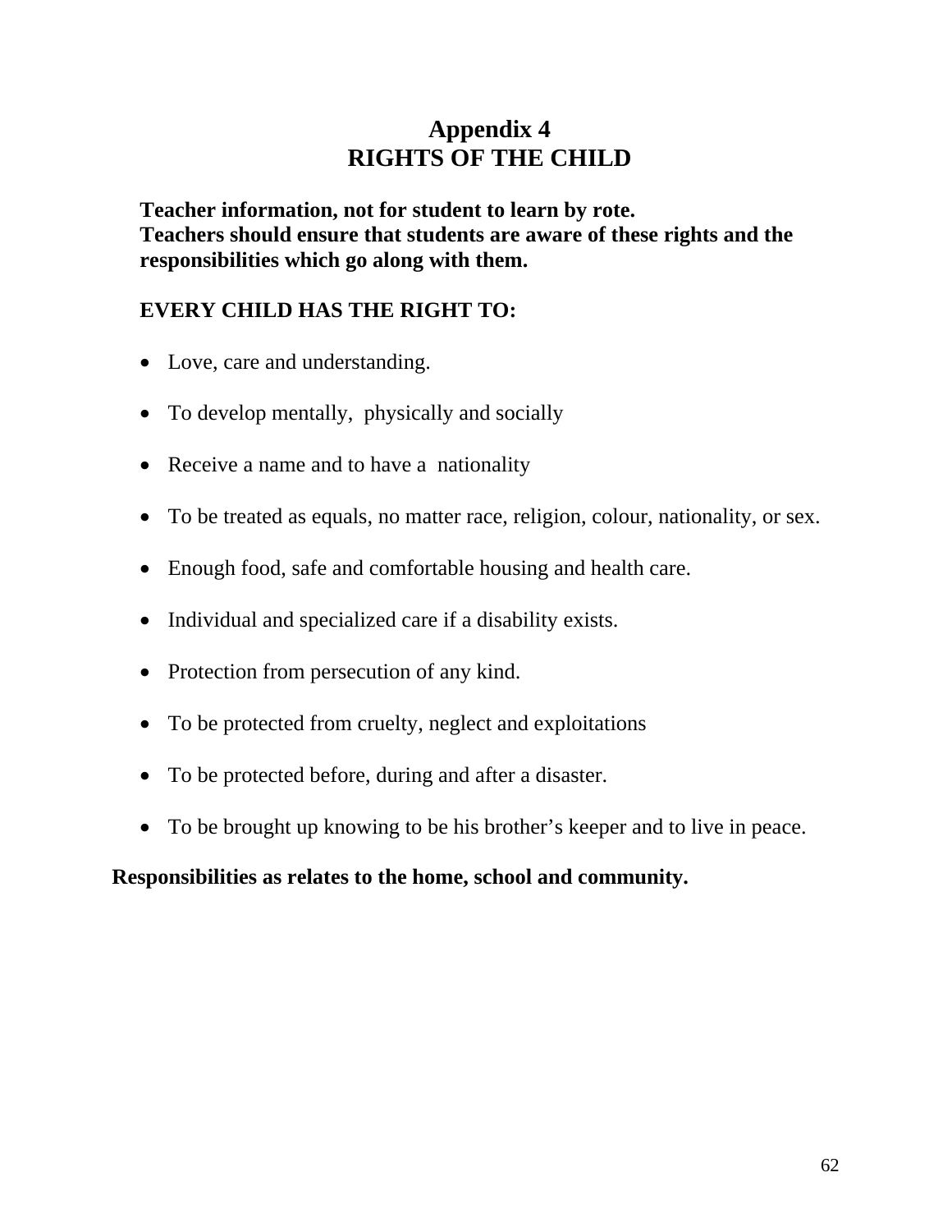# Appendix 4
# RIGHTS OF THE CHILD

**Teacher information, not for student to learn by rote.**
**Teachers should ensure that students are aware of these rights and the responsibilities which go along with them.**

**EVERY CHILD HAS THE RIGHT TO:**

- Love, care and understanding.
- To develop mentally, physically and socially
- Receive a name and to have a nationality
- To be treated as equals, no matter race, religion, colour, nationality, or sex.
- Enough food, safe and comfortable housing and health care.
- Individual and specialized care if a disability exists.
- Protection from persecution of any kind.
- To be protected from cruelty, neglect and exploitations
- To be protected before, during and after a disaster.
- To be brought up knowing to be his brother's keeper and to live in peace.

**Responsibilities as relates to the home, school and community.**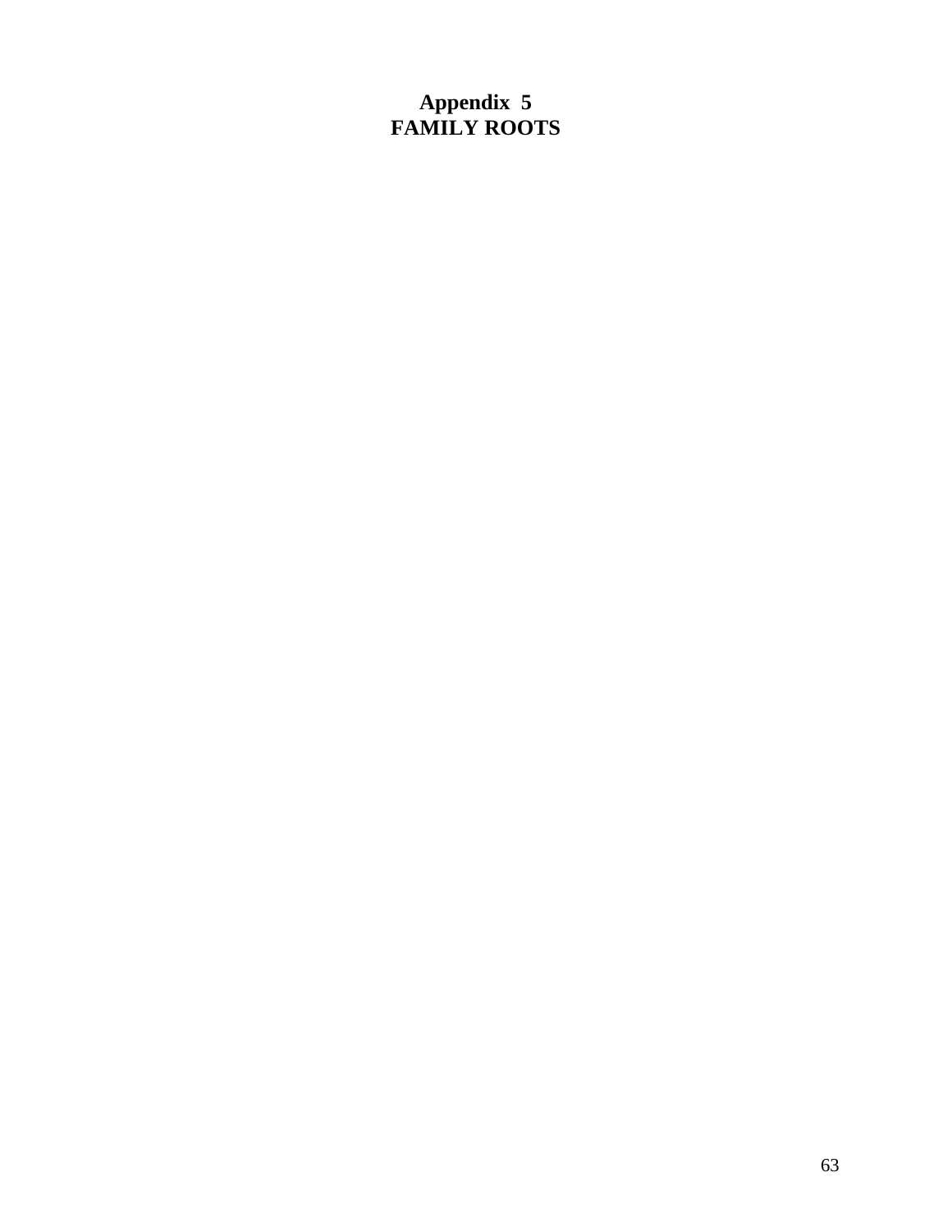# Appendix 5
# FAMILY ROOTS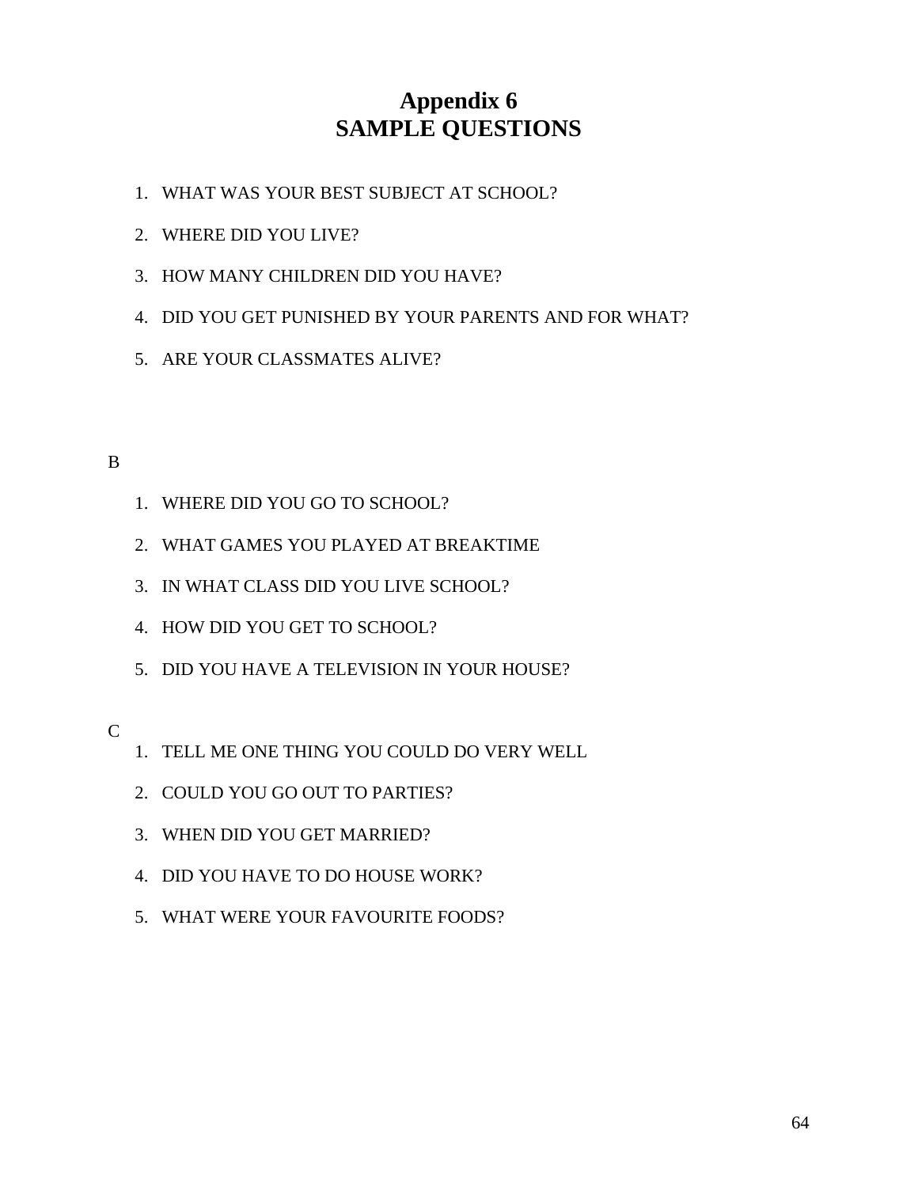# Appendix 6
# SAMPLE QUESTIONS

1. WHAT WAS YOUR BEST SUBJECT AT SCHOOL?
2. WHERE DID YOU LIVE?
3. HOW MANY CHILDREN DID YOU HAVE?
4. DID YOU GET PUNISHED BY YOUR PARENTS AND FOR WHAT?
5. ARE YOUR CLASSMATES ALIVE?

B

1. WHERE DID YOU GO TO SCHOOL?
2. WHAT GAMES YOU PLAYED AT BREAKTIME
3. IN WHAT CLASS DID YOU LIVE SCHOOL?
4. HOW DID YOU GET TO SCHOOL?
5. DID YOU HAVE A TELEVISION IN YOUR HOUSE?

C

1. TELL ME ONE THING YOU COULD DO VERY WELL
2. COULD YOU GO OUT TO PARTIES?
3. WHEN DID YOU GET MARRIED?
4. DID YOU HAVE TO DO HOUSE WORK?
5. WHAT WERE YOUR FAVOURITE FOODS?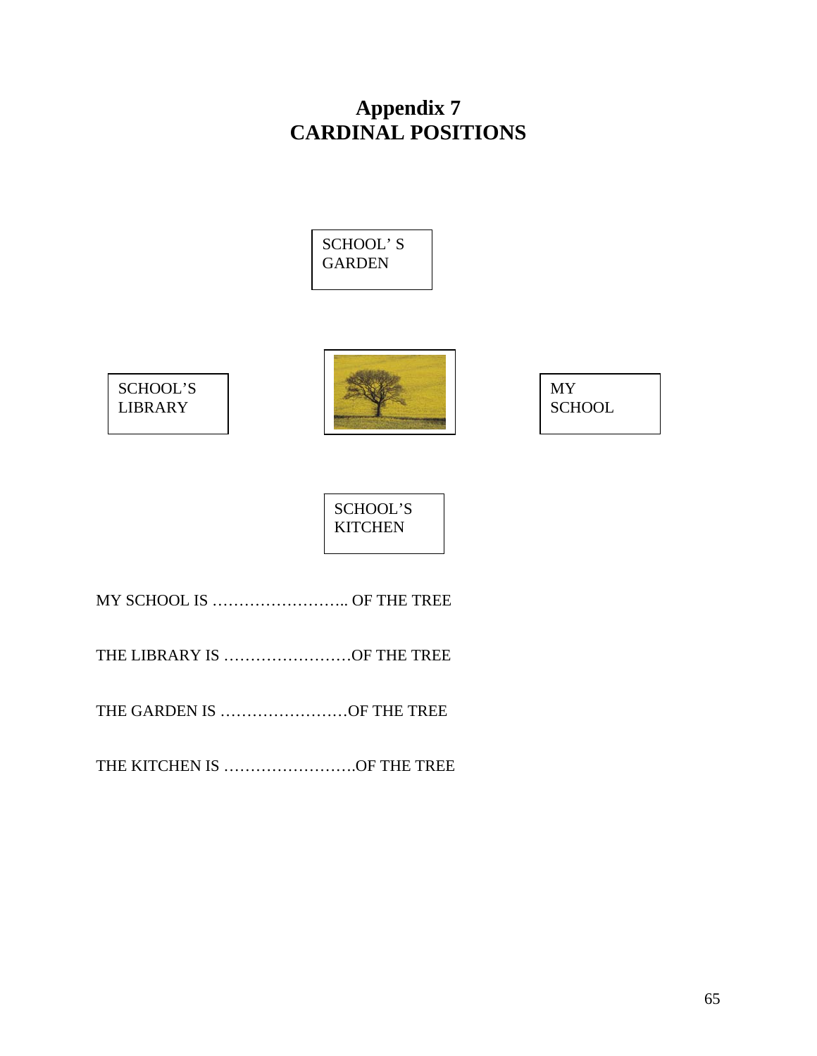# Appendix 7
# CARDINAL POSITIONS

SCHOOL' S GARDEN

SCHOOL'S LIBRARY

MY SCHOOL

SCHOOL'S KITCHEN

MY SCHOOL IS …………………….. OF THE TREE

THE LIBRARY IS ……………………OF THE TREE

THE GARDEN IS ……………………OF THE TREE

THE KITCHEN IS …………………….OF THE TREE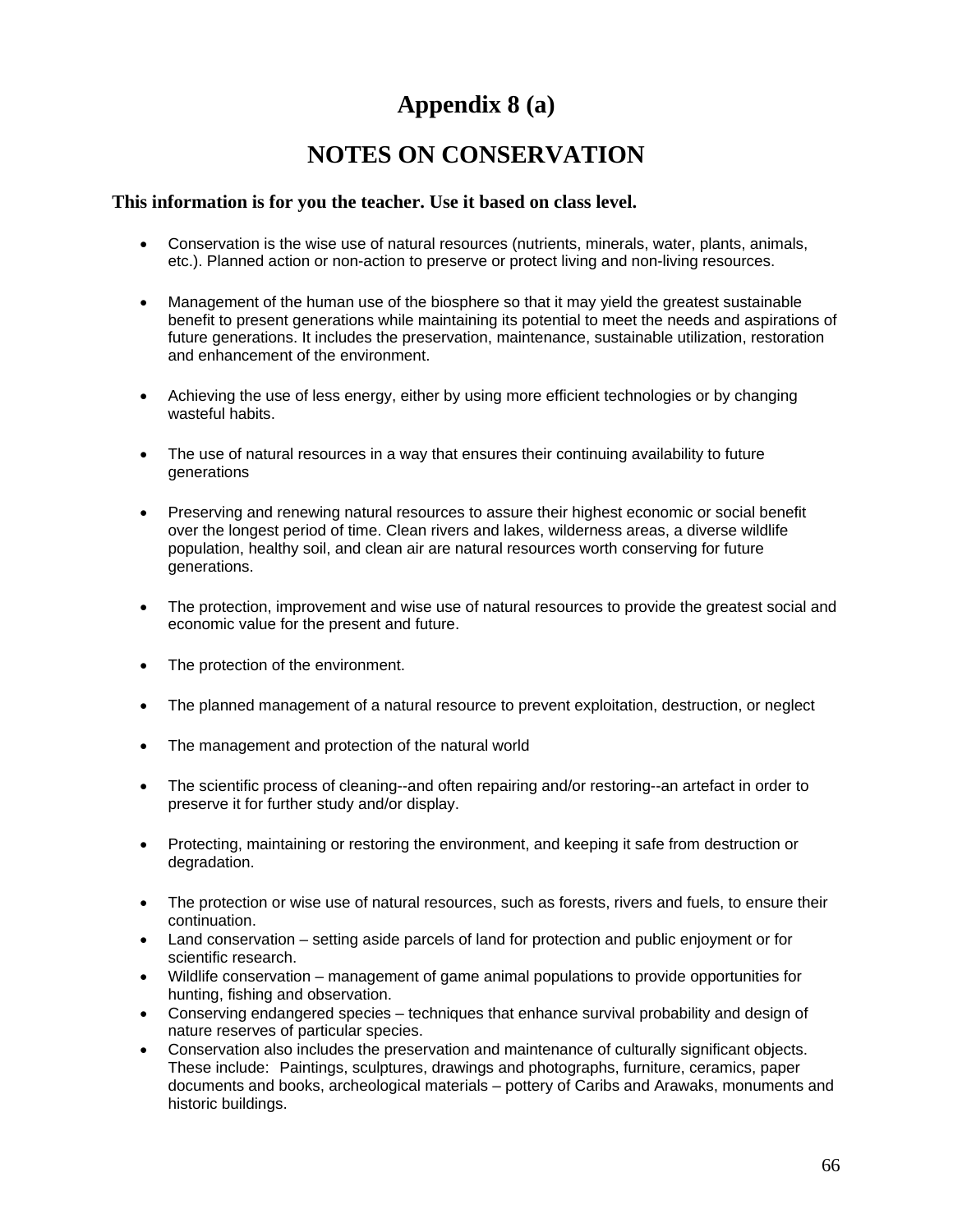# Appendix 8 (a)

## NOTES ON CONSERVATION

**This information is for you the teacher. Use it based on class level.**

- Conservation is the wise use of natural resources (nutrients, minerals, water, plants, animals, etc.). Planned action or non-action to preserve or protect living and non-living resources.

- Management of the human use of the biosphere so that it may yield the greatest sustainable benefit to present generations while maintaining its potential to meet the needs and aspirations of future generations. It includes the preservation, maintenance, sustainable utilization, restoration and enhancement of the environment.

- Achieving the use of less energy, either by using more efficient technologies or by changing wasteful habits.

- The use of natural resources in a way that ensures their continuing availability to future generations

- Preserving and renewing natural resources to assure their highest economic or social benefit over the longest period of time. Clean rivers and lakes, wilderness areas, a diverse wildlife population, healthy soil, and clean air are natural resources worth conserving for future generations.

- The protection, improvement and wise use of natural resources to provide the greatest social and economic value for the present and future.

- The protection of the environment.

- The planned management of a natural resource to prevent exploitation, destruction, or neglect

- The management and protection of the natural world

- The scientific process of cleaning--and often repairing and/or restoring--an artefact in order to preserve it for further study and/or display.

- Protecting, maintaining or restoring the environment, and keeping it safe from destruction or degradation.

- The protection or wise use of natural resources, such as forests, rivers and fuels, to ensure their continuation.
- Land conservation – setting aside parcels of land for protection and public enjoyment or for scientific research.
- Wildlife conservation – management of game animal populations to provide opportunities for hunting, fishing and observation.
- Conserving endangered species – techniques that enhance survival probability and design of nature reserves of particular species.
- Conservation also includes the preservation and maintenance of culturally significant objects. These include: Paintings, sculptures, drawings and photographs, furniture, ceramics, paper documents and books, archeological materials – pottery of Caribs and Arawaks, monuments and historic buildings.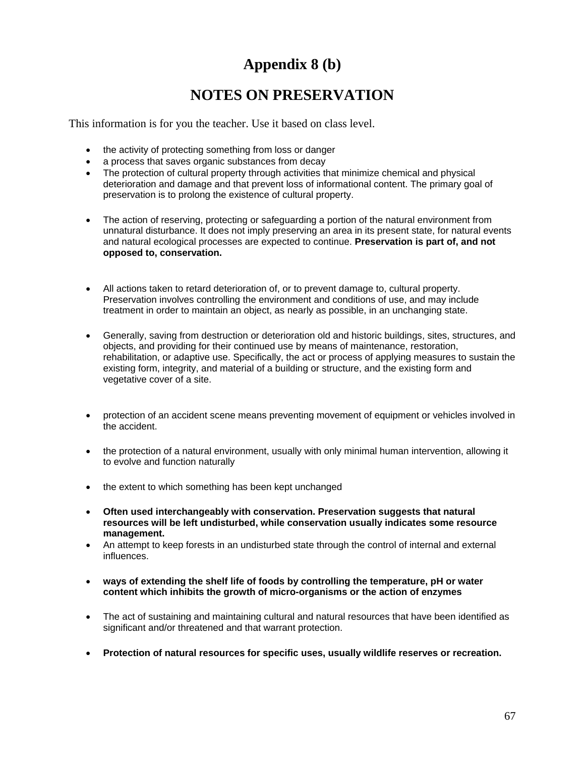# Appendix 8 (b)

## NOTES ON PRESERVATION

This information is for you the teacher. Use it based on class level.

- the activity of protecting something from loss or danger
- a process that saves organic substances from decay
- The protection of cultural property through activities that minimize chemical and physical deterioration and damage and that prevent loss of informational content. The primary goal of preservation is to prolong the existence of cultural property.

- The action of reserving, protecting or safeguarding a portion of the natural environment from unnatural disturbance. It does not imply preserving an area in its present state, for natural events and natural ecological processes are expected to continue. **Preservation is part of, and not opposed to, conservation.**

- All actions taken to retard deterioration of, or to prevent damage to, cultural property. Preservation involves controlling the environment and conditions of use, and may include treatment in order to maintain an object, as nearly as possible, in an unchanging state.

- Generally, saving from destruction or deterioration old and historic buildings, sites, structures, and objects, and providing for their continued use by means of maintenance, restoration, rehabilitation, or adaptive use. Specifically, the act or process of applying measures to sustain the existing form, integrity, and material of a building or structure, and the existing form and vegetative cover of a site.

- protection of an accident scene means preventing movement of equipment or vehicles involved in the accident.

- the protection of a natural environment, usually with only minimal human intervention, allowing it to evolve and function naturally

- the extent to which something has been kept unchanged

- **Often used interchangeably with conservation. Preservation suggests that natural resources will be left undisturbed, while conservation usually indicates some resource management.**
- An attempt to keep forests in an undisturbed state through the control of internal and external influences.

- **ways of extending the shelf life of foods by controlling the temperature, pH or water content which inhibits the growth of micro-organisms or the action of enzymes**

- The act of sustaining and maintaining cultural and natural resources that have been identified as significant and/or threatened and that warrant protection.

- **Protection of natural resources for specific uses, usually wildlife reserves or recreation.**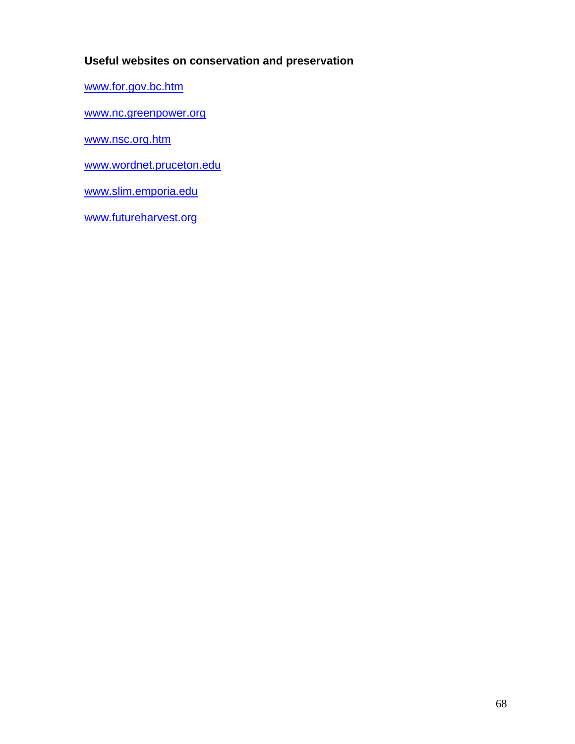**Useful websites on conservation and preservation**

www.for.gov.bc.htm

www.nc.greenpower.org

www.nsc.org.htm

www.wordnet.pruceton.edu

www.slim.emporia.edu

www.futureharvest.org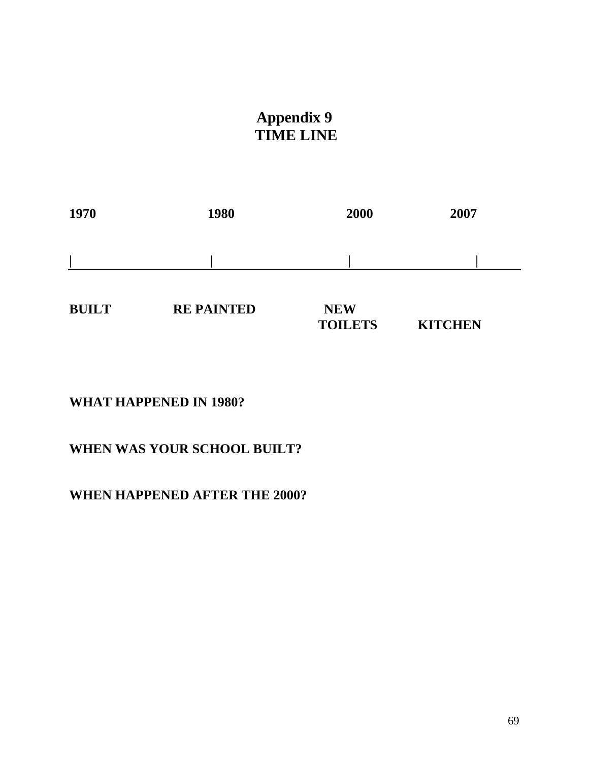# Appendix 9
## TIME LINE

| 1970 | 1980 | 2000 | 2007 |
|---|---|---|---|
| BUILT | RE PAINTED | NEW TOILETS | KITCHEN |

**WHAT HAPPENED IN 1980?**

**WHEN WAS YOUR SCHOOL BUILT?**

**WHEN HAPPENED AFTER THE 2000?**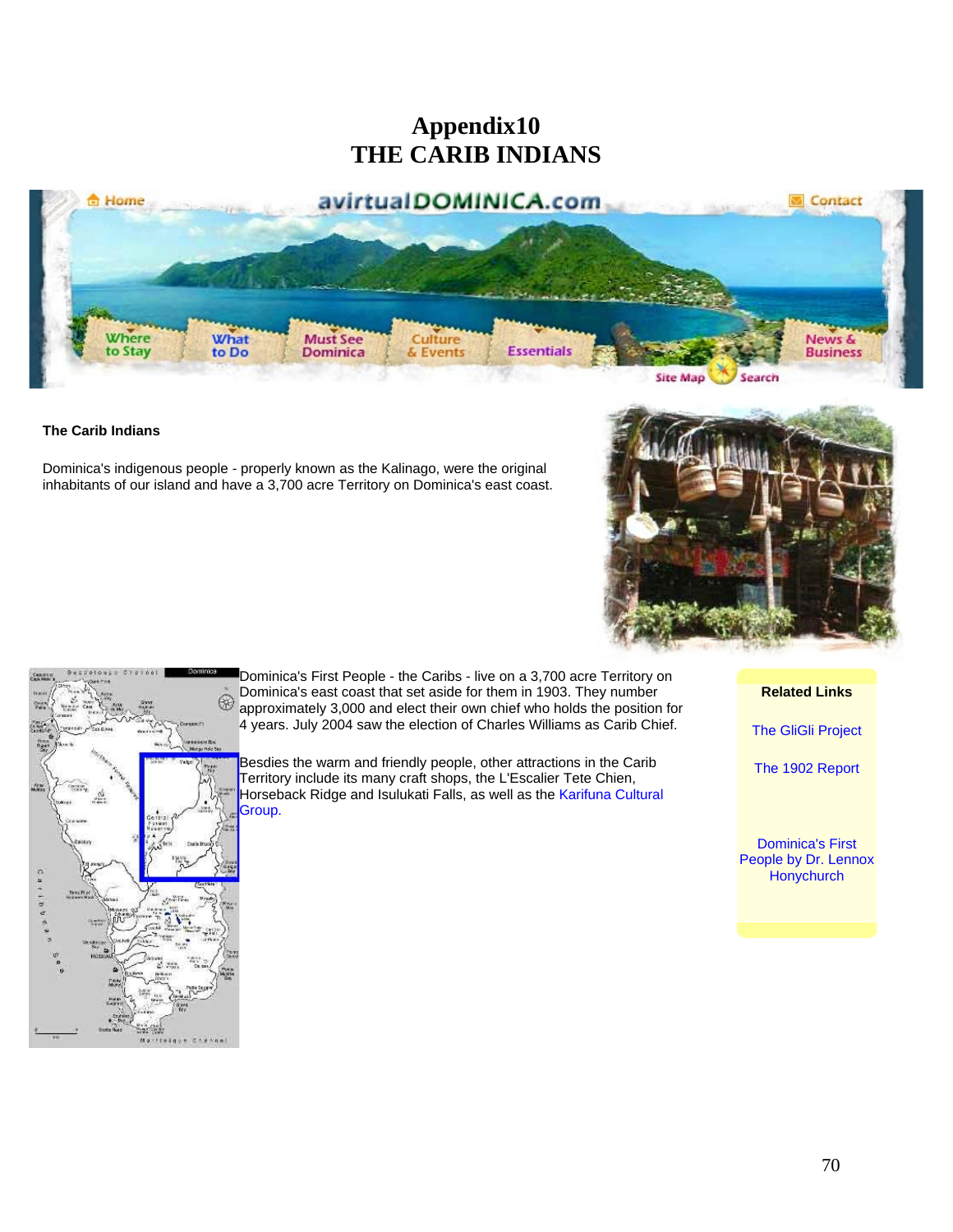# Appendix10
# THE CARIB INDIANS

**The Carib Indians**

Dominica's indigenous people - properly known as the Kalinago, were the original inhabitants of our island and have a 3,700 acre Territory on Dominica's east coast.

Dominica's First People - the Caribs - live on a 3,700 acre Territory on Dominica's east coast that set aside for them in 1903. They number approximately 3,000 and elect their own chief who holds the position for 4 years. July 2004 saw the election of Charles Williams as Carib Chief.

Besdies the warm and friendly people, other attractions in the Carib Territory include its many craft shops, the L'Escalier Tete Chien, Horseback Ridge and Isulukati Falls, as well as the Karifuna Cultural Group.

**Related Links**

The GliGli Project

The 1902 Report

Dominica's First People by Dr. Lennox Honychurch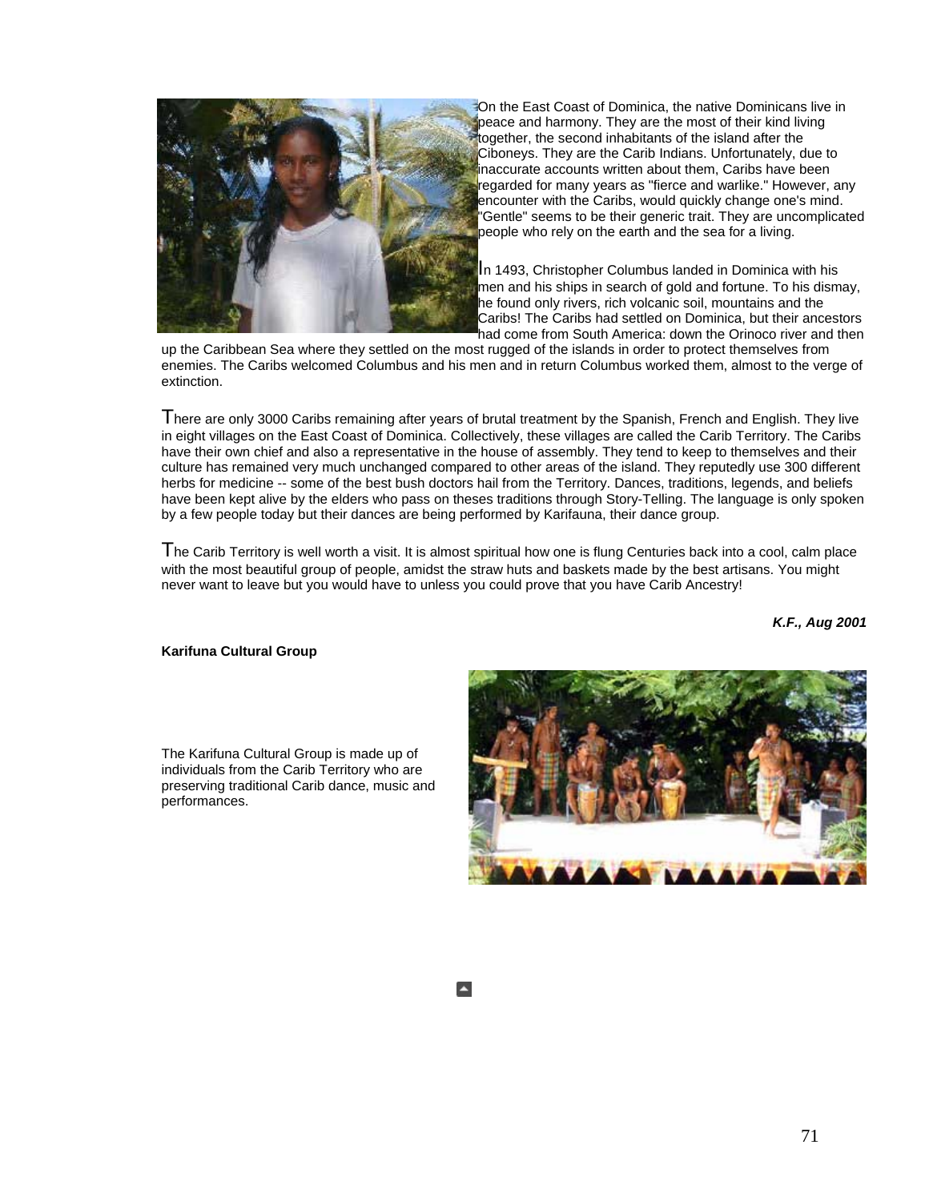On the East Coast of Dominica, the native Dominicans live in peace and harmony. They are the most of their kind living together, the second inhabitants of the island after the Ciboneys. They are the Carib Indians. Unfortunately, due to inaccurate accounts written about them, Caribs have been regarded for many years as "fierce and warlike." However, any encounter with the Caribs, would quickly change one's mind. "Gentle" seems to be their generic trait. They are uncomplicated people who rely on the earth and the sea for a living.

In 1493, Christopher Columbus landed in Dominica with his men and his ships in search of gold and fortune. To his dismay, he found only rivers, rich volcanic soil, mountains and the Caribs! The Caribs had settled on Dominica, but their ancestors had come from South America: down the Orinoco river and then up the Caribbean Sea where they settled on the most rugged of the islands in order to protect themselves from enemies. The Caribs welcomed Columbus and his men and in return Columbus worked them, almost to the verge of extinction.

There are only 3000 Caribs remaining after years of brutal treatment by the Spanish, French and English. They live in eight villages on the East Coast of Dominica. Collectively, these villages are called the Carib Territory. The Caribs have their own chief and also a representative in the house of assembly. They tend to keep to themselves and their culture has remained very much unchanged compared to other areas of the island. They reputedly use 300 different herbs for medicine -- some of the best bush doctors hail from the Territory. Dances, traditions, legends, and beliefs have been kept alive by the elders who pass on theses traditions through Story-Telling. The language is only spoken by a few people today but their dances are being performed by Karifauna, their dance group.

The Carib Territory is well worth a visit. It is almost spiritual how one is flung Centuries back into a cool, calm place with the most beautiful group of people, amidst the straw huts and baskets made by the best artisans. You might never want to leave but you would have to unless you could prove that you have Carib Ancestry!

***K.F., Aug 2001***

**Karifuna Cultural Group**

The Karifuna Cultural Group is made up of individuals from the Carib Territory who are preserving traditional Carib dance, music and performances.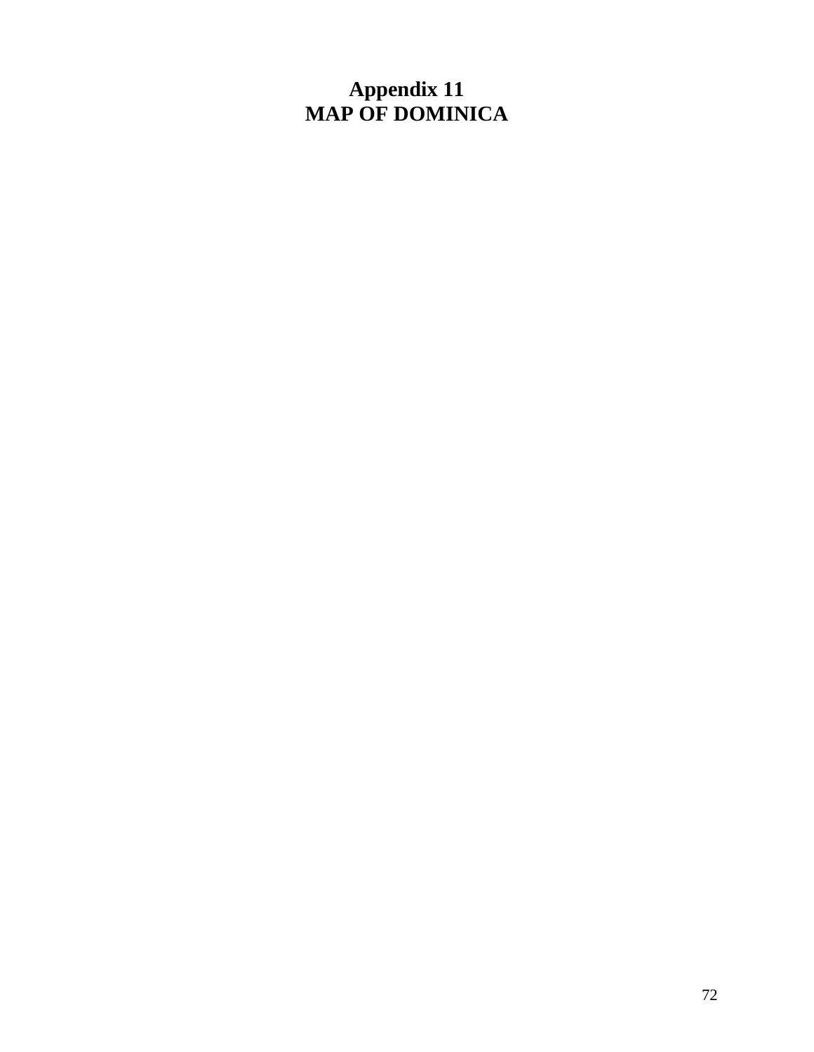# Appendix 11
# MAP OF DOMINICA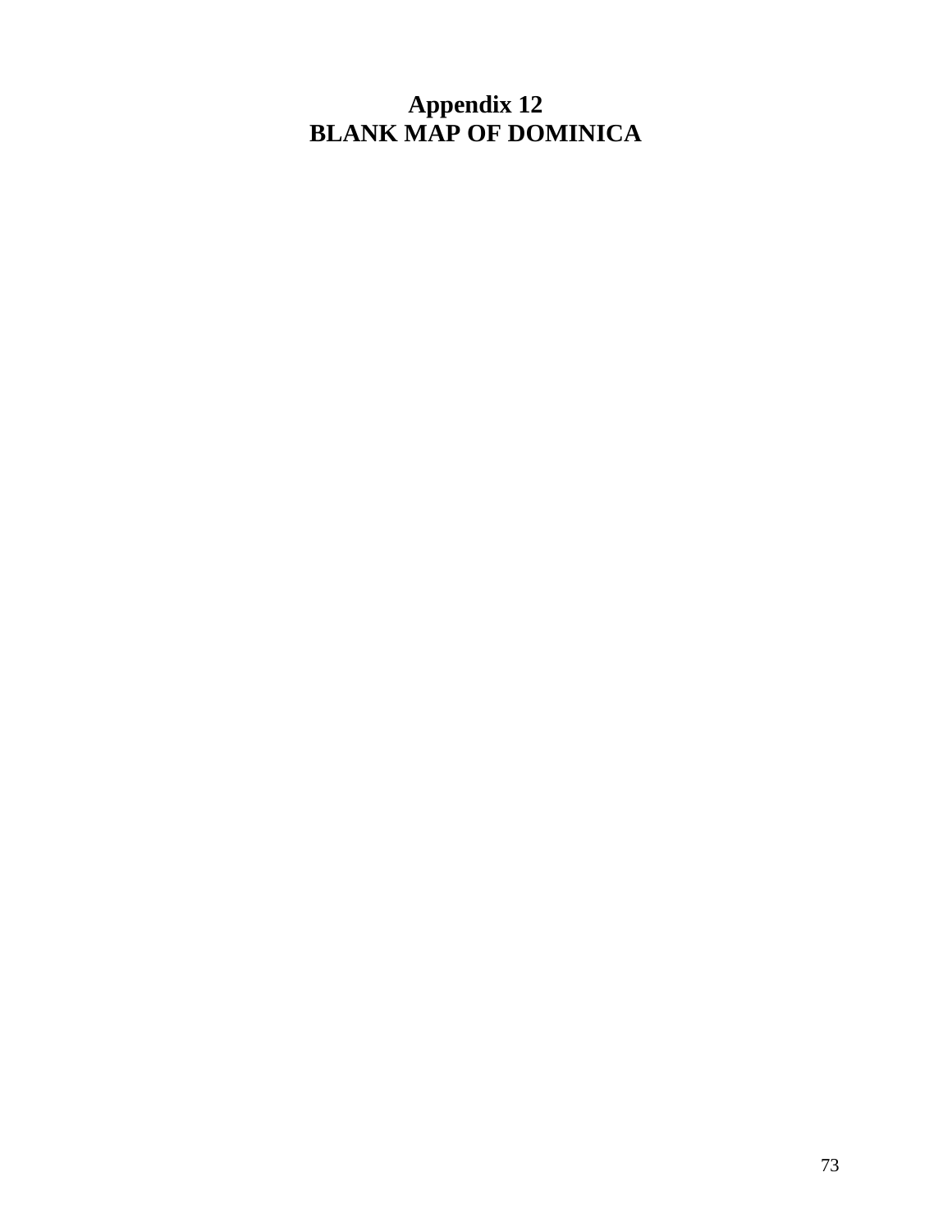# Appendix 12
# BLANK MAP OF DOMINICA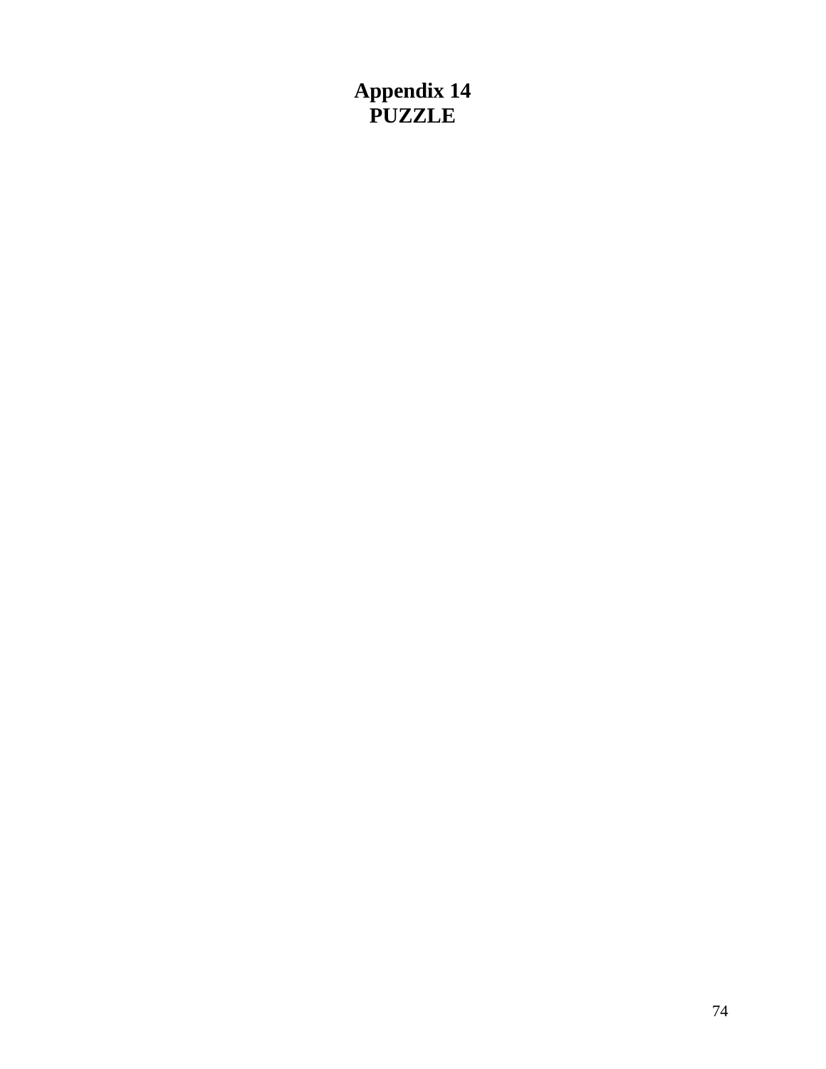# Appendix 14
# PUZZLE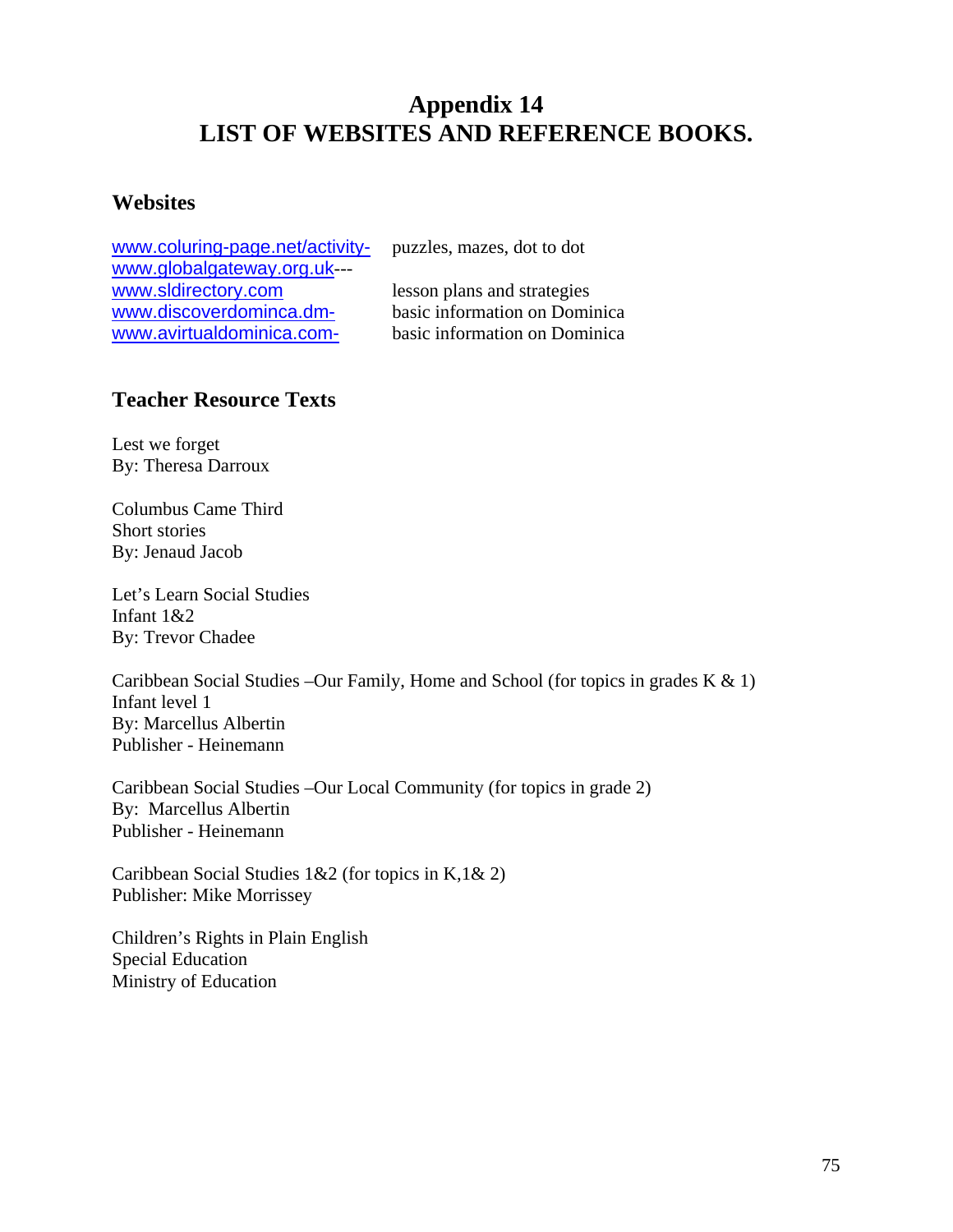# Appendix 14
# LIST OF WEBSITES AND REFERENCE BOOKS.

## Websites

| | |
|---|---|
| www.coluring-page.net/activity- | puzzles, mazes, dot to dot |
| www.globalgateway.org.uk--- | |
| www.sldirectory.com | lesson plans and strategies |
| www.discoverdominca.dm- | basic information on Dominica |
| www.avirtualdominica.com- | basic information on Dominica |

## Teacher Resource Texts

Lest we forget
By: Theresa Darroux

Columbus Came Third
Short stories
By: Jenaud Jacob

Let's Learn Social Studies
Infant 1&2
By: Trevor Chadee

Caribbean Social Studies –Our Family, Home and School (for topics in grades K & 1)
Infant level 1
By: Marcellus Albertin
Publisher - Heinemann

Caribbean Social Studies –Our Local Community (for topics in grade 2)
By: Marcellus Albertin
Publisher - Heinemann

Caribbean Social Studies 1&2 (for topics in K,1& 2)
Publisher: Mike Morrissey

Children's Rights in Plain English
Special Education
Ministry of Education